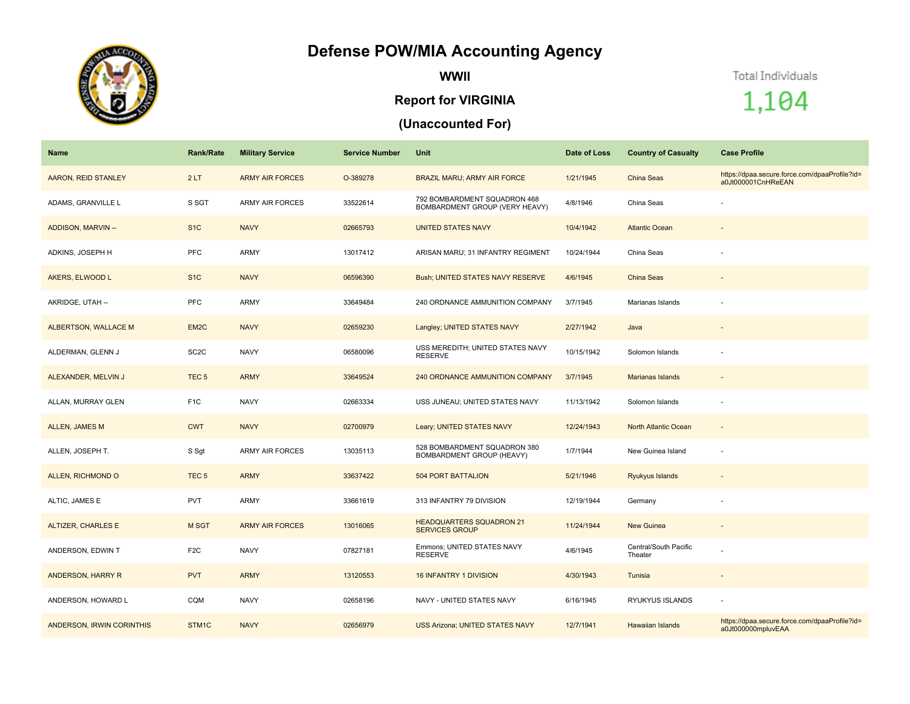# Defense POW/MIA Accounting Agency

## WWII

## Report for VIRGINIA

## (Unaccounted For)

Total Individuals

1,104

| Name | Rank/Rate | Military Service | Service Number | Unit | Date of Loss | Country of Casualty | Case Profile |
|---|---|---|---|---|---|---|---|
| AARON, REID STANLEY | 2 LT | ARMY AIR FORCES | O-389278 | BRAZIL MARU; ARMY AIR FORCE | 1/21/1945 | China Seas | https://dpaa.secure.force.com/dpaaProfile?id=a0Jt000001CnHReEAN |
| ADAMS, GRANVILLE L | S SGT | ARMY AIR FORCES | 33522614 | 792 BOMBARDMENT SQUADRON 468 BOMBARDMENT GROUP (VERY HEAVY) | 4/8/1946 | China Seas | - |
| ADDISON, MARVIN -- | S1C | NAVY | 02665793 | UNITED STATES NAVY | 10/4/1942 | Atlantic Ocean | - |
| ADKINS, JOSEPH H | PFC | ARMY | 13017412 | ARISAN MARU; 31 INFANTRY REGIMENT | 10/24/1944 | China Seas | - |
| AKERS, ELWOOD L | S1C | NAVY | 06596390 | Bush; UNITED STATES NAVY RESERVE | 4/6/1945 | China Seas | - |
| AKRIDGE, UTAH -- | PFC | ARMY | 33649484 | 240 ORDNANCE AMMUNITION COMPANY | 3/7/1945 | Marianas Islands | - |
| ALBERTSON, WALLACE M | EM2C | NAVY | 02659230 | Langley; UNITED STATES NAVY | 2/27/1942 | Java | - |
| ALDERMAN, GLENN J | SC2C | NAVY | 06580096 | USS MEREDITH; UNITED STATES NAVY RESERVE | 10/15/1942 | Solomon Islands | - |
| ALEXANDER, MELVIN J | TEC 5 | ARMY | 33649524 | 240 ORDNANCE AMMUNITION COMPANY | 3/7/1945 | Marianas Islands | - |
| ALLAN, MURRAY GLEN | F1C | NAVY | 02663334 | USS JUNEAU; UNITED STATES NAVY | 11/13/1942 | Solomon Islands | - |
| ALLEN, JAMES M | CWT | NAVY | 02700979 | Leary; UNITED STATES NAVY | 12/24/1943 | North Atlantic Ocean | - |
| ALLEN, JOSEPH T. | S Sgt | ARMY AIR FORCES | 13035113 | 528 BOMBARDMENT SQUADRON 380 BOMBARDMENT GROUP (HEAVY) | 1/7/1944 | New Guinea Island | - |
| ALLEN, RICHMOND O | TEC 5 | ARMY | 33637422 | 504 PORT BATTALION | 5/21/1946 | Ryukyus Islands | - |
| ALTIC, JAMES E | PVT | ARMY | 33661619 | 313 INFANTRY 79 DIVISION | 12/19/1944 | Germany | - |
| ALTIZER, CHARLES E | M SGT | ARMY AIR FORCES | 13016065 | HEADQUARTERS SQUADRON 21 SERVICES GROUP | 11/24/1944 | New Guinea | - |
| ANDERSON, EDWIN T | F2C | NAVY | 07827181 | Emmons; UNITED STATES NAVY RESERVE | 4/6/1945 | Central/South Pacific Theater | - |
| ANDERSON, HARRY R | PVT | ARMY | 13120553 | 16 INFANTRY 1 DIVISION | 4/30/1943 | Tunisia | - |
| ANDERSON, HOWARD L | CQM | NAVY | 02658196 | NAVY - UNITED STATES NAVY | 6/16/1945 | RYUKYUS ISLANDS | - |
| ANDERSON, IRWIN CORINTHIS | STM1C | NAVY | 02656979 | USS Arizona; UNITED STATES NAVY | 12/7/1941 | Hawaiian Islands | https://dpaa.secure.force.com/dpaaProfile?id=a0Jt000000mpluvEAA |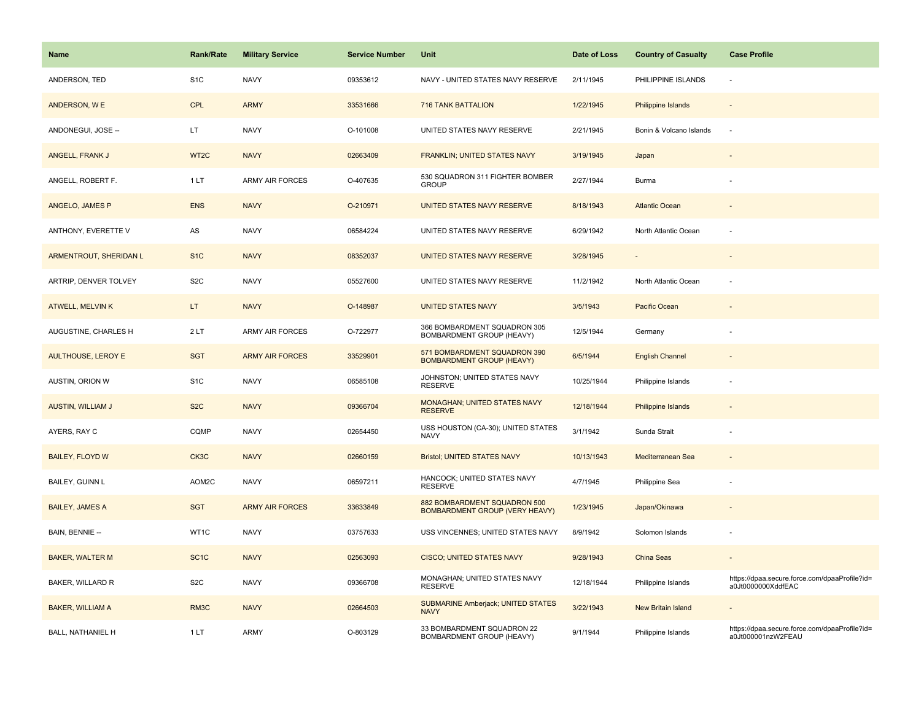| Name | Rank/Rate | Military Service | Service Number | Unit | Date of Loss | Country of Casualty | Case Profile |
|---|---|---|---|---|---|---|---|
| ANDERSON, TED | S1C | NAVY | 09353612 | NAVY - UNITED STATES NAVY RESERVE | 2/11/1945 | PHILIPPINE ISLANDS | - |
| ANDERSON, W E | CPL | ARMY | 33531666 | 716 TANK BATTALION | 1/22/1945 | Philippine Islands | - |
| ANDONEGUI, JOSE -- | LT | NAVY | O-101008 | UNITED STATES NAVY RESERVE | 2/21/1945 | Bonin & Volcano Islands | - |
| ANGELL, FRANK J | WT2C | NAVY | 02663409 | FRANKLIN; UNITED STATES NAVY | 3/19/1945 | Japan | - |
| ANGELL, ROBERT F. | 1 LT | ARMY AIR FORCES | O-407635 | 530 SQUADRON 311 FIGHTER BOMBER GROUP | 2/27/1944 | Burma | - |
| ANGELO, JAMES P | ENS | NAVY | O-210971 | UNITED STATES NAVY RESERVE | 8/18/1943 | Atlantic Ocean | - |
| ANTHONY, EVERETTE V | AS | NAVY | 06584224 | UNITED STATES NAVY RESERVE | 6/29/1942 | North Atlantic Ocean | - |
| ARMENTROUT, SHERIDAN L | S1C | NAVY | 08352037 | UNITED STATES NAVY RESERVE | 3/28/1945 | - | - |
| ARTRIP, DENVER TOLVEY | S2C | NAVY | 05527600 | UNITED STATES NAVY RESERVE | 11/2/1942 | North Atlantic Ocean | - |
| ATWELL, MELVIN K | LT | NAVY | O-148987 | UNITED STATES NAVY | 3/5/1943 | Pacific Ocean | - |
| AUGUSTINE, CHARLES H | 2 LT | ARMY AIR FORCES | O-722977 | 366 BOMBARDMENT SQUADRON 305 BOMBARDMENT GROUP (HEAVY) | 12/5/1944 | Germany | - |
| AULTHOUSE, LEROY E | SGT | ARMY AIR FORCES | 33529901 | 571 BOMBARDMENT SQUADRON 390 BOMBARDMENT GROUP (HEAVY) | 6/5/1944 | English Channel | - |
| AUSTIN, ORION W | S1C | NAVY | 06585108 | JOHNSTON; UNITED STATES NAVY RESERVE | 10/25/1944 | Philippine Islands | - |
| AUSTIN, WILLIAM J | S2C | NAVY | 09366704 | MONAGHAN; UNITED STATES NAVY RESERVE | 12/18/1944 | Philippine Islands | - |
| AYERS, RAY C | CQMP | NAVY | 02654450 | USS HOUSTON (CA-30); UNITED STATES NAVY | 3/1/1942 | Sunda Strait | - |
| BAILEY, FLOYD W | CK3C | NAVY | 02660159 | Bristol; UNITED STATES NAVY | 10/13/1943 | Mediterranean Sea | - |
| BAILEY, GUINN L | AOM2C | NAVY | 06597211 | HANCOCK; UNITED STATES NAVY RESERVE | 4/7/1945 | Philippine Sea | - |
| BAILEY, JAMES A | SGT | ARMY AIR FORCES | 33633849 | 882 BOMBARDMENT SQUADRON 500 BOMBARDMENT GROUP (VERY HEAVY) | 1/23/1945 | Japan/Okinawa | - |
| BAIN, BENNIE -- | WT1C | NAVY | 03757633 | USS VINCENNES; UNITED STATES NAVY | 8/9/1942 | Solomon Islands | - |
| BAKER, WALTER M | SC1C | NAVY | 02563093 | CISCO; UNITED STATES NAVY | 9/28/1943 | China Seas | - |
| BAKER, WILLARD R | S2C | NAVY | 09366708 | MONAGHAN; UNITED STATES NAVY RESERVE | 12/18/1944 | Philippine Islands | https://dpaa.secure.force.com/dpaaProfile?id=a0Jt0000000XddfEAC |
| BAKER, WILLIAM A | RM3C | NAVY | 02664503 | SUBMARINE Amberjack; UNITED STATES NAVY | 3/22/1943 | New Britain Island | - |
| BALL, NATHANIEL H | 1 LT | ARMY | O-803129 | 33 BOMBARDMENT SQUADRON 22 BOMBARDMENT GROUP (HEAVY) | 9/1/1944 | Philippine Islands | https://dpaa.secure.force.com/dpaaProfile?id=a0Jt000001nzW2FEAU |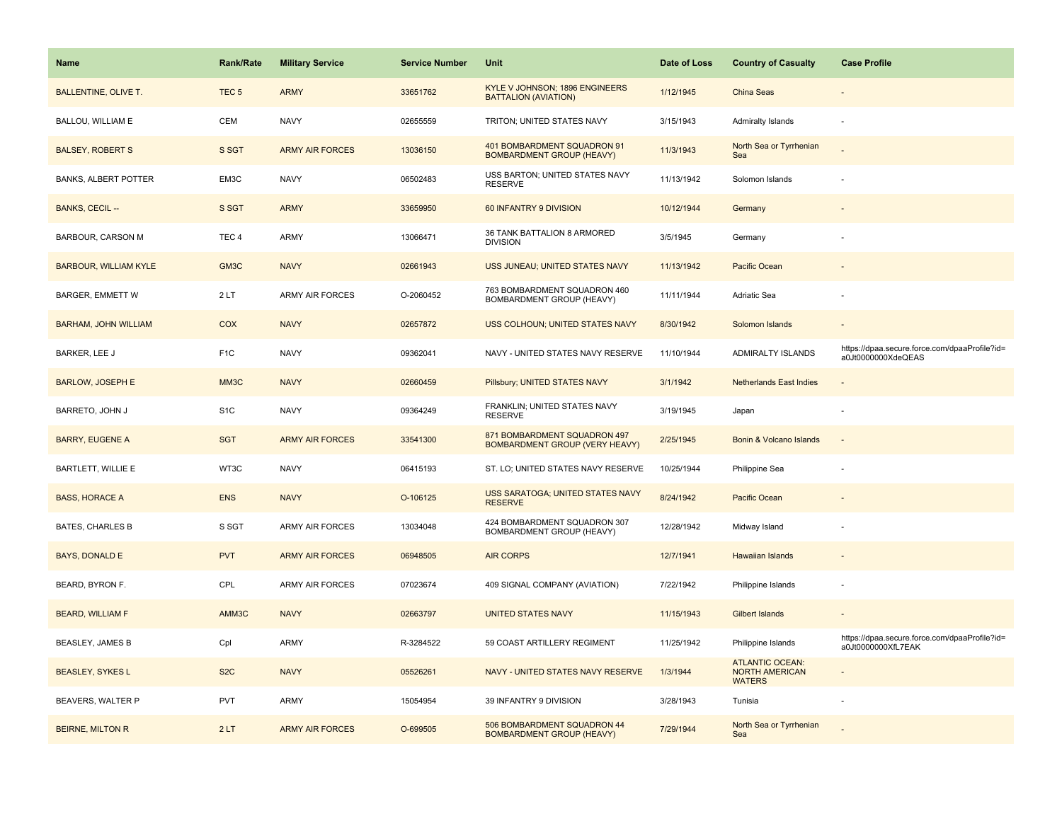| Name | Rank/Rate | Military Service | Service Number | Unit | Date of Loss | Country of Casualty | Case Profile |
|---|---|---|---|---|---|---|---|
| BALLENTINE, OLIVE T. | TEC 5 | ARMY | 33651762 | KYLE V JOHNSON; 1896 ENGINEERS BATTALION (AVIATION) | 1/12/1945 | China Seas | - |
| BALLOU, WILLIAM E | CEM | NAVY | 02655559 | TRITON; UNITED STATES NAVY | 3/15/1943 | Admiralty Islands | - |
| BALSEY, ROBERT S | S SGT | ARMY AIR FORCES | 13036150 | 401 BOMBARDMENT SQUADRON 91 BOMBARDMENT GROUP (HEAVY) | 11/3/1943 | North Sea or Tyrrhenian Sea | - |
| BANKS, ALBERT POTTER | EM3C | NAVY | 06502483 | USS BARTON; UNITED STATES NAVY RESERVE | 11/13/1942 | Solomon Islands | - |
| BANKS, CECIL -- | S SGT | ARMY | 33659950 | 60 INFANTRY 9 DIVISION | 10/12/1944 | Germany | - |
| BARBOUR, CARSON M | TEC 4 | ARMY | 13066471 | 36 TANK BATTALION 8 ARMORED DIVISION | 3/5/1945 | Germany | - |
| BARBOUR, WILLIAM KYLE | GM3C | NAVY | 02661943 | USS JUNEAU; UNITED STATES NAVY | 11/13/1942 | Pacific Ocean | - |
| BARGER, EMMETT W | 2 LT | ARMY AIR FORCES | O-2060452 | 763 BOMBARDMENT SQUADRON 460 BOMBARDMENT GROUP (HEAVY) | 11/11/1944 | Adriatic Sea | - |
| BARHAM, JOHN WILLIAM | COX | NAVY | 02657872 | USS COLHOUN; UNITED STATES NAVY | 8/30/1942 | Solomon Islands | - |
| BARKER, LEE J | F1C | NAVY | 09362041 | NAVY - UNITED STATES NAVY RESERVE | 11/10/1944 | ADMIRALTY ISLANDS | https://dpaa.secure.force.com/dpaaProfile?id=a0Jt0000000XdeQEAS |
| BARLOW, JOSEPH E | MM3C | NAVY | 02660459 | Pillsbury; UNITED STATES NAVY | 3/1/1942 | Netherlands East Indies | - |
| BARRETO, JOHN J | S1C | NAVY | 09364249 | FRANKLIN; UNITED STATES NAVY RESERVE | 3/19/1945 | Japan | - |
| BARRY, EUGENE A | SGT | ARMY AIR FORCES | 33541300 | 871 BOMBARDMENT SQUADRON 497 BOMBARDMENT GROUP (VERY HEAVY) | 2/25/1945 | Bonin & Volcano Islands | - |
| BARTLETT, WILLIE E | WT3C | NAVY | 06415193 | ST. LO; UNITED STATES NAVY RESERVE | 10/25/1944 | Philippine Sea | - |
| BASS, HORACE A | ENS | NAVY | O-106125 | USS SARATOGA; UNITED STATES NAVY RESERVE | 8/24/1942 | Pacific Ocean | - |
| BATES, CHARLES B | S SGT | ARMY AIR FORCES | 13034048 | 424 BOMBARDMENT SQUADRON 307 BOMBARDMENT GROUP (HEAVY) | 12/28/1942 | Midway Island | - |
| BAYS, DONALD E | PVT | ARMY AIR FORCES | 06948505 | AIR CORPS | 12/7/1941 | Hawaiian Islands | - |
| BEARD, BYRON F. | CPL | ARMY AIR FORCES | 07023674 | 409 SIGNAL COMPANY (AVIATION) | 7/22/1942 | Philippine Islands | - |
| BEARD, WILLIAM F | AMM3C | NAVY | 02663797 | UNITED STATES NAVY | 11/15/1943 | Gilbert Islands | - |
| BEASLEY, JAMES B | Cpl | ARMY | R-3284522 | 59 COAST ARTILLERY REGIMENT | 11/25/1942 | Philippine Islands | https://dpaa.secure.force.com/dpaaProfile?id=a0Jt0000000XfL7EAK |
| BEASLEY, SYKES L | S2C | NAVY | 05526261 | NAVY - UNITED STATES NAVY RESERVE | 1/3/1944 | ATLANTIC OCEAN: NORTH AMERICAN WATERS | - |
| BEAVERS, WALTER P | PVT | ARMY | 15054954 | 39 INFANTRY 9 DIVISION | 3/28/1943 | Tunisia | - |
| BEIRNE, MILTON R | 2 LT | ARMY AIR FORCES | O-699505 | 506 BOMBARDMENT SQUADRON 44 BOMBARDMENT GROUP (HEAVY) | 7/29/1944 | North Sea or Tyrrhenian Sea | - |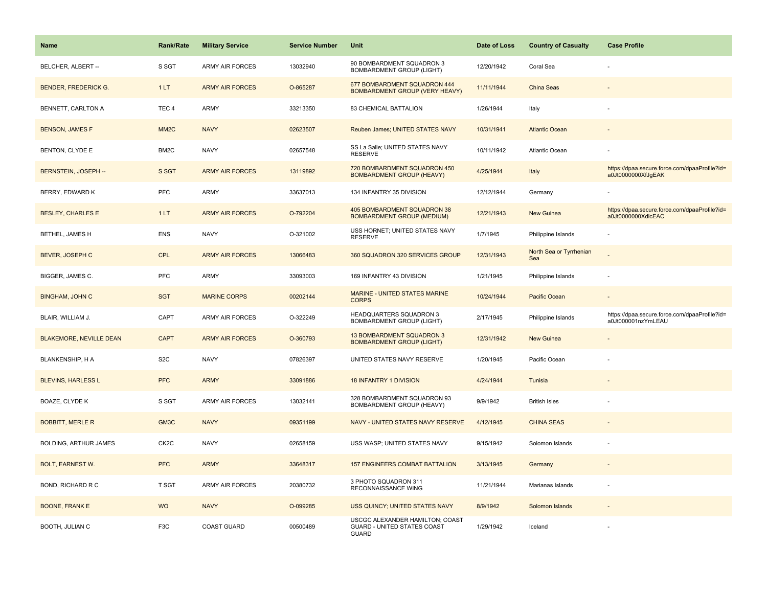| Name | Rank/Rate | Military Service | Service Number | Unit | Date of Loss | Country of Casualty | Case Profile |
| --- | --- | --- | --- | --- | --- | --- | --- |
| BELCHER, ALBERT -- | S SGT | ARMY AIR FORCES | 13032940 | 90 BOMBARDMENT SQUADRON 3 BOMBARDMENT GROUP (LIGHT) | 12/20/1942 | Coral Sea | - |
| BENDER, FREDERICK G. | 1 LT | ARMY AIR FORCES | O-865287 | 677 BOMBARDMENT SQUADRON 444 BOMBARDMENT GROUP (VERY HEAVY) | 11/11/1944 | China Seas | - |
| BENNETT, CARLTON A | TEC 4 | ARMY | 33213350 | 83 CHEMICAL BATTALION | 1/26/1944 | Italy | - |
| BENSON, JAMES F | MM2C | NAVY | 02623507 | Reuben James; UNITED STATES NAVY | 10/31/1941 | Atlantic Ocean | - |
| BENTON, CLYDE E | BM2C | NAVY | 02657548 | SS La Salle; UNITED STATES NAVY RESERVE | 10/11/1942 | Atlantic Ocean | - |
| BERNSTEIN, JOSEPH -- | S SGT | ARMY AIR FORCES | 13119892 | 720 BOMBARDMENT SQUADRON 450 BOMBARDMENT GROUP (HEAVY) | 4/25/1944 | Italy | https://dpaa.secure.force.com/dpaaProfile?id=a0Jt0000000XfJgEAK |
| BERRY, EDWARD K | PFC | ARMY | 33637013 | 134 INFANTRY 35 DIVISION | 12/12/1944 | Germany | - |
| BESLEY, CHARLES E | 1 LT | ARMY AIR FORCES | O-792204 | 405 BOMBARDMENT SQUADRON 38 BOMBARDMENT GROUP (MEDIUM) | 12/21/1943 | New Guinea | https://dpaa.secure.force.com/dpaaProfile?id=a0Jt0000000XdlcEAC |
| BETHEL, JAMES H | ENS | NAVY | O-321002 | USS HORNET; UNITED STATES NAVY RESERVE | 1/7/1945 | Philippine Islands | - |
| BEVER, JOSEPH C | CPL | ARMY AIR FORCES | 13066483 | 360 SQUADRON 320 SERVICES GROUP | 12/31/1943 | North Sea or Tyrrhenian Sea | - |
| BIGGER, JAMES C. | PFC | ARMY | 33093003 | 169 INFANTRY 43 DIVISION | 1/21/1945 | Philippine Islands | - |
| BINGHAM, JOHN C | SGT | MARINE CORPS | 00202144 | MARINE - UNITED STATES MARINE CORPS | 10/24/1944 | Pacific Ocean | - |
| BLAIR, WILLIAM J. | CAPT | ARMY AIR FORCES | O-322249 | HEADQUARTERS SQUADRON 3 BOMBARDMENT GROUP (LIGHT) | 2/17/1945 | Philippine Islands | https://dpaa.secure.force.com/dpaaProfile?id=a0Jt000001nzYmLEAU |
| BLAKEMORE, NEVILLE DEAN | CAPT | ARMY AIR FORCES | O-360793 | 13 BOMBARDMENT SQUADRON 3 BOMBARDMENT GROUP (LIGHT) | 12/31/1942 | New Guinea | - |
| BLANKENSHIP, H A | S2C | NAVY | 07826397 | UNITED STATES NAVY RESERVE | 1/20/1945 | Pacific Ocean | - |
| BLEVINS, HARLESS L | PFC | ARMY | 33091886 | 18 INFANTRY 1 DIVISION | 4/24/1944 | Tunisia | - |
| BOAZE, CLYDE K | S SGT | ARMY AIR FORCES | 13032141 | 328 BOMBARDMENT SQUADRON 93 BOMBARDMENT GROUP (HEAVY) | 9/9/1942 | British Isles | - |
| BOBBITT, MERLE R | GM3C | NAVY | 09351199 | NAVY - UNITED STATES NAVY RESERVE | 4/12/1945 | CHINA SEAS | - |
| BOLDING, ARTHUR JAMES | CK2C | NAVY | 02658159 | USS WASP; UNITED STATES NAVY | 9/15/1942 | Solomon Islands | - |
| BOLT, EARNEST W. | PFC | ARMY | 33648317 | 157 ENGINEERS COMBAT BATTALION | 3/13/1945 | Germany | - |
| BOND, RICHARD R C | T SGT | ARMY AIR FORCES | 20380732 | 3 PHOTO SQUADRON 311 RECONNAISSANCE WING | 11/21/1944 | Marianas Islands | - |
| BOONE, FRANK E | WO | NAVY | O-099285 | USS QUINCY; UNITED STATES NAVY | 8/9/1942 | Solomon Islands | - |
| BOOTH, JULIAN C | F3C | COAST GUARD | 00500489 | USCGC ALEXANDER HAMILTON; COAST GUARD - UNITED STATES COAST GUARD | 1/29/1942 | Iceland | - |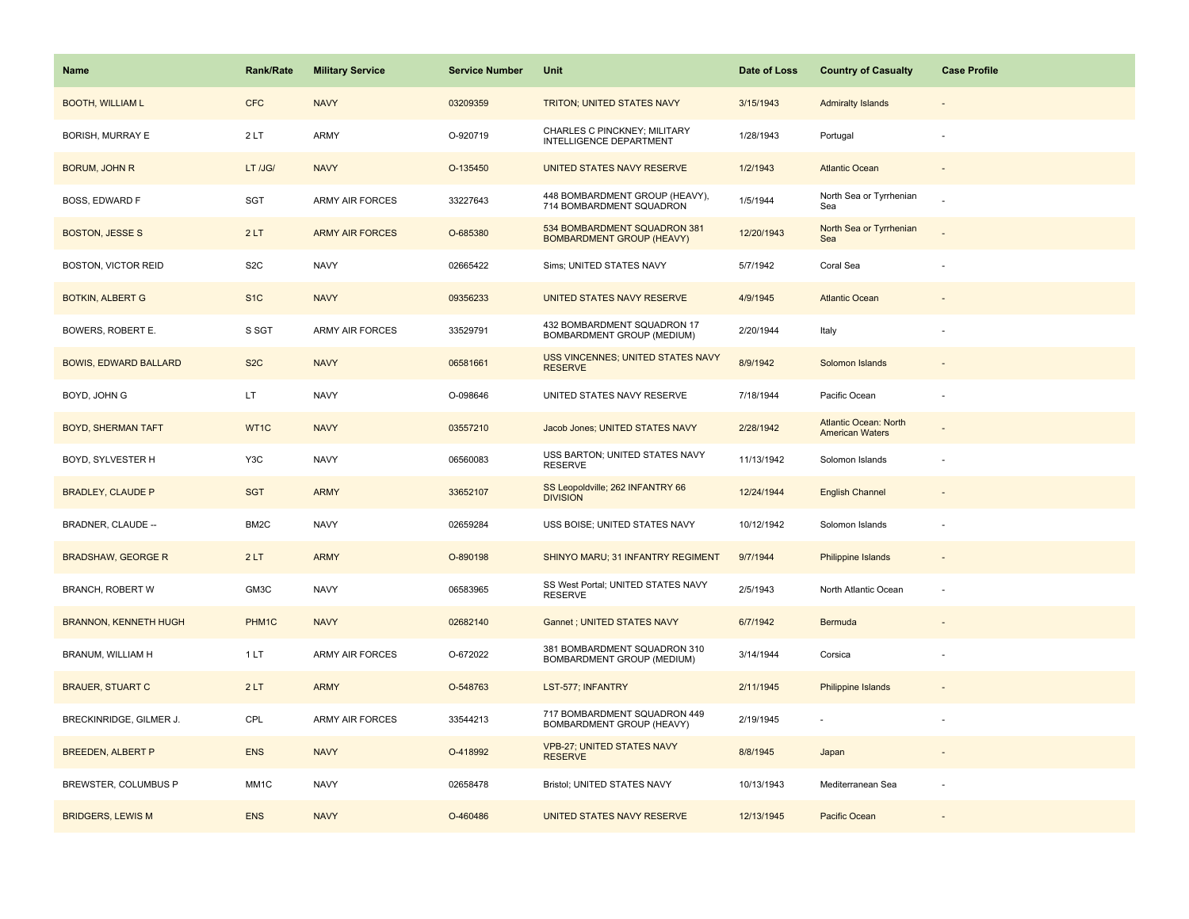| Name | Rank/Rate | Military Service | Service Number | Unit | Date of Loss | Country of Casualty | Case Profile |
|---|---|---|---|---|---|---|---|
| BOOTH, WILLIAM L | CFC | NAVY | 03209359 | TRITON; UNITED STATES NAVY | 3/15/1943 | Admiralty Islands | - |
| BORISH, MURRAY E | 2 LT | ARMY | O-920719 | CHARLES C PINCKNEY; MILITARY INTELLIGENCE DEPARTMENT | 1/28/1943 | Portugal | - |
| BORUM, JOHN R | LT /JG/ | NAVY | O-135450 | UNITED STATES NAVY RESERVE | 1/2/1943 | Atlantic Ocean | - |
| BOSS, EDWARD F | SGT | ARMY AIR FORCES | 33227643 | 448 BOMBARDMENT GROUP (HEAVY), 714 BOMBARDMENT SQUADRON | 1/5/1944 | North Sea or Tyrrhenian Sea | - |
| BOSTON, JESSE S | 2 LT | ARMY AIR FORCES | O-685380 | 534 BOMBARDMENT SQUADRON 381 BOMBARDMENT GROUP (HEAVY) | 12/20/1943 | North Sea or Tyrrhenian Sea | - |
| BOSTON, VICTOR REID | S2C | NAVY | 02665422 | Sims; UNITED STATES NAVY | 5/7/1942 | Coral Sea | - |
| BOTKIN, ALBERT G | S1C | NAVY | 09356233 | UNITED STATES NAVY RESERVE | 4/9/1945 | Atlantic Ocean | - |
| BOWERS, ROBERT E. | S SGT | ARMY AIR FORCES | 33529791 | 432 BOMBARDMENT SQUADRON 17 BOMBARDMENT GROUP (MEDIUM) | 2/20/1944 | Italy | - |
| BOWIS, EDWARD BALLARD | S2C | NAVY | 06581661 | USS VINCENNES; UNITED STATES NAVY RESERVE | 8/9/1942 | Solomon Islands | - |
| BOYD, JOHN G | LT | NAVY | O-098646 | UNITED STATES NAVY RESERVE | 7/18/1944 | Pacific Ocean | - |
| BOYD, SHERMAN TAFT | WT1C | NAVY | 03557210 | Jacob Jones; UNITED STATES NAVY | 2/28/1942 | Atlantic Ocean: North American Waters | - |
| BOYD, SYLVESTER H | Y3C | NAVY | 06560083 | USS BARTON; UNITED STATES NAVY RESERVE | 11/13/1942 | Solomon Islands | - |
| BRADLEY, CLAUDE P | SGT | ARMY | 33652107 | SS Leopoldville; 262 INFANTRY 66 DIVISION | 12/24/1944 | English Channel | - |
| BRADNER, CLAUDE -- | BM2C | NAVY | 02659284 | USS BOISE; UNITED STATES NAVY | 10/12/1942 | Solomon Islands | - |
| BRADSHAW, GEORGE R | 2 LT | ARMY | O-890198 | SHINYO MARU; 31 INFANTRY REGIMENT | 9/7/1944 | Philippine Islands | - |
| BRANCH, ROBERT W | GM3C | NAVY | 06583965 | SS West Portal; UNITED STATES NAVY RESERVE | 2/5/1943 | North Atlantic Ocean | - |
| BRANNON, KENNETH HUGH | PHM1C | NAVY | 02682140 | Gannet ; UNITED STATES NAVY | 6/7/1942 | Bermuda | - |
| BRANUM, WILLIAM H | 1 LT | ARMY AIR FORCES | O-672022 | 381 BOMBARDMENT SQUADRON 310 BOMBARDMENT GROUP (MEDIUM) | 3/14/1944 | Corsica | - |
| BRAUER, STUART C | 2 LT | ARMY | O-548763 | LST-577; INFANTRY | 2/11/1945 | Philippine Islands | - |
| BRECKINRIDGE, GILMER J. | CPL | ARMY AIR FORCES | 33544213 | 717 BOMBARDMENT SQUADRON 449 BOMBARDMENT GROUP (HEAVY) | 2/19/1945 | - | - |
| BREEDEN, ALBERT P | ENS | NAVY | O-418992 | VPB-27; UNITED STATES NAVY RESERVE | 8/8/1945 | Japan | - |
| BREWSTER, COLUMBUS P | MM1C | NAVY | 02658478 | Bristol; UNITED STATES NAVY | 10/13/1943 | Mediterranean Sea | - |
| BRIDGERS, LEWIS M | ENS | NAVY | O-460486 | UNITED STATES NAVY RESERVE | 12/13/1945 | Pacific Ocean | - |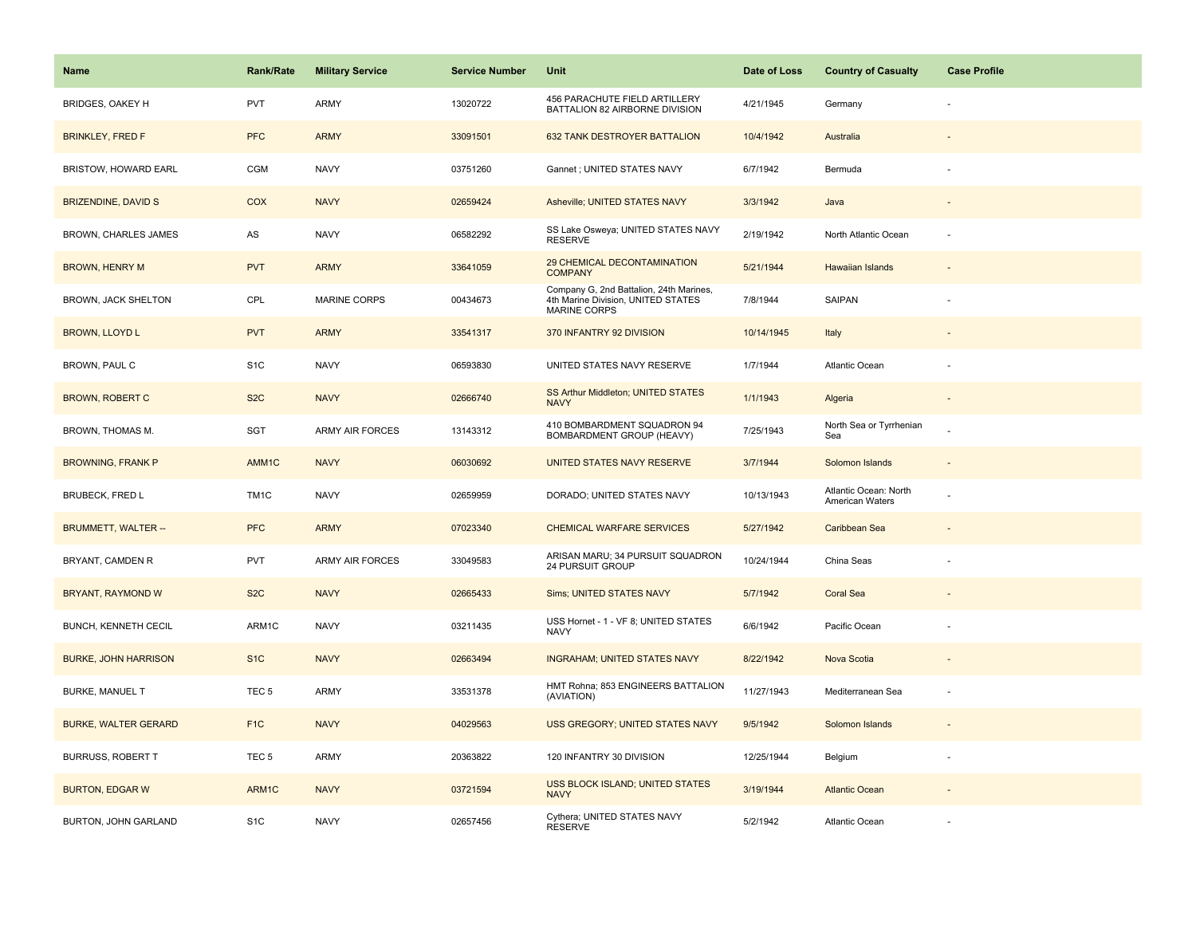| Name | Rank/Rate | Military Service | Service Number | Unit | Date of Loss | Country of Casualty | Case Profile |
|---|---|---|---|---|---|---|---|
| BRIDGES, OAKEY H | PVT | ARMY | 13020722 | 456 PARACHUTE FIELD ARTILLERY BATTALION 82 AIRBORNE DIVISION | 4/21/1945 | Germany | - |
| BRINKLEY, FRED F | PFC | ARMY | 33091501 | 632 TANK DESTROYER BATTALION | 10/4/1942 | Australia | - |
| BRISTOW, HOWARD EARL | CGM | NAVY | 03751260 | Gannet ; UNITED STATES NAVY | 6/7/1942 | Bermuda | - |
| BRIZENDINE, DAVID S | COX | NAVY | 02659424 | Asheville; UNITED STATES NAVY | 3/3/1942 | Java | - |
| BROWN, CHARLES JAMES | AS | NAVY | 06582292 | SS Lake Osweya; UNITED STATES NAVY RESERVE | 2/19/1942 | North Atlantic Ocean | - |
| BROWN, HENRY M | PVT | ARMY | 33641059 | 29 CHEMICAL DECONTAMINATION COMPANY | 5/21/1944 | Hawaiian Islands | - |
| BROWN, JACK SHELTON | CPL | MARINE CORPS | 00434673 | Company G, 2nd Battalion, 24th Marines, 4th Marine Division, UNITED STATES MARINE CORPS | 7/8/1944 | SAIPAN | - |
| BROWN, LLOYD L | PVT | ARMY | 33541317 | 370 INFANTRY 92 DIVISION | 10/14/1945 | Italy | - |
| BROWN, PAUL C | S1C | NAVY | 06593830 | UNITED STATES NAVY RESERVE | 1/7/1944 | Atlantic Ocean | - |
| BROWN, ROBERT C | S2C | NAVY | 02666740 | SS Arthur Middleton; UNITED STATES NAVY | 1/1/1943 | Algeria | - |
| BROWN, THOMAS M. | SGT | ARMY AIR FORCES | 13143312 | 410 BOMBARDMENT SQUADRON 94 BOMBARDMENT GROUP (HEAVY) | 7/25/1943 | North Sea or Tyrrhenian Sea | - |
| BROWNING, FRANK P | AMM1C | NAVY | 06030692 | UNITED STATES NAVY RESERVE | 3/7/1944 | Solomon Islands | - |
| BRUBECK, FRED L | TM1C | NAVY | 02659959 | DORADO; UNITED STATES NAVY | 10/13/1943 | Atlantic Ocean: North American Waters | - |
| BRUMMETT, WALTER -- | PFC | ARMY | 07023340 | CHEMICAL WARFARE SERVICES | 5/27/1942 | Caribbean Sea | - |
| BRYANT, CAMDEN R | PVT | ARMY AIR FORCES | 33049583 | ARISAN MARU; 34 PURSUIT SQUADRON 24 PURSUIT GROUP | 10/24/1944 | China Seas | - |
| BRYANT, RAYMOND W | S2C | NAVY | 02665433 | Sims; UNITED STATES NAVY | 5/7/1942 | Coral Sea | - |
| BUNCH, KENNETH CECIL | ARM1C | NAVY | 03211435 | USS Hornet - 1 - VF 8; UNITED STATES NAVY | 6/6/1942 | Pacific Ocean | - |
| BURKE, JOHN HARRISON | S1C | NAVY | 02663494 | INGRAHAM; UNITED STATES NAVY | 8/22/1942 | Nova Scotia | - |
| BURKE, MANUEL T | TEC 5 | ARMY | 33531378 | HMT Rohna; 853 ENGINEERS BATTALION (AVIATION) | 11/27/1943 | Mediterranean Sea | - |
| BURKE, WALTER GERARD | F1C | NAVY | 04029563 | USS GREGORY; UNITED STATES NAVY | 9/5/1942 | Solomon Islands | - |
| BURRUSS, ROBERT T | TEC 5 | ARMY | 20363822 | 120 INFANTRY 30 DIVISION | 12/25/1944 | Belgium | - |
| BURTON, EDGAR W | ARM1C | NAVY | 03721594 | USS BLOCK ISLAND; UNITED STATES NAVY | 3/19/1944 | Atlantic Ocean | - |
| BURTON, JOHN GARLAND | S1C | NAVY | 02657456 | Cythera; UNITED STATES NAVY RESERVE | 5/2/1942 | Atlantic Ocean | - |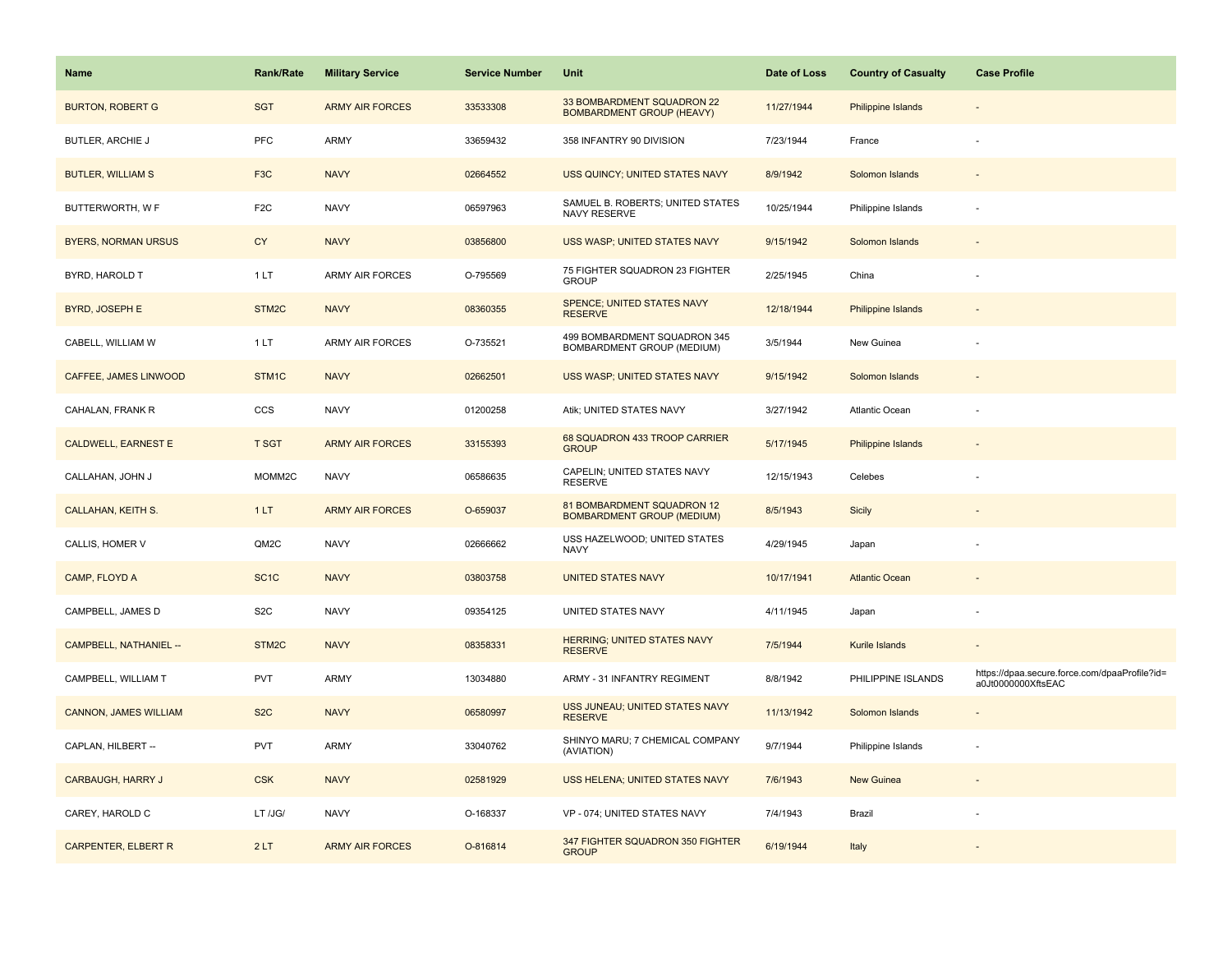| Name | Rank/Rate | Military Service | Service Number | Unit | Date of Loss | Country of Casualty | Case Profile |
|---|---|---|---|---|---|---|---|
| BURTON, ROBERT G | SGT | ARMY AIR FORCES | 33533308 | 33 BOMBARDMENT SQUADRON 22 BOMBARDMENT GROUP (HEAVY) | 11/27/1944 | Philippine Islands | - |
| BUTLER, ARCHIE J | PFC | ARMY | 33659432 | 358 INFANTRY 90 DIVISION | 7/23/1944 | France | - |
| BUTLER, WILLIAM S | F3C | NAVY | 02664552 | USS QUINCY; UNITED STATES NAVY | 8/9/1942 | Solomon Islands | - |
| BUTTERWORTH, W F | F2C | NAVY | 06597963 | SAMUEL B. ROBERTS; UNITED STATES NAVY RESERVE | 10/25/1944 | Philippine Islands | - |
| BYERS, NORMAN URSUS | CY | NAVY | 03856800 | USS WASP; UNITED STATES NAVY | 9/15/1942 | Solomon Islands | - |
| BYRD, HAROLD T | 1 LT | ARMY AIR FORCES | O-795569 | 75 FIGHTER SQUADRON 23 FIGHTER GROUP | 2/25/1945 | China | - |
| BYRD, JOSEPH E | STM2C | NAVY | 08360355 | SPENCE; UNITED STATES NAVY RESERVE | 12/18/1944 | Philippine Islands | - |
| CABELL, WILLIAM W | 1 LT | ARMY AIR FORCES | O-735521 | 499 BOMBARDMENT SQUADRON 345 BOMBARDMENT GROUP (MEDIUM) | 3/5/1944 | New Guinea | - |
| CAFFEE, JAMES LINWOOD | STM1C | NAVY | 02662501 | USS WASP; UNITED STATES NAVY | 9/15/1942 | Solomon Islands | - |
| CAHALAN, FRANK R | CCS | NAVY | 01200258 | Atik; UNITED STATES NAVY | 3/27/1942 | Atlantic Ocean | - |
| CALDWELL, EARNEST E | T SGT | ARMY AIR FORCES | 33155393 | 68 SQUADRON 433 TROOP CARRIER GROUP | 5/17/1945 | Philippine Islands | - |
| CALLAHAN, JOHN J | MOMM2C | NAVY | 06586635 | CAPELIN; UNITED STATES NAVY RESERVE | 12/15/1943 | Celebes | - |
| CALLAHAN, KEITH S. | 1 LT | ARMY AIR FORCES | O-659037 | 81 BOMBARDMENT SQUADRON 12 BOMBARDMENT GROUP (MEDIUM) | 8/5/1943 | Sicily | - |
| CALLIS, HOMER V | QM2C | NAVY | 02666662 | USS HAZELWOOD; UNITED STATES NAVY | 4/29/1945 | Japan | - |
| CAMP, FLOYD A | SC1C | NAVY | 03803758 | UNITED STATES NAVY | 10/17/1941 | Atlantic Ocean | - |
| CAMPBELL, JAMES D | S2C | NAVY | 09354125 | UNITED STATES NAVY | 4/11/1945 | Japan | - |
| CAMPBELL, NATHANIEL -- | STM2C | NAVY | 08358331 | HERRING; UNITED STATES NAVY RESERVE | 7/5/1944 | Kurile Islands | - |
| CAMPBELL, WILLIAM T | PVT | ARMY | 13034880 | ARMY - 31 INFANTRY REGIMENT | 8/8/1942 | PHILIPPINE ISLANDS | https://dpaa.secure.force.com/dpaaProfile?id=a0Jt0000000XftsEAC |
| CANNON, JAMES WILLIAM | S2C | NAVY | 06580997 | USS JUNEAU; UNITED STATES NAVY RESERVE | 11/13/1942 | Solomon Islands | - |
| CAPLAN, HILBERT -- | PVT | ARMY | 33040762 | SHINYO MARU; 7 CHEMICAL COMPANY (AVIATION) | 9/7/1944 | Philippine Islands | - |
| CARBAUGH, HARRY J | CSK | NAVY | 02581929 | USS HELENA; UNITED STATES NAVY | 7/6/1943 | New Guinea | - |
| CAREY, HAROLD C | LT /JG/ | NAVY | O-168337 | VP - 074; UNITED STATES NAVY | 7/4/1943 | Brazil | - |
| CARPENTER, ELBERT R | 2 LT | ARMY AIR FORCES | O-816814 | 347 FIGHTER SQUADRON 350 FIGHTER GROUP | 6/19/1944 | Italy | - |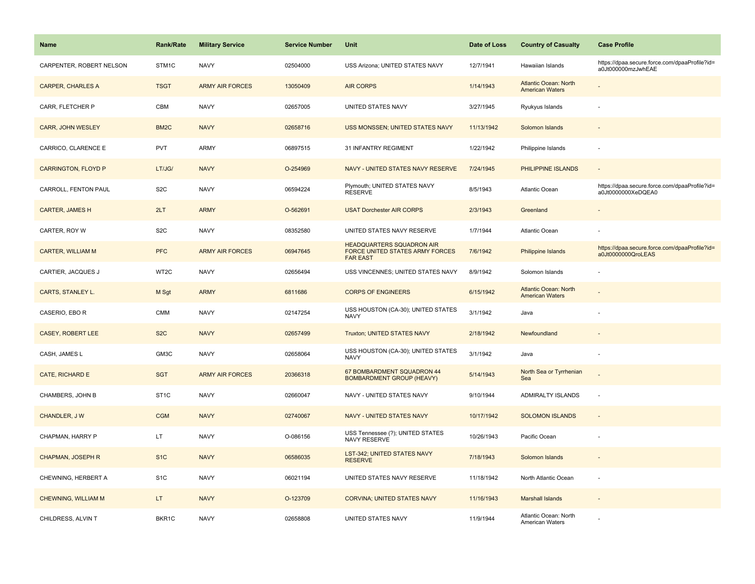| Name | Rank/Rate | Military Service | Service Number | Unit | Date of Loss | Country of Casualty | Case Profile |
|---|---|---|---|---|---|---|---|
| CARPENTER, ROBERT NELSON | STM1C | NAVY | 02504000 | USS Arizona; UNITED STATES NAVY | 12/7/1941 | Hawaiian Islands | https://dpaa.secure.force.com/dpaaProfile?id=a0Jt000000mzJwhEAE |
| CARPER, CHARLES A | TSGT | ARMY AIR FORCES | 13050409 | AIR CORPS | 1/14/1943 | Atlantic Ocean: North American Waters | - |
| CARR, FLETCHER P | CBM | NAVY | 02657005 | UNITED STATES NAVY | 3/27/1945 | Ryukyus Islands | - |
| CARR, JOHN WESLEY | BM2C | NAVY | 02658716 | USS MONSSEN; UNITED STATES NAVY | 11/13/1942 | Solomon Islands | - |
| CARRICO, CLARENCE E | PVT | ARMY | 06897515 | 31 INFANTRY REGIMENT | 1/22/1942 | Philippine Islands | - |
| CARRINGTON, FLOYD P | LT/JG/ | NAVY | O-254969 | NAVY - UNITED STATES NAVY RESERVE | 7/24/1945 | PHILIPPINE ISLANDS | - |
| CARROLL, FENTON PAUL | S2C | NAVY | 06594224 | Plymouth; UNITED STATES NAVY RESERVE | 8/5/1943 | Atlantic Ocean | https://dpaa.secure.force.com/dpaaProfile?id=a0Jt0000000XeDQEA0 |
| CARTER, JAMES H | 2LT | ARMY | O-562691 | USAT Dorchester AIR CORPS | 2/3/1943 | Greenland | - |
| CARTER, ROY W | S2C | NAVY | 08352580 | UNITED STATES NAVY RESERVE | 1/7/1944 | Atlantic Ocean | - |
| CARTER, WILLIAM M | PFC | ARMY AIR FORCES | 06947645 | HEADQUARTERS SQUADRON AIR FORCE UNITED STATES ARMY FORCES FAR EAST | 7/6/1942 | Philippine Islands | https://dpaa.secure.force.com/dpaaProfile?id=a0Jt0000000QroLEAS |
| CARTIER, JACQUES J | WT2C | NAVY | 02656494 | USS VINCENNES; UNITED STATES NAVY | 8/9/1942 | Solomon Islands | - |
| CARTS, STANLEY L. | M Sgt | ARMY | 6811686 | CORPS OF ENGINEERS | 6/15/1942 | Atlantic Ocean: North American Waters | - |
| CASERIO, EBO R | CMM | NAVY | 02147254 | USS HOUSTON (CA-30); UNITED STATES NAVY | 3/1/1942 | Java | - |
| CASEY, ROBERT LEE | S2C | NAVY | 02657499 | Truxton; UNITED STATES NAVY | 2/18/1942 | Newfoundland | - |
| CASH, JAMES L | GM3C | NAVY | 02658064 | USS HOUSTON (CA-30); UNITED STATES NAVY | 3/1/1942 | Java | - |
| CATE, RICHARD E | SGT | ARMY AIR FORCES | 20366318 | 67 BOMBARDMENT SQUADRON 44 BOMBARDMENT GROUP (HEAVY) | 5/14/1943 | North Sea or Tyrrhenian Sea | - |
| CHAMBERS, JOHN B | ST1C | NAVY | 02660047 | NAVY - UNITED STATES NAVY | 9/10/1944 | ADMIRALTY ISLANDS | - |
| CHANDLER, J W | CGM | NAVY | 02740067 | NAVY - UNITED STATES NAVY | 10/17/1942 | SOLOMON ISLANDS | - |
| CHAPMAN, HARRY P | LT | NAVY | O-086156 | USS Tennessee (?); UNITED STATES NAVY RESERVE | 10/26/1943 | Pacific Ocean | - |
| CHAPMAN, JOSEPH R | S1C | NAVY | 06586035 | LST-342; UNITED STATES NAVY RESERVE | 7/18/1943 | Solomon Islands | - |
| CHEWNING, HERBERT A | S1C | NAVY | 06021194 | UNITED STATES NAVY RESERVE | 11/18/1942 | North Atlantic Ocean | - |
| CHEWNING, WILLIAM M | LT | NAVY | O-123709 | CORVINA; UNITED STATES NAVY | 11/16/1943 | Marshall Islands | - |
| CHILDRESS, ALVIN T | BKR1C | NAVY | 02658808 | UNITED STATES NAVY | 11/9/1944 | Atlantic Ocean: North American Waters | - |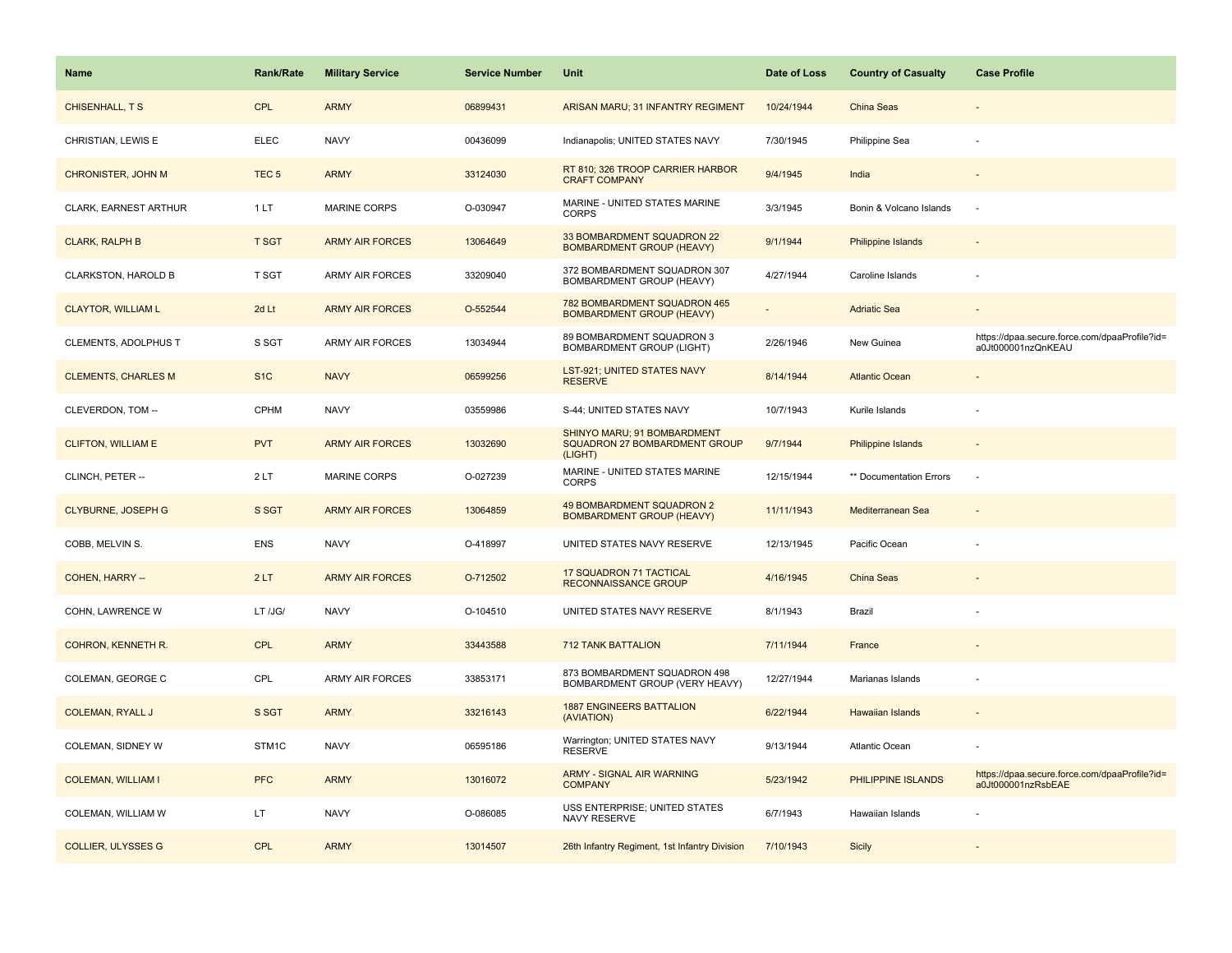| Name | Rank/Rate | Military Service | Service Number | Unit | Date of Loss | Country of Casualty | Case Profile |
|---|---|---|---|---|---|---|---|
| CHISENHALL, T S | CPL | ARMY | 06899431 | ARISAN MARU; 31 INFANTRY REGIMENT | 10/24/1944 | China Seas | - |
| CHRISTIAN, LEWIS E | ELEC | NAVY | 00436099 | Indianapolis; UNITED STATES NAVY | 7/30/1945 | Philippine Sea | - |
| CHRONISTER, JOHN M | TEC 5 | ARMY | 33124030 | RT 810; 326 TROOP CARRIER HARBOR CRAFT COMPANY | 9/4/1945 | India | - |
| CLARK, EARNEST ARTHUR | 1 LT | MARINE CORPS | O-030947 | MARINE - UNITED STATES MARINE CORPS | 3/3/1945 | Bonin & Volcano Islands | - |
| CLARK, RALPH B | T SGT | ARMY AIR FORCES | 13064649 | 33 BOMBARDMENT SQUADRON 22 BOMBARDMENT GROUP (HEAVY) | 9/1/1944 | Philippine Islands | - |
| CLARKSTON, HAROLD B | T SGT | ARMY AIR FORCES | 33209040 | 372 BOMBARDMENT SQUADRON 307 BOMBARDMENT GROUP (HEAVY) | 4/27/1944 | Caroline Islands | - |
| CLAYTOR, WILLIAM L | 2d Lt | ARMY AIR FORCES | O-552544 | 782 BOMBARDMENT SQUADRON 465 BOMBARDMENT GROUP (HEAVY) | - | Adriatic Sea | - |
| CLEMENTS, ADOLPHUS T | S SGT | ARMY AIR FORCES | 13034944 | 89 BOMBARDMENT SQUADRON 3 BOMBARDMENT GROUP (LIGHT) | 2/26/1946 | New Guinea | https://dpaa.secure.force.com/dpaaProfile?id=a0Jt000001nzQnKEAU |
| CLEMENTS, CHARLES M | S1C | NAVY | 06599256 | LST-921; UNITED STATES NAVY RESERVE | 8/14/1944 | Atlantic Ocean | - |
| CLEVERDON, TOM -- | CPHM | NAVY | 03559986 | S-44; UNITED STATES NAVY | 10/7/1943 | Kurile Islands | - |
| CLIFTON, WILLIAM E | PVT | ARMY AIR FORCES | 13032690 | SHINYO MARU; 91 BOMBARDMENT SQUADRON 27 BOMBARDMENT GROUP (LIGHT) | 9/7/1944 | Philippine Islands | - |
| CLINCH, PETER -- | 2 LT | MARINE CORPS | O-027239 | MARINE - UNITED STATES MARINE CORPS | 12/15/1944 | ** Documentation Errors | - |
| CLYBURNE, JOSEPH G | S SGT | ARMY AIR FORCES | 13064859 | 49 BOMBARDMENT SQUADRON 2 BOMBARDMENT GROUP (HEAVY) | 11/11/1943 | Mediterranean Sea | - |
| COBB, MELVIN S. | ENS | NAVY | O-418997 | UNITED STATES NAVY RESERVE | 12/13/1945 | Pacific Ocean | - |
| COHEN, HARRY -- | 2 LT | ARMY AIR FORCES | O-712502 | 17 SQUADRON 71 TACTICAL RECONNAISSANCE GROUP | 4/16/1945 | China Seas | - |
| COHN, LAWRENCE W | LT /JG/ | NAVY | O-104510 | UNITED STATES NAVY RESERVE | 8/1/1943 | Brazil | - |
| COHRON, KENNETH R. | CPL | ARMY | 33443588 | 712 TANK BATTALION | 7/11/1944 | France | - |
| COLEMAN, GEORGE C | CPL | ARMY AIR FORCES | 33853171 | 873 BOMBARDMENT SQUADRON 498 BOMBARDMENT GROUP (VERY HEAVY) | 12/27/1944 | Marianas Islands | - |
| COLEMAN, RYALL J | S SGT | ARMY | 33216143 | 1887 ENGINEERS BATTALION (AVIATION) | 6/22/1944 | Hawaiian Islands | - |
| COLEMAN, SIDNEY W | STM1C | NAVY | 06595186 | Warrington; UNITED STATES NAVY RESERVE | 9/13/1944 | Atlantic Ocean | - |
| COLEMAN, WILLIAM I | PFC | ARMY | 13016072 | ARMY - SIGNAL AIR WARNING COMPANY | 5/23/1942 | PHILIPPINE ISLANDS | https://dpaa.secure.force.com/dpaaProfile?id=a0Jt000001nzRsbEAE |
| COLEMAN, WILLIAM W | LT | NAVY | O-086085 | USS ENTERPRISE; UNITED STATES NAVY RESERVE | 6/7/1943 | Hawaiian Islands | - |
| COLLIER, ULYSSES G | CPL | ARMY | 13014507 | 26th Infantry Regiment, 1st Infantry Division | 7/10/1943 | Sicily | - |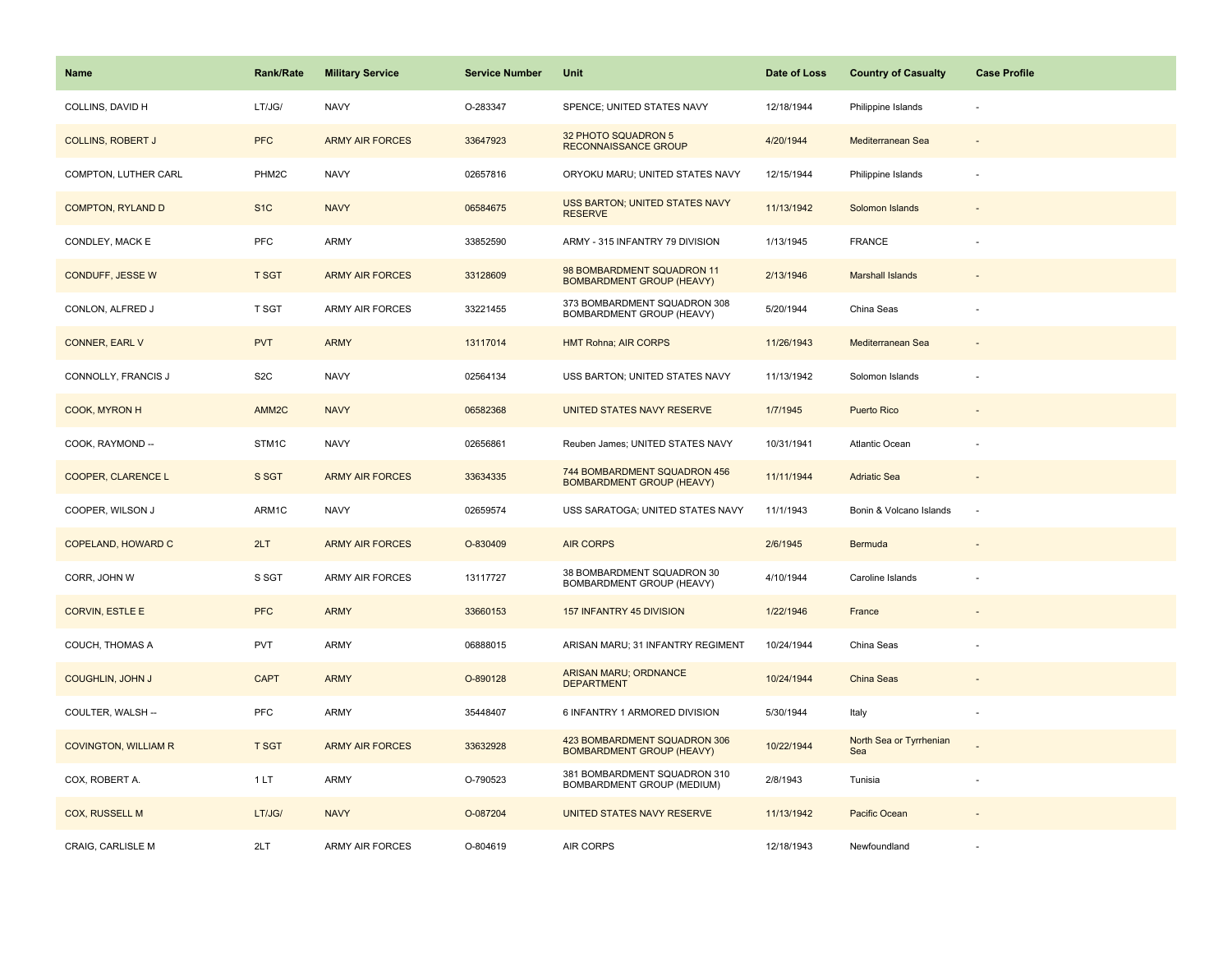| Name | Rank/Rate | Military Service | Service Number | Unit | Date of Loss | Country of Casualty | Case Profile |
|---|---|---|---|---|---|---|---|
| COLLINS, DAVID H | LT/JG/ | NAVY | O-283347 | SPENCE; UNITED STATES NAVY | 12/18/1944 | Philippine Islands | - |
| COLLINS, ROBERT J | PFC | ARMY AIR FORCES | 33647923 | 32 PHOTO SQUADRON 5 RECONNAISSANCE GROUP | 4/20/1944 | Mediterranean Sea | - |
| COMPTON, LUTHER CARL | PHM2C | NAVY | 02657816 | ORYOKU MARU; UNITED STATES NAVY | 12/15/1944 | Philippine Islands | - |
| COMPTON, RYLAND D | S1C | NAVY | 06584675 | USS BARTON; UNITED STATES NAVY RESERVE | 11/13/1942 | Solomon Islands | - |
| CONDLEY, MACK E | PFC | ARMY | 33852590 | ARMY - 315 INFANTRY 79 DIVISION | 1/13/1945 | FRANCE | - |
| CONDUFF, JESSE W | T SGT | ARMY AIR FORCES | 33128609 | 98 BOMBARDMENT SQUADRON 11 BOMBARDMENT GROUP (HEAVY) | 2/13/1946 | Marshall Islands | - |
| CONLON, ALFRED J | T SGT | ARMY AIR FORCES | 33221455 | 373 BOMBARDMENT SQUADRON 308 BOMBARDMENT GROUP (HEAVY) | 5/20/1944 | China Seas | - |
| CONNER, EARL V | PVT | ARMY | 13117014 | HMT Rohna; AIR CORPS | 11/26/1943 | Mediterranean Sea | - |
| CONNOLLY, FRANCIS J | S2C | NAVY | 02564134 | USS BARTON; UNITED STATES NAVY | 11/13/1942 | Solomon Islands | - |
| COOK, MYRON H | AMM2C | NAVY | 06582368 | UNITED STATES NAVY RESERVE | 1/7/1945 | Puerto Rico | - |
| COOK, RAYMOND -- | STM1C | NAVY | 02656861 | Reuben James; UNITED STATES NAVY | 10/31/1941 | Atlantic Ocean | - |
| COOPER, CLARENCE L | S SGT | ARMY AIR FORCES | 33634335 | 744 BOMBARDMENT SQUADRON 456 BOMBARDMENT GROUP (HEAVY) | 11/11/1944 | Adriatic Sea | - |
| COOPER, WILSON J | ARM1C | NAVY | 02659574 | USS SARATOGA; UNITED STATES NAVY | 11/1/1943 | Bonin & Volcano Islands | - |
| COPELAND, HOWARD C | 2LT | ARMY AIR FORCES | O-830409 | AIR CORPS | 2/6/1945 | Bermuda | - |
| CORR, JOHN W | S SGT | ARMY AIR FORCES | 13117727 | 38 BOMBARDMENT SQUADRON 30 BOMBARDMENT GROUP (HEAVY) | 4/10/1944 | Caroline Islands | - |
| CORVIN, ESTLE E | PFC | ARMY | 33660153 | 157 INFANTRY 45 DIVISION | 1/22/1946 | France | - |
| COUCH, THOMAS A | PVT | ARMY | 06888015 | ARISAN MARU; 31 INFANTRY REGIMENT | 10/24/1944 | China Seas | - |
| COUGHLIN, JOHN J | CAPT | ARMY | O-890128 | ARISAN MARU; ORDNANCE DEPARTMENT | 10/24/1944 | China Seas | - |
| COULTER, WALSH -- | PFC | ARMY | 35448407 | 6 INFANTRY 1 ARMORED DIVISION | 5/30/1944 | Italy | - |
| COVINGTON, WILLIAM R | T SGT | ARMY AIR FORCES | 33632928 | 423 BOMBARDMENT SQUADRON 306 BOMBARDMENT GROUP (HEAVY) | 10/22/1944 | North Sea or Tyrrhenian Sea | - |
| COX, ROBERT A. | 1 LT | ARMY | O-790523 | 381 BOMBARDMENT SQUADRON 310 BOMBARDMENT GROUP (MEDIUM) | 2/8/1943 | Tunisia | - |
| COX, RUSSELL M | LT/JG/ | NAVY | O-087204 | UNITED STATES NAVY RESERVE | 11/13/1942 | Pacific Ocean | - |
| CRAIG, CARLISLE M | 2LT | ARMY AIR FORCES | O-804619 | AIR CORPS | 12/18/1943 | Newfoundland | - |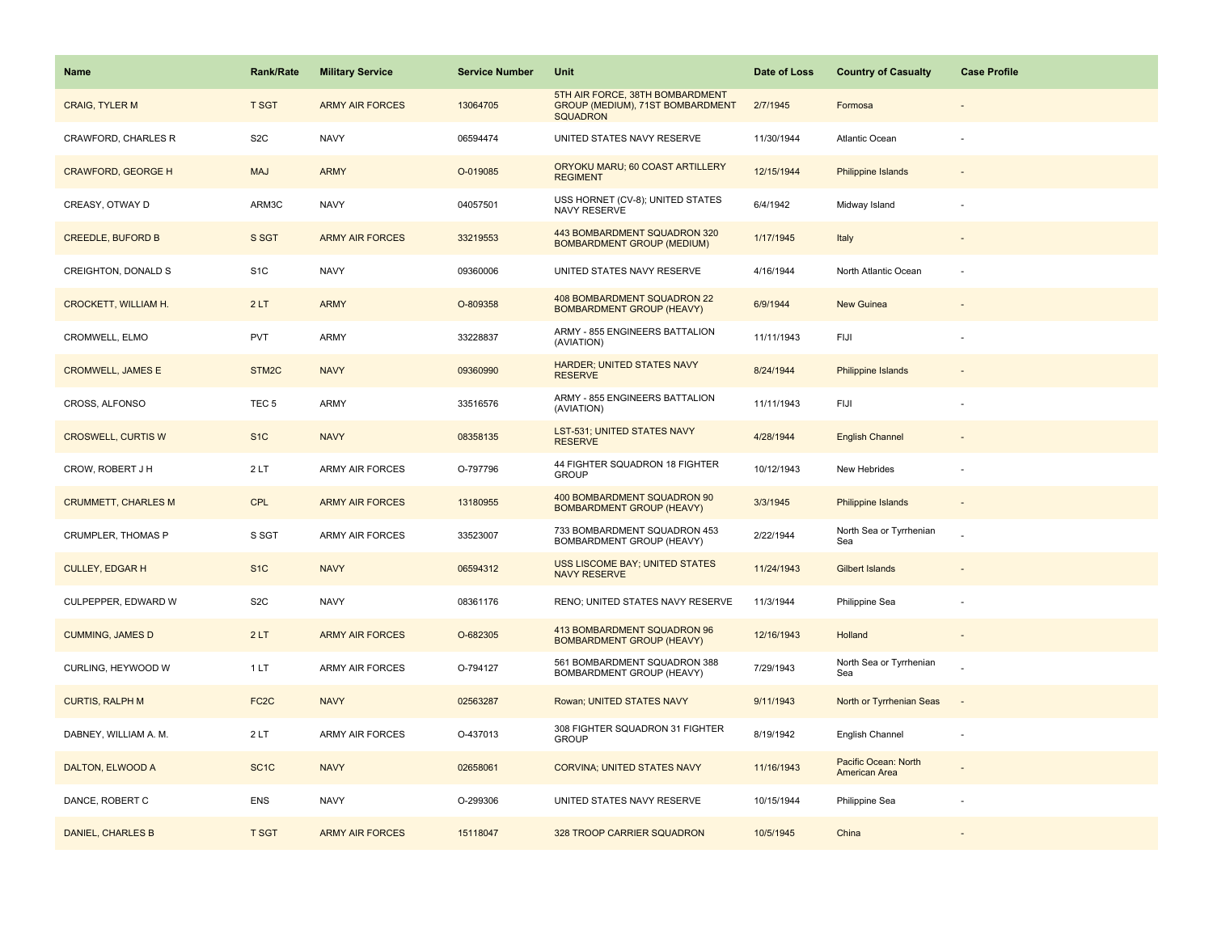| Name | Rank/Rate | Military Service | Service Number | Unit | Date of Loss | Country of Casualty | Case Profile |
|---|---|---|---|---|---|---|---|
| CRAIG, TYLER M | T SGT | ARMY AIR FORCES | 13064705 | 5TH AIR FORCE, 38TH BOMBARDMENT GROUP (MEDIUM), 71ST BOMBARDMENT SQUADRON | 2/7/1945 | Formosa | - |
| CRAWFORD, CHARLES R | S2C | NAVY | 06594474 | UNITED STATES NAVY RESERVE | 11/30/1944 | Atlantic Ocean | - |
| CRAWFORD, GEORGE H | MAJ | ARMY | O-019085 | ORYOKU MARU; 60 COAST ARTILLERY REGIMENT | 12/15/1944 | Philippine Islands | - |
| CREASY, OTWAY D | ARM3C | NAVY | 04057501 | USS HORNET (CV-8); UNITED STATES NAVY RESERVE | 6/4/1942 | Midway Island | - |
| CREEDLE, BUFORD B | S SGT | ARMY AIR FORCES | 33219553 | 443 BOMBARDMENT SQUADRON 320 BOMBARDMENT GROUP (MEDIUM) | 1/17/1945 | Italy | - |
| CREIGHTON, DONALD S | S1C | NAVY | 09360006 | UNITED STATES NAVY RESERVE | 4/16/1944 | North Atlantic Ocean | - |
| CROCKETT, WILLIAM H. | 2 LT | ARMY | O-809358 | 408 BOMBARDMENT SQUADRON 22 BOMBARDMENT GROUP (HEAVY) | 6/9/1944 | New Guinea | - |
| CROMWELL, ELMO | PVT | ARMY | 33228837 | ARMY - 855 ENGINEERS BATTALION (AVIATION) | 11/11/1943 | FIJI | - |
| CROMWELL, JAMES E | STM2C | NAVY | 09360990 | HARDER; UNITED STATES NAVY RESERVE | 8/24/1944 | Philippine Islands | - |
| CROSS, ALFONSO | TEC 5 | ARMY | 33516576 | ARMY - 855 ENGINEERS BATTALION (AVIATION) | 11/11/1943 | FIJI | - |
| CROSWELL, CURTIS W | S1C | NAVY | 08358135 | LST-531; UNITED STATES NAVY RESERVE | 4/28/1944 | English Channel | - |
| CROW, ROBERT J H | 2 LT | ARMY AIR FORCES | O-797796 | 44 FIGHTER SQUADRON 18 FIGHTER GROUP | 10/12/1943 | New Hebrides | - |
| CRUMMETT, CHARLES M | CPL | ARMY AIR FORCES | 13180955 | 400 BOMBARDMENT SQUADRON 90 BOMBARDMENT GROUP (HEAVY) | 3/3/1945 | Philippine Islands | - |
| CRUMPLER, THOMAS P | S SGT | ARMY AIR FORCES | 33523007 | 733 BOMBARDMENT SQUADRON 453 BOMBARDMENT GROUP (HEAVY) | 2/22/1944 | North Sea or Tyrrhenian Sea | - |
| CULLEY, EDGAR H | S1C | NAVY | 06594312 | USS LISCOME BAY; UNITED STATES NAVY RESERVE | 11/24/1943 | Gilbert Islands | - |
| CULPEPPER, EDWARD W | S2C | NAVY | 08361176 | RENO; UNITED STATES NAVY RESERVE | 11/3/1944 | Philippine Sea | - |
| CUMMING, JAMES D | 2 LT | ARMY AIR FORCES | O-682305 | 413 BOMBARDMENT SQUADRON 96 BOMBARDMENT GROUP (HEAVY) | 12/16/1943 | Holland | - |
| CURLING, HEYWOOD W | 1 LT | ARMY AIR FORCES | O-794127 | 561 BOMBARDMENT SQUADRON 388 BOMBARDMENT GROUP (HEAVY) | 7/29/1943 | North Sea or Tyrrhenian Sea | - |
| CURTIS, RALPH M | FC2C | NAVY | 02563287 | Rowan; UNITED STATES NAVY | 9/11/1943 | North or Tyrrhenian Seas | - |
| DABNEY, WILLIAM A. M. | 2 LT | ARMY AIR FORCES | O-437013 | 308 FIGHTER SQUADRON 31 FIGHTER GROUP | 8/19/1942 | English Channel | - |
| DALTON, ELWOOD A | SC1C | NAVY | 02658061 | CORVINA; UNITED STATES NAVY | 11/16/1943 | Pacific Ocean: North American Area | - |
| DANCE, ROBERT C | ENS | NAVY | O-299306 | UNITED STATES NAVY RESERVE | 10/15/1944 | Philippine Sea | - |
| DANIEL, CHARLES B | T SGT | ARMY AIR FORCES | 15118047 | 328 TROOP CARRIER SQUADRON | 10/5/1945 | China | - |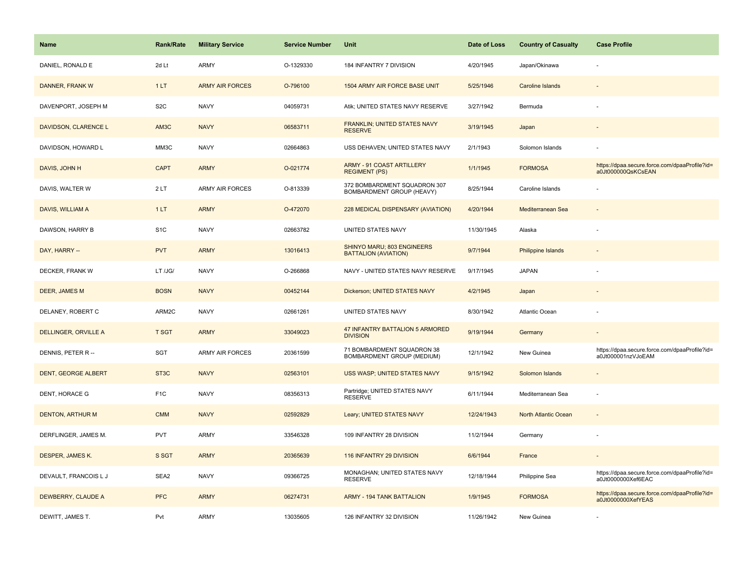| Name | Rank/Rate | Military Service | Service Number | Unit | Date of Loss | Country of Casualty | Case Profile |
|---|---|---|---|---|---|---|---|
| DANIEL, RONALD E | 2d Lt | ARMY | O-1329330 | 184 INFANTRY 7 DIVISION | 4/20/1945 | Japan/Okinawa | - |
| DANNER, FRANK W | 1 LT | ARMY AIR FORCES | O-796100 | 1504 ARMY AIR FORCE BASE UNIT | 5/25/1946 | Caroline Islands | - |
| DAVENPORT, JOSEPH M | S2C | NAVY | 04059731 | Atik; UNITED STATES NAVY RESERVE | 3/27/1942 | Bermuda | - |
| DAVIDSON, CLARENCE L | AM3C | NAVY | 06583711 | FRANKLIN; UNITED STATES NAVY RESERVE | 3/19/1945 | Japan | - |
| DAVIDSON, HOWARD L | MM3C | NAVY | 02664863 | USS DEHAVEN; UNITED STATES NAVY | 2/1/1943 | Solomon Islands | - |
| DAVIS, JOHN H | CAPT | ARMY | O-021774 | ARMY - 91 COAST ARTILLERY REGIMENT (PS) | 1/1/1945 | FORMOSA | https://dpaa.secure.force.com/dpaaProfile?id=a0Jt000000QsKCsEAN |
| DAVIS, WALTER W | 2 LT | ARMY AIR FORCES | O-813339 | 372 BOMBARDMENT SQUADRON 307 BOMBARDMENT GROUP (HEAVY) | 8/25/1944 | Caroline Islands | - |
| DAVIS, WILLIAM A | 1 LT | ARMY | O-472070 | 228 MEDICAL DISPENSARY (AVIATION) | 4/20/1944 | Mediterranean Sea | - |
| DAWSON, HARRY B | S1C | NAVY | 02663782 | UNITED STATES NAVY | 11/30/1945 | Alaska | - |
| DAY, HARRY -- | PVT | ARMY | 13016413 | SHINYO MARU; 803 ENGINEERS BATTALION (AVIATION) | 9/7/1944 | Philippine Islands | - |
| DECKER, FRANK W | LT /JG/ | NAVY | O-266868 | NAVY - UNITED STATES NAVY RESERVE | 9/17/1945 | JAPAN | - |
| DEER, JAMES M | BOSN | NAVY | 00452144 | Dickerson; UNITED STATES NAVY | 4/2/1945 | Japan | - |
| DELANEY, ROBERT C | ARM2C | NAVY | 02661261 | UNITED STATES NAVY | 8/30/1942 | Atlantic Ocean | - |
| DELLINGER, ORVILLE A | T SGT | ARMY | 33049023 | 47 INFANTRY BATTALION 5 ARMORED DIVISION | 9/19/1944 | Germany | - |
| DENNIS, PETER R -- | SGT | ARMY AIR FORCES | 20361599 | 71 BOMBARDMENT SQUADRON 38 BOMBARDMENT GROUP (MEDIUM) | 12/1/1942 | New Guinea | https://dpaa.secure.force.com/dpaaProfile?id=a0Jt000001nzVJoEAM |
| DENT, GEORGE ALBERT | ST3C | NAVY | 02563101 | USS WASP; UNITED STATES NAVY | 9/15/1942 | Solomon Islands | - |
| DENT, HORACE G | F1C | NAVY | 08356313 | Partridge; UNITED STATES NAVY RESERVE | 6/11/1944 | Mediterranean Sea | - |
| DENTON, ARTHUR M | CMM | NAVY | 02592829 | Leary; UNITED STATES NAVY | 12/24/1943 | North Atlantic Ocean | - |
| DERFLINGER, JAMES M. | PVT | ARMY | 33546328 | 109 INFANTRY 28 DIVISION | 11/2/1944 | Germany | - |
| DESPER, JAMES K. | S SGT | ARMY | 20365639 | 116 INFANTRY 29 DIVISION | 6/6/1944 | France | - |
| DEVAULT, FRANCOIS L J | SEA2 | NAVY | 09366725 | MONAGHAN; UNITED STATES NAVY RESERVE | 12/18/1944 | Philippine Sea | https://dpaa.secure.force.com/dpaaProfile?id=a0Jt0000000Xef6EAC |
| DEWBERRY, CLAUDE A | PFC | ARMY | 06274731 | ARMY - 194 TANK BATTALION | 1/9/1945 | FORMOSA | https://dpaa.secure.force.com/dpaaProfile?id=a0Jt0000000XefYEAS |
| DEWITT, JAMES T. | Pvt | ARMY | 13035605 | 126 INFANTRY 32 DIVISION | 11/26/1942 | New Guinea | - |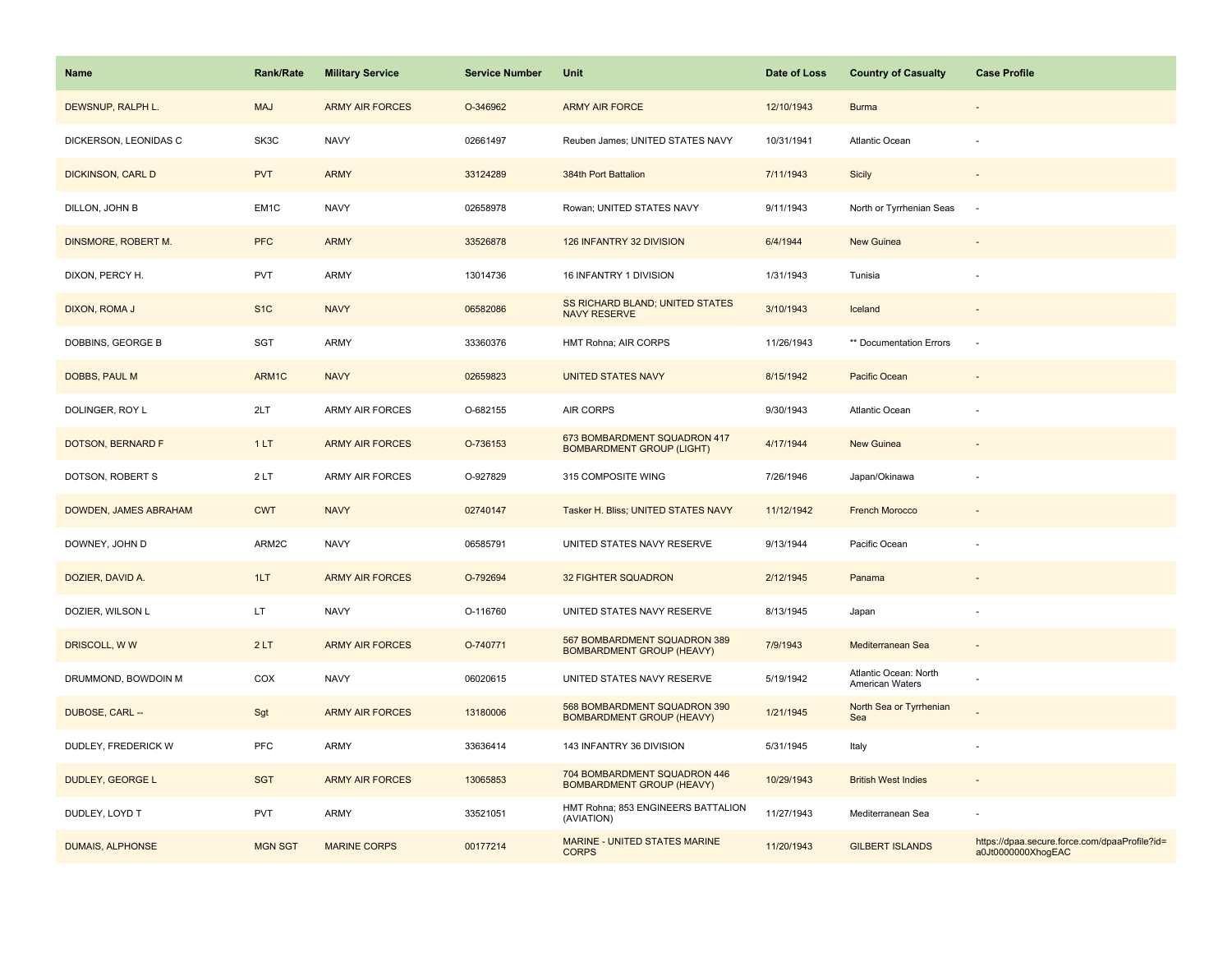| Name | Rank/Rate | Military Service | Service Number | Unit | Date of Loss | Country of Casualty | Case Profile |
| --- | --- | --- | --- | --- | --- | --- | --- |
| DEWSNUP, RALPH L. | MAJ | ARMY AIR FORCES | O-346962 | ARMY AIR FORCE | 12/10/1943 | Burma | - |
| DICKERSON, LEONIDAS C | SK3C | NAVY | 02661497 | Reuben James; UNITED STATES NAVY | 10/31/1941 | Atlantic Ocean | - |
| DICKINSON, CARL D | PVT | ARMY | 33124289 | 384th Port Battalion | 7/11/1943 | Sicily | - |
| DILLON, JOHN B | EM1C | NAVY | 02658978 | Rowan; UNITED STATES NAVY | 9/11/1943 | North or Tyrrhenian Seas | - |
| DINSMORE, ROBERT M. | PFC | ARMY | 33526878 | 126 INFANTRY 32 DIVISION | 6/4/1944 | New Guinea | - |
| DIXON, PERCY H. | PVT | ARMY | 13014736 | 16 INFANTRY 1 DIVISION | 1/31/1943 | Tunisia | - |
| DIXON, ROMA J | S1C | NAVY | 06582086 | SS RICHARD BLAND; UNITED STATES NAVY RESERVE | 3/10/1943 | Iceland | - |
| DOBBINS, GEORGE B | SGT | ARMY | 33360376 | HMT Rohna; AIR CORPS | 11/26/1943 | ** Documentation Errors | - |
| DOBBS, PAUL M | ARM1C | NAVY | 02659823 | UNITED STATES NAVY | 8/15/1942 | Pacific Ocean | - |
| DOLINGER, ROY L | 2LT | ARMY AIR FORCES | O-682155 | AIR CORPS | 9/30/1943 | Atlantic Ocean | - |
| DOTSON, BERNARD F | 1 LT | ARMY AIR FORCES | O-736153 | 673 BOMBARDMENT SQUADRON 417 BOMBARDMENT GROUP (LIGHT) | 4/17/1944 | New Guinea | - |
| DOTSON, ROBERT S | 2 LT | ARMY AIR FORCES | O-927829 | 315 COMPOSITE WING | 7/26/1946 | Japan/Okinawa | - |
| DOWDEN, JAMES ABRAHAM | CWT | NAVY | 02740147 | Tasker H. Bliss; UNITED STATES NAVY | 11/12/1942 | French Morocco | - |
| DOWNEY, JOHN D | ARM2C | NAVY | 06585791 | UNITED STATES NAVY RESERVE | 9/13/1944 | Pacific Ocean | - |
| DOZIER, DAVID A. | 1LT | ARMY AIR FORCES | O-792694 | 32 FIGHTER SQUADRON | 2/12/1945 | Panama | - |
| DOZIER, WILSON L | LT | NAVY | O-116760 | UNITED STATES NAVY RESERVE | 8/13/1945 | Japan | - |
| DRISCOLL, W W | 2 LT | ARMY AIR FORCES | O-740771 | 567 BOMBARDMENT SQUADRON 389 BOMBARDMENT GROUP (HEAVY) | 7/9/1943 | Mediterranean Sea | - |
| DRUMMOND, BOWDOIN M | COX | NAVY | 06020615 | UNITED STATES NAVY RESERVE | 5/19/1942 | Atlantic Ocean: North American Waters | - |
| DUBOSE, CARL -- | Sgt | ARMY AIR FORCES | 13180006 | 568 BOMBARDMENT SQUADRON 390 BOMBARDMENT GROUP (HEAVY) | 1/21/1945 | North Sea or Tyrrhenian Sea | - |
| DUDLEY, FREDERICK W | PFC | ARMY | 33636414 | 143 INFANTRY 36 DIVISION | 5/31/1945 | Italy | - |
| DUDLEY, GEORGE L | SGT | ARMY AIR FORCES | 13065853 | 704 BOMBARDMENT SQUADRON 446 BOMBARDMENT GROUP (HEAVY) | 10/29/1943 | British West Indies | - |
| DUDLEY, LOYD T | PVT | ARMY | 33521051 | HMT Rohna; 853 ENGINEERS BATTALION (AVIATION) | 11/27/1943 | Mediterranean Sea | - |
| DUMAIS, ALPHONSE | MGN SGT | MARINE CORPS | 00177214 | MARINE - UNITED STATES MARINE CORPS | 11/20/1943 | GILBERT ISLANDS | https://dpaa.secure.force.com/dpaaProfile?id=a0Jt0000000XhogEAC |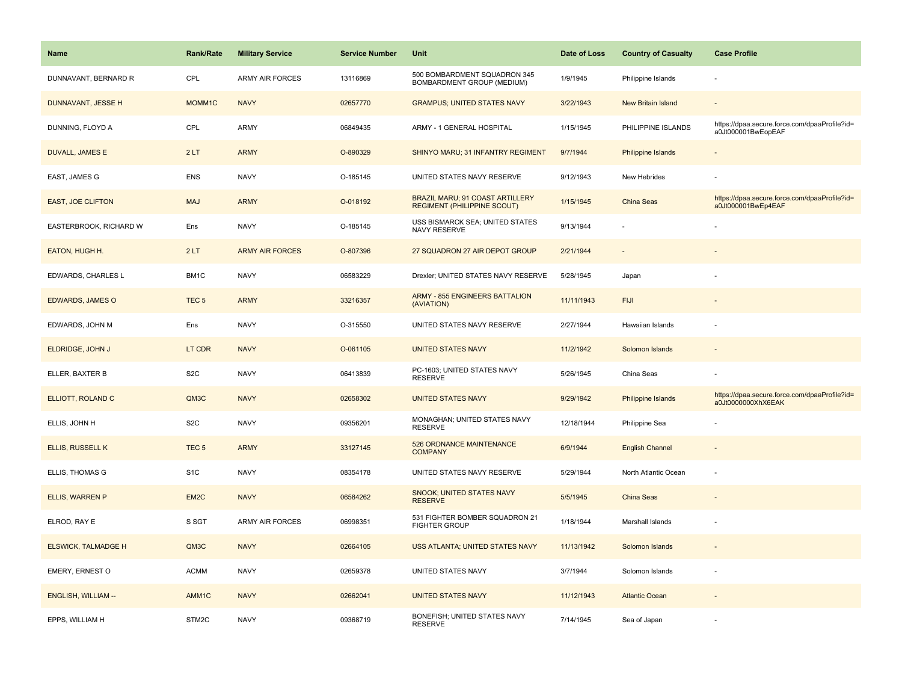| Name | Rank/Rate | Military Service | Service Number | Unit | Date of Loss | Country of Casualty | Case Profile |
|---|---|---|---|---|---|---|---|
| DUNNAVANT, BERNARD R | CPL | ARMY AIR FORCES | 13116869 | 500 BOMBARDMENT SQUADRON 345 BOMBARDMENT GROUP (MEDIUM) | 1/9/1945 | Philippine Islands | - |
| DUNNAVANT, JESSE H | MOMM1C | NAVY | 02657770 | GRAMPUS; UNITED STATES NAVY | 3/22/1943 | New Britain Island | - |
| DUNNING, FLOYD A | CPL | ARMY | 06849435 | ARMY - 1 GENERAL HOSPITAL | 1/15/1945 | PHILIPPINE ISLANDS | https://dpaa.secure.force.com/dpaaProfile?id=a0Jt000001BwEopEAF |
| DUVALL, JAMES E | 2 LT | ARMY | O-890329 | SHINYO MARU; 31 INFANTRY REGIMENT | 9/7/1944 | Philippine Islands | - |
| EAST, JAMES G | ENS | NAVY | O-185145 | UNITED STATES NAVY RESERVE | 9/12/1943 | New Hebrides | - |
| EAST, JOE CLIFTON | MAJ | ARMY | O-018192 | BRAZIL MARU; 91 COAST ARTILLERY REGIMENT (PHILIPPINE SCOUT) | 1/15/1945 | China Seas | https://dpaa.secure.force.com/dpaaProfile?id=a0Jt000001BwEp4EAF |
| EASTERBROOK, RICHARD W | Ens | NAVY | O-185145 | USS BISMARCK SEA; UNITED STATES NAVY RESERVE | 9/13/1944 | - | - |
| EATON, HUGH H. | 2 LT | ARMY AIR FORCES | O-807396 | 27 SQUADRON 27 AIR DEPOT GROUP | 2/21/1944 | - | - |
| EDWARDS, CHARLES L | BM1C | NAVY | 06583229 | Drexler; UNITED STATES NAVY RESERVE | 5/28/1945 | Japan | - |
| EDWARDS, JAMES O | TEC 5 | ARMY | 33216357 | ARMY - 855 ENGINEERS BATTALION (AVIATION) | 11/11/1943 | FIJI | - |
| EDWARDS, JOHN M | Ens | NAVY | O-315550 | UNITED STATES NAVY RESERVE | 2/27/1944 | Hawaiian Islands | - |
| ELDRIDGE, JOHN J | LT CDR | NAVY | O-061105 | UNITED STATES NAVY | 11/2/1942 | Solomon Islands | - |
| ELLER, BAXTER B | S2C | NAVY | 06413839 | PC-1603; UNITED STATES NAVY RESERVE | 5/26/1945 | China Seas | - |
| ELLIOTT, ROLAND C | QM3C | NAVY | 02658302 | UNITED STATES NAVY | 9/29/1942 | Philippine Islands | https://dpaa.secure.force.com/dpaaProfile?id=a0Jt0000000XhX6EAK |
| ELLIS, JOHN H | S2C | NAVY | 09356201 | MONAGHAN; UNITED STATES NAVY RESERVE | 12/18/1944 | Philippine Sea | - |
| ELLIS, RUSSELL K | TEC 5 | ARMY | 33127145 | 526 ORDNANCE MAINTENANCE COMPANY | 6/9/1944 | English Channel | - |
| ELLIS, THOMAS G | S1C | NAVY | 08354178 | UNITED STATES NAVY RESERVE | 5/29/1944 | North Atlantic Ocean | - |
| ELLIS, WARREN P | EM2C | NAVY | 06584262 | SNOOK; UNITED STATES NAVY RESERVE | 5/5/1945 | China Seas | - |
| ELROD, RAY E | S SGT | ARMY AIR FORCES | 06998351 | 531 FIGHTER BOMBER SQUADRON 21 FIGHTER GROUP | 1/18/1944 | Marshall Islands | - |
| ELSWICK, TALMADGE H | QM3C | NAVY | 02664105 | USS ATLANTA; UNITED STATES NAVY | 11/13/1942 | Solomon Islands | - |
| EMERY, ERNEST O | ACMM | NAVY | 02659378 | UNITED STATES NAVY | 3/7/1944 | Solomon Islands | - |
| ENGLISH, WILLIAM -- | AMM1C | NAVY | 02662041 | UNITED STATES NAVY | 11/12/1943 | Atlantic Ocean | - |
| EPPS, WILLIAM H | STM2C | NAVY | 09368719 | BONEFISH; UNITED STATES NAVY RESERVE | 7/14/1945 | Sea of Japan | - |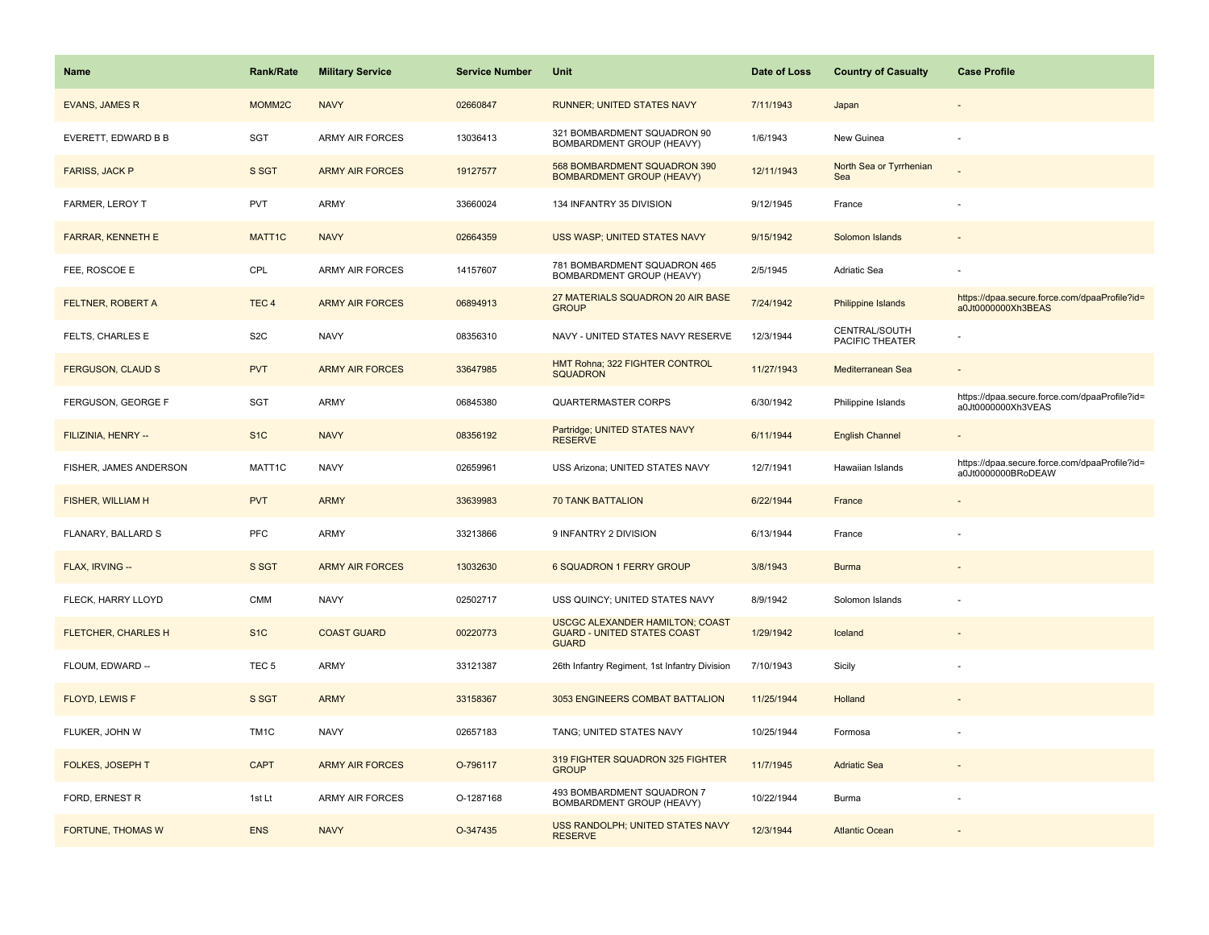| Name | Rank/Rate | Military Service | Service Number | Unit | Date of Loss | Country of Casualty | Case Profile |
|---|---|---|---|---|---|---|---|
| EVANS, JAMES R | MOMM2C | NAVY | 02660847 | RUNNER; UNITED STATES NAVY | 7/11/1943 | Japan | - |
| EVERETT, EDWARD B B | SGT | ARMY AIR FORCES | 13036413 | 321 BOMBARDMENT SQUADRON 90 BOMBARDMENT GROUP (HEAVY) | 1/6/1943 | New Guinea | - |
| FARISS, JACK P | S SGT | ARMY AIR FORCES | 19127577 | 568 BOMBARDMENT SQUADRON 390 BOMBARDMENT GROUP (HEAVY) | 12/11/1943 | North Sea or Tyrrhenian Sea | - |
| FARMER, LEROY T | PVT | ARMY | 33660024 | 134 INFANTRY 35 DIVISION | 9/12/1945 | France | - |
| FARRAR, KENNETH E | MATT1C | NAVY | 02664359 | USS WASP; UNITED STATES NAVY | 9/15/1942 | Solomon Islands | - |
| FEE, ROSCOE E | CPL | ARMY AIR FORCES | 14157607 | 781 BOMBARDMENT SQUADRON 465 BOMBARDMENT GROUP (HEAVY) | 2/5/1945 | Adriatic Sea | - |
| FELTNER, ROBERT A | TEC 4 | ARMY AIR FORCES | 06894913 | 27 MATERIALS SQUADRON 20 AIR BASE GROUP | 7/24/1942 | Philippine Islands | https://dpaa.secure.force.com/dpaaProfile?id=a0Jt0000000Xh3BEAS |
| FELTS, CHARLES E | S2C | NAVY | 08356310 | NAVY - UNITED STATES NAVY RESERVE | 12/3/1944 | CENTRAL/SOUTH PACIFIC THEATER | - |
| FERGUSON, CLAUD S | PVT | ARMY AIR FORCES | 33647985 | HMT Rohna; 322 FIGHTER CONTROL SQUADRON | 11/27/1943 | Mediterranean Sea | - |
| FERGUSON, GEORGE F | SGT | ARMY | 06845380 | QUARTERMASTER CORPS | 6/30/1942 | Philippine Islands | https://dpaa.secure.force.com/dpaaProfile?id=a0Jt0000000Xh3VEAS |
| FILIZINIA, HENRY -- | S1C | NAVY | 08356192 | Partridge; UNITED STATES NAVY RESERVE | 6/11/1944 | English Channel | - |
| FISHER, JAMES ANDERSON | MATT1C | NAVY | 02659961 | USS Arizona; UNITED STATES NAVY | 12/7/1941 | Hawaiian Islands | https://dpaa.secure.force.com/dpaaProfile?id=a0Jt0000000BRoDEAW |
| FISHER, WILLIAM H | PVT | ARMY | 33639983 | 70 TANK BATTALION | 6/22/1944 | France | - |
| FLANARY, BALLARD S | PFC | ARMY | 33213866 | 9 INFANTRY 2 DIVISION | 6/13/1944 | France | - |
| FLAX, IRVING -- | S SGT | ARMY AIR FORCES | 13032630 | 6 SQUADRON 1 FERRY GROUP | 3/8/1943 | Burma | - |
| FLECK, HARRY LLOYD | CMM | NAVY | 02502717 | USS QUINCY; UNITED STATES NAVY | 8/9/1942 | Solomon Islands | - |
| FLETCHER, CHARLES H | S1C | COAST GUARD | 00220773 | USCGC ALEXANDER HAMILTON; COAST GUARD - UNITED STATES COAST GUARD | 1/29/1942 | Iceland | - |
| FLOUM, EDWARD -- | TEC 5 | ARMY | 33121387 | 26th Infantry Regiment, 1st Infantry Division | 7/10/1943 | Sicily | - |
| FLOYD, LEWIS F | S SGT | ARMY | 33158367 | 3053 ENGINEERS COMBAT BATTALION | 11/25/1944 | Holland | - |
| FLUKER, JOHN W | TM1C | NAVY | 02657183 | TANG; UNITED STATES NAVY | 10/25/1944 | Formosa | - |
| FOLKES, JOSEPH T | CAPT | ARMY AIR FORCES | O-796117 | 319 FIGHTER SQUADRON 325 FIGHTER GROUP | 11/7/1945 | Adriatic Sea | - |
| FORD, ERNEST R | 1st Lt | ARMY AIR FORCES | O-1287168 | 493 BOMBARDMENT SQUADRON 7 BOMBARDMENT GROUP (HEAVY) | 10/22/1944 | Burma | - |
| FORTUNE, THOMAS W | ENS | NAVY | O-347435 | USS RANDOLPH; UNITED STATES NAVY RESERVE | 12/3/1944 | Atlantic Ocean | - |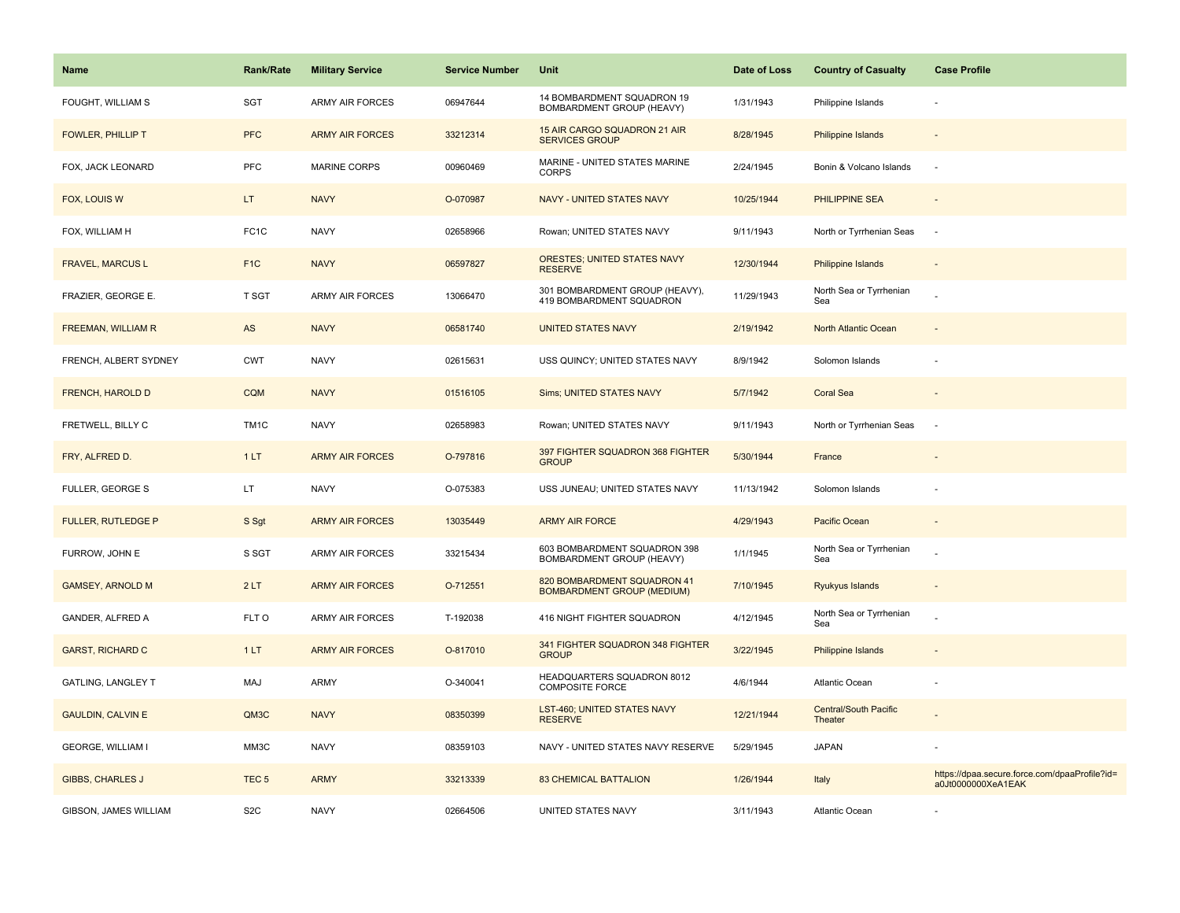| Name | Rank/Rate | Military Service | Service Number | Unit | Date of Loss | Country of Casualty | Case Profile |
|---|---|---|---|---|---|---|---|
| FOUGHT, WILLIAM S | SGT | ARMY AIR FORCES | 06947644 | 14 BOMBARDMENT SQUADRON 19 BOMBARDMENT GROUP (HEAVY) | 1/31/1943 | Philippine Islands | - |
| FOWLER, PHILLIP T | PFC | ARMY AIR FORCES | 33212314 | 15 AIR CARGO SQUADRON 21 AIR SERVICES GROUP | 8/28/1945 | Philippine Islands | - |
| FOX, JACK LEONARD | PFC | MARINE CORPS | 00960469 | MARINE - UNITED STATES MARINE CORPS | 2/24/1945 | Bonin & Volcano Islands | - |
| FOX, LOUIS W | LT | NAVY | O-070987 | NAVY - UNITED STATES NAVY | 10/25/1944 | PHILIPPINE SEA | - |
| FOX, WILLIAM H | FC1C | NAVY | 02658966 | Rowan; UNITED STATES NAVY | 9/11/1943 | North or Tyrrhenian Seas | - |
| FRAVEL, MARCUS L | F1C | NAVY | 06597827 | ORESTES; UNITED STATES NAVY RESERVE | 12/30/1944 | Philippine Islands | - |
| FRAZIER, GEORGE E. | T SGT | ARMY AIR FORCES | 13066470 | 301 BOMBARDMENT GROUP (HEAVY), 419 BOMBARDMENT SQUADRON | 11/29/1943 | North Sea or Tyrrhenian Sea | - |
| FREEMAN, WILLIAM R | AS | NAVY | 06581740 | UNITED STATES NAVY | 2/19/1942 | North Atlantic Ocean | - |
| FRENCH, ALBERT SYDNEY | CWT | NAVY | 02615631 | USS QUINCY; UNITED STATES NAVY | 8/9/1942 | Solomon Islands | - |
| FRENCH, HAROLD D | CQM | NAVY | 01516105 | Sims; UNITED STATES NAVY | 5/7/1942 | Coral Sea | - |
| FRETWELL, BILLY C | TM1C | NAVY | 02658983 | Rowan; UNITED STATES NAVY | 9/11/1943 | North or Tyrrhenian Seas | - |
| FRY, ALFRED D. | 1 LT | ARMY AIR FORCES | O-797816 | 397 FIGHTER SQUADRON 368 FIGHTER GROUP | 5/30/1944 | France | - |
| FULLER, GEORGE S | LT | NAVY | O-075383 | USS JUNEAU; UNITED STATES NAVY | 11/13/1942 | Solomon Islands | - |
| FULLER, RUTLEDGE P | S Sgt | ARMY AIR FORCES | 13035449 | ARMY AIR FORCE | 4/29/1943 | Pacific Ocean | - |
| FURROW, JOHN E | S SGT | ARMY AIR FORCES | 33215434 | 603 BOMBARDMENT SQUADRON 398 BOMBARDMENT GROUP (HEAVY) | 1/1/1945 | North Sea or Tyrrhenian Sea | - |
| GAMSEY, ARNOLD M | 2 LT | ARMY AIR FORCES | O-712551 | 820 BOMBARDMENT SQUADRON 41 BOMBARDMENT GROUP (MEDIUM) | 7/10/1945 | Ryukyus Islands | - |
| GANDER, ALFRED A | FLT O | ARMY AIR FORCES | T-192038 | 416 NIGHT FIGHTER SQUADRON | 4/12/1945 | North Sea or Tyrrhenian Sea | - |
| GARST, RICHARD C | 1 LT | ARMY AIR FORCES | O-817010 | 341 FIGHTER SQUADRON 348 FIGHTER GROUP | 3/22/1945 | Philippine Islands | - |
| GATLING, LANGLEY T | MAJ | ARMY | O-340041 | HEADQUARTERS SQUADRON 8012 COMPOSITE FORCE | 4/6/1944 | Atlantic Ocean | - |
| GAULDIN, CALVIN E | QM3C | NAVY | 08350399 | LST-460; UNITED STATES NAVY RESERVE | 12/21/1944 | Central/South Pacific Theater | - |
| GEORGE, WILLIAM I | MM3C | NAVY | 08359103 | NAVY - UNITED STATES NAVY RESERVE | 5/29/1945 | JAPAN | - |
| GIBBS, CHARLES J | TEC 5 | ARMY | 33213339 | 83 CHEMICAL BATTALION | 1/26/1944 | Italy | https://dpaa.secure.force.com/dpaaProfile?id=a0Jt0000000XeA1EAK |
| GIBSON, JAMES WILLIAM | S2C | NAVY | 02664506 | UNITED STATES NAVY | 3/11/1943 | Atlantic Ocean | - |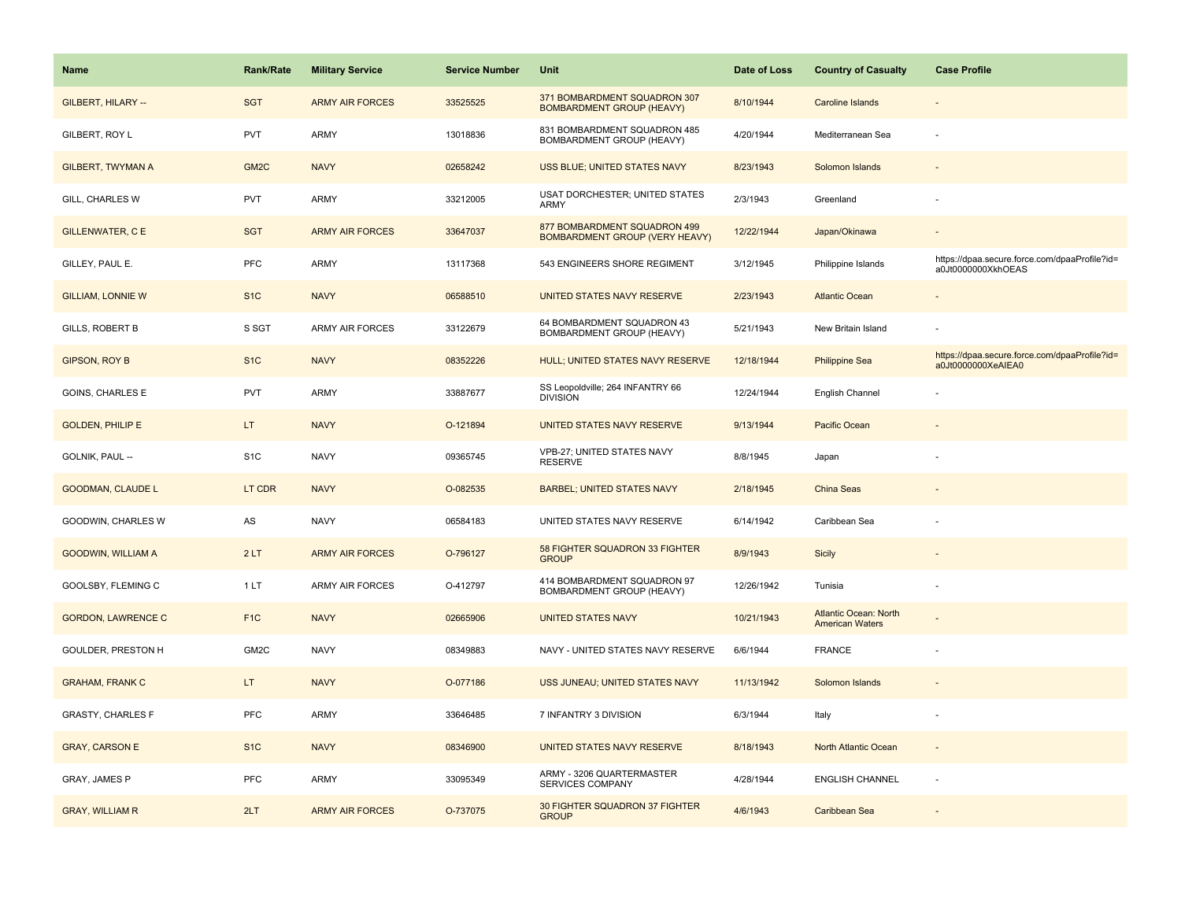| Name | Rank/Rate | Military Service | Service Number | Unit | Date of Loss | Country of Casualty | Case Profile |
|---|---|---|---|---|---|---|---|
| GILBERT, HILARY -- | SGT | ARMY AIR FORCES | 33525525 | 371 BOMBARDMENT SQUADRON 307 BOMBARDMENT GROUP (HEAVY) | 8/10/1944 | Caroline Islands | - |
| GILBERT, ROY L | PVT | ARMY | 13018836 | 831 BOMBARDMENT SQUADRON 485 BOMBARDMENT GROUP (HEAVY) | 4/20/1944 | Mediterranean Sea | - |
| GILBERT, TWYMAN A | GM2C | NAVY | 02658242 | USS BLUE; UNITED STATES NAVY | 8/23/1943 | Solomon Islands | - |
| GILL, CHARLES W | PVT | ARMY | 33212005 | USAT DORCHESTER; UNITED STATES ARMY | 2/3/1943 | Greenland | - |
| GILLENWATER, C E | SGT | ARMY AIR FORCES | 33647037 | 877 BOMBARDMENT SQUADRON 499 BOMBARDMENT GROUP (VERY HEAVY) | 12/22/1944 | Japan/Okinawa | - |
| GILLEY, PAUL E. | PFC | ARMY | 13117368 | 543 ENGINEERS SHORE REGIMENT | 3/12/1945 | Philippine Islands | https://dpaa.secure.force.com/dpaaProfile?id=a0Jt0000000XkhOEAS |
| GILLIAM, LONNIE W | S1C | NAVY | 06588510 | UNITED STATES NAVY RESERVE | 2/23/1943 | Atlantic Ocean | - |
| GILLS, ROBERT B | S SGT | ARMY AIR FORCES | 33122679 | 64 BOMBARDMENT SQUADRON 43 BOMBARDMENT GROUP (HEAVY) | 5/21/1943 | New Britain Island | - |
| GIPSON, ROY B | S1C | NAVY | 08352226 | HULL; UNITED STATES NAVY RESERVE | 12/18/1944 | Philippine Sea | https://dpaa.secure.force.com/dpaaProfile?id=a0Jt0000000XeAIEA0 |
| GOINS, CHARLES E | PVT | ARMY | 33887677 | SS Leopoldville; 264 INFANTRY 66 DIVISION | 12/24/1944 | English Channel | - |
| GOLDEN, PHILIP E | LT | NAVY | O-121894 | UNITED STATES NAVY RESERVE | 9/13/1944 | Pacific Ocean | - |
| GOLNIK, PAUL -- | S1C | NAVY | 09365745 | VPB-27; UNITED STATES NAVY RESERVE | 8/8/1945 | Japan | - |
| GOODMAN, CLAUDE L | LT CDR | NAVY | O-082535 | BARBEL; UNITED STATES NAVY | 2/18/1945 | China Seas | - |
| GOODWIN, CHARLES W | AS | NAVY | 06584183 | UNITED STATES NAVY RESERVE | 6/14/1942 | Caribbean Sea | - |
| GOODWIN, WILLIAM A | 2 LT | ARMY AIR FORCES | O-796127 | 58 FIGHTER SQUADRON 33 FIGHTER GROUP | 8/9/1943 | Sicily | - |
| GOOLSBY, FLEMING C | 1 LT | ARMY AIR FORCES | O-412797 | 414 BOMBARDMENT SQUADRON 97 BOMBARDMENT GROUP (HEAVY) | 12/26/1942 | Tunisia | - |
| GORDON, LAWRENCE C | F1C | NAVY | 02665906 | UNITED STATES NAVY | 10/21/1943 | Atlantic Ocean: North American Waters | - |
| GOULDER, PRESTON H | GM2C | NAVY | 08349883 | NAVY - UNITED STATES NAVY RESERVE | 6/6/1944 | FRANCE | - |
| GRAHAM, FRANK C | LT | NAVY | O-077186 | USS JUNEAU; UNITED STATES NAVY | 11/13/1942 | Solomon Islands | - |
| GRASTY, CHARLES F | PFC | ARMY | 33646485 | 7 INFANTRY 3 DIVISION | 6/3/1944 | Italy | - |
| GRAY, CARSON E | S1C | NAVY | 08346900 | UNITED STATES NAVY RESERVE | 8/18/1943 | North Atlantic Ocean | - |
| GRAY, JAMES P | PFC | ARMY | 33095349 | ARMY - 3206 QUARTERMASTER SERVICES COMPANY | 4/28/1944 | ENGLISH CHANNEL | - |
| GRAY, WILLIAM R | 2LT | ARMY AIR FORCES | O-737075 | 30 FIGHTER SQUADRON 37 FIGHTER GROUP | 4/6/1943 | Caribbean Sea | - |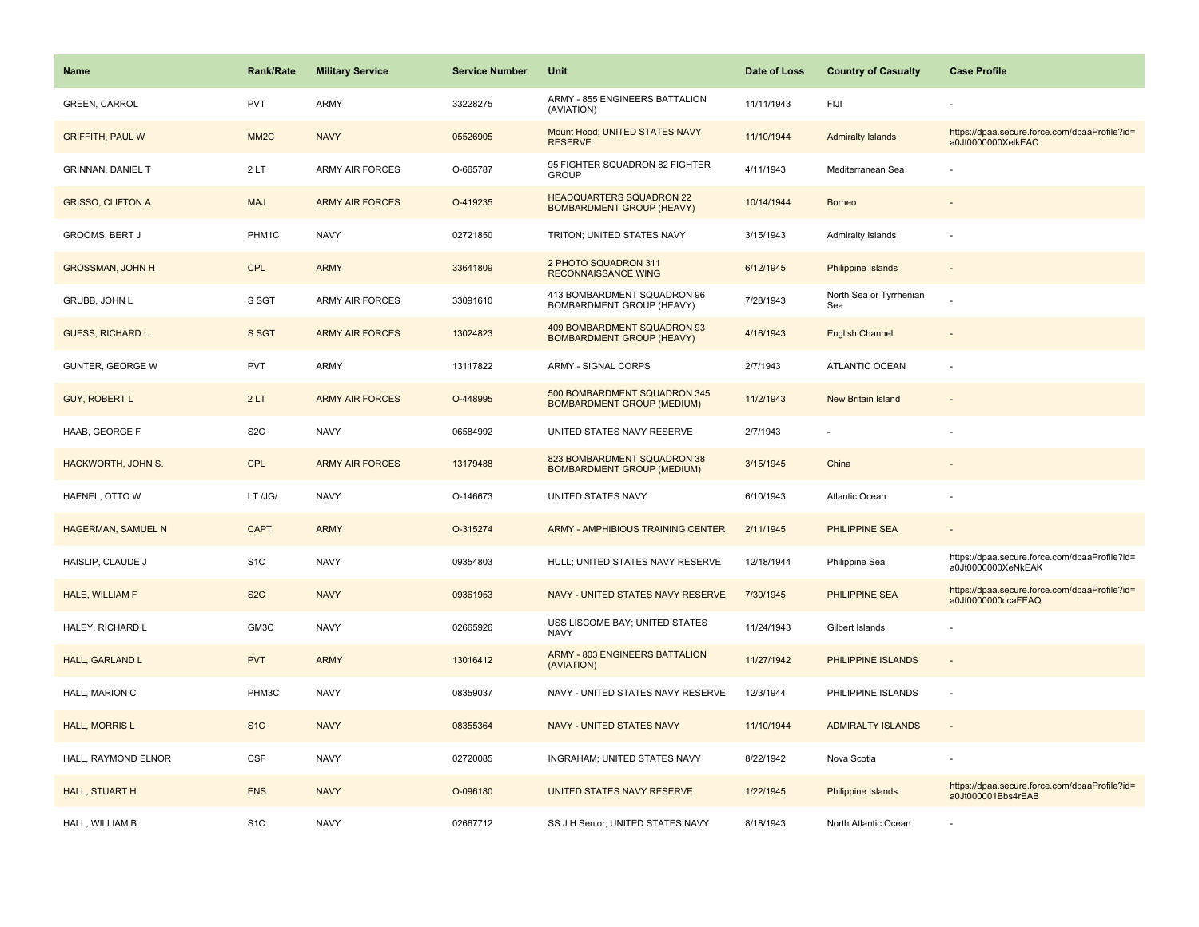| Name | Rank/Rate | Military Service | Service Number | Unit | Date of Loss | Country of Casualty | Case Profile |
|---|---|---|---|---|---|---|---|
| GREEN, CARROL | PVT | ARMY | 33228275 | ARMY - 855 ENGINEERS BATTALION (AVIATION) | 11/11/1943 | FIJI | - |
| GRIFFITH, PAUL W | MM2C | NAVY | 05526905 | Mount Hood; UNITED STATES NAVY RESERVE | 11/10/1944 | Admiralty Islands | https://dpaa.secure.force.com/dpaaProfile?id=a0Jt0000000XelkEAC |
| GRINNAN, DANIEL T | 2 LT | ARMY AIR FORCES | O-665787 | 95 FIGHTER SQUADRON 82 FIGHTER GROUP | 4/11/1943 | Mediterranean Sea | - |
| GRISSO, CLIFTON A. | MAJ | ARMY AIR FORCES | O-419235 | HEADQUARTERS SQUADRON 22 BOMBARDMENT GROUP (HEAVY) | 10/14/1944 | Borneo | - |
| GROOMS, BERT J | PHM1C | NAVY | 02721850 | TRITON; UNITED STATES NAVY | 3/15/1943 | Admiralty Islands | - |
| GROSSMAN, JOHN H | CPL | ARMY | 33641809 | 2 PHOTO SQUADRON 311 RECONNAISSANCE WING | 6/12/1945 | Philippine Islands | - |
| GRUBB, JOHN L | S SGT | ARMY AIR FORCES | 33091610 | 413 BOMBARDMENT SQUADRON 96 BOMBARDMENT GROUP (HEAVY) | 7/28/1943 | North Sea or Tyrrhenian Sea | - |
| GUESS, RICHARD L | S SGT | ARMY AIR FORCES | 13024823 | 409 BOMBARDMENT SQUADRON 93 BOMBARDMENT GROUP (HEAVY) | 4/16/1943 | English Channel | - |
| GUNTER, GEORGE W | PVT | ARMY | 13117822 | ARMY - SIGNAL CORPS | 2/7/1943 | ATLANTIC OCEAN | - |
| GUY, ROBERT L | 2 LT | ARMY AIR FORCES | O-448995 | 500 BOMBARDMENT SQUADRON 345 BOMBARDMENT GROUP (MEDIUM) | 11/2/1943 | New Britain Island | - |
| HAAB, GEORGE F | S2C | NAVY | 06584992 | UNITED STATES NAVY RESERVE | 2/7/1943 | - | - |
| HACKWORTH, JOHN S. | CPL | ARMY AIR FORCES | 13179488 | 823 BOMBARDMENT SQUADRON 38 BOMBARDMENT GROUP (MEDIUM) | 3/15/1945 | China | - |
| HAENEL, OTTO W | LT /JG/ | NAVY | O-146673 | UNITED STATES NAVY | 6/10/1943 | Atlantic Ocean | - |
| HAGERMAN, SAMUEL N | CAPT | ARMY | O-315274 | ARMY - AMPHIBIOUS TRAINING CENTER | 2/11/1945 | PHILIPPINE SEA | - |
| HAISLIP, CLAUDE J | S1C | NAVY | 09354803 | HULL; UNITED STATES NAVY RESERVE | 12/18/1944 | Philippine Sea | https://dpaa.secure.force.com/dpaaProfile?id=a0Jt0000000XeNkEAK |
| HALE, WILLIAM F | S2C | NAVY | 09361953 | NAVY - UNITED STATES NAVY RESERVE | 7/30/1945 | PHILIPPINE SEA | https://dpaa.secure.force.com/dpaaProfile?id=a0Jt0000000ccaFEAQ |
| HALEY, RICHARD L | GM3C | NAVY | 02665926 | USS LISCOME BAY; UNITED STATES NAVY | 11/24/1943 | Gilbert Islands | - |
| HALL, GARLAND L | PVT | ARMY | 13016412 | ARMY - 803 ENGINEERS BATTALION (AVIATION) | 11/27/1942 | PHILIPPINE ISLANDS | - |
| HALL, MARION C | PHM3C | NAVY | 08359037 | NAVY - UNITED STATES NAVY RESERVE | 12/3/1944 | PHILIPPINE ISLANDS | - |
| HALL, MORRIS L | S1C | NAVY | 08355364 | NAVY - UNITED STATES NAVY | 11/10/1944 | ADMIRALTY ISLANDS | - |
| HALL, RAYMOND ELNOR | CSF | NAVY | 02720085 | INGRAHAM; UNITED STATES NAVY | 8/22/1942 | Nova Scotia | - |
| HALL, STUART H | ENS | NAVY | O-096180 | UNITED STATES NAVY RESERVE | 1/22/1945 | Philippine Islands | https://dpaa.secure.force.com/dpaaProfile?id=a0Jt000001Bbs4rEAB |
| HALL, WILLIAM B | S1C | NAVY | 02667712 | SS J H Senior; UNITED STATES NAVY | 8/18/1943 | North Atlantic Ocean | - |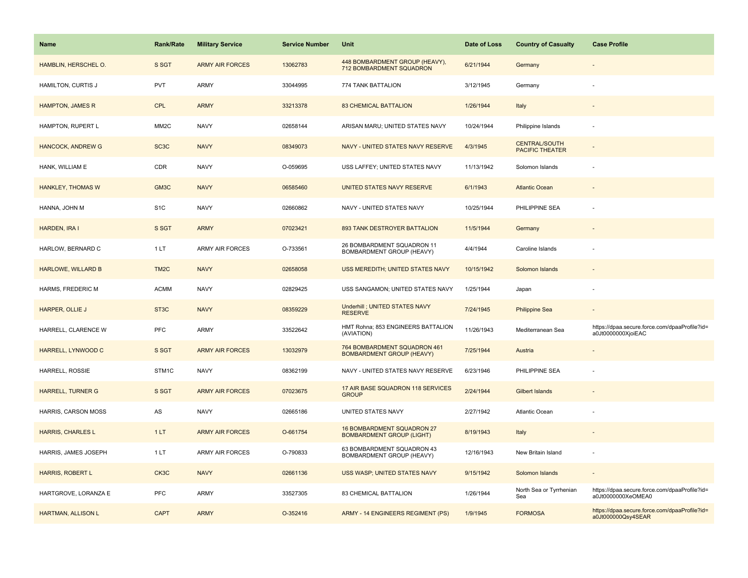| Name | Rank/Rate | Military Service | Service Number | Unit | Date of Loss | Country of Casualty | Case Profile |
|---|---|---|---|---|---|---|---|
| HAMBLIN, HERSCHEL O. | S SGT | ARMY AIR FORCES | 13062783 | 448 BOMBARDMENT GROUP (HEAVY), 712 BOMBARDMENT SQUADRON | 6/21/1944 | Germany | - |
| HAMILTON, CURTIS J | PVT | ARMY | 33044995 | 774 TANK BATTALION | 3/12/1945 | Germany | - |
| HAMPTON, JAMES R | CPL | ARMY | 33213378 | 83 CHEMICAL BATTALION | 1/26/1944 | Italy | - |
| HAMPTON, RUPERT L | MM2C | NAVY | 02658144 | ARISAN MARU; UNITED STATES NAVY | 10/24/1944 | Philippine Islands | - |
| HANCOCK, ANDREW G | SC3C | NAVY | 08349073 | NAVY - UNITED STATES NAVY RESERVE | 4/3/1945 | CENTRAL/SOUTH PACIFIC THEATER | - |
| HANK, WILLIAM E | CDR | NAVY | O-059695 | USS LAFFEY; UNITED STATES NAVY | 11/13/1942 | Solomon Islands | - |
| HANKLEY, THOMAS W | GM3C | NAVY | 06585460 | UNITED STATES NAVY RESERVE | 6/1/1943 | Atlantic Ocean | - |
| HANNA, JOHN M | S1C | NAVY | 02660862 | NAVY - UNITED STATES NAVY | 10/25/1944 | PHILIPPINE SEA | - |
| HARDEN, IRA I | S SGT | ARMY | 07023421 | 893 TANK DESTROYER BATTALION | 11/5/1944 | Germany | - |
| HARLOW, BERNARD C | 1 LT | ARMY AIR FORCES | O-733561 | 26 BOMBARDMENT SQUADRON 11 BOMBARDMENT GROUP (HEAVY) | 4/4/1944 | Caroline Islands | - |
| HARLOWE, WILLARD B | TM2C | NAVY | 02658058 | USS MEREDITH; UNITED STATES NAVY | 10/15/1942 | Solomon Islands | - |
| HARMS, FREDERIC M | ACMM | NAVY | 02829425 | USS SANGAMON; UNITED STATES NAVY | 1/25/1944 | Japan | - |
| HARPER, OLLIE J | ST3C | NAVY | 08359229 | Underhill ; UNITED STATES NAVY RESERVE | 7/24/1945 | Philippine Sea | - |
| HARRELL, CLARENCE W | PFC | ARMY | 33522642 | HMT Rohna; 853 ENGINEERS BATTALION (AVIATION) | 11/26/1943 | Mediterranean Sea | https://dpaa.secure.force.com/dpaaProfile?id=a0Jt0000000XjoiEAC |
| HARRELL, LYNWOOD C | S SGT | ARMY AIR FORCES | 13032979 | 764 BOMBARDMENT SQUADRON 461 BOMBARDMENT GROUP (HEAVY) | 7/25/1944 | Austria | - |
| HARRELL, ROSSIE | STM1C | NAVY | 08362199 | NAVY - UNITED STATES NAVY RESERVE | 6/23/1946 | PHILIPPINE SEA | - |
| HARRELL, TURNER G | S SGT | ARMY AIR FORCES | 07023675 | 17 AIR BASE SQUADRON 118 SERVICES GROUP | 2/24/1944 | Gilbert Islands | - |
| HARRIS, CARSON MOSS | AS | NAVY | 02665186 | UNITED STATES NAVY | 2/27/1942 | Atlantic Ocean | - |
| HARRIS, CHARLES L | 1 LT | ARMY AIR FORCES | O-661754 | 16 BOMBARDMENT SQUADRON 27 BOMBARDMENT GROUP (LIGHT) | 8/19/1943 | Italy | - |
| HARRIS, JAMES JOSEPH | 1 LT | ARMY AIR FORCES | O-790833 | 63 BOMBARDMENT SQUADRON 43 BOMBARDMENT GROUP (HEAVY) | 12/16/1943 | New Britain Island | - |
| HARRIS, ROBERT L | CK3C | NAVY | 02661136 | USS WASP; UNITED STATES NAVY | 9/15/1942 | Solomon Islands | - |
| HARTGROVE, LORANZA E | PFC | ARMY | 33527305 | 83 CHEMICAL BATTALION | 1/26/1944 | North Sea or Tyrrhenian Sea | https://dpaa.secure.force.com/dpaaProfile?id=a0Jt0000000XeOMEA0 |
| HARTMAN, ALLISON L | CAPT | ARMY | O-352416 | ARMY - 14 ENGINEERS REGIMENT (PS) | 1/9/1945 | FORMOSA | https://dpaa.secure.force.com/dpaaProfile?id=a0Jt000000Qsy4SEAR |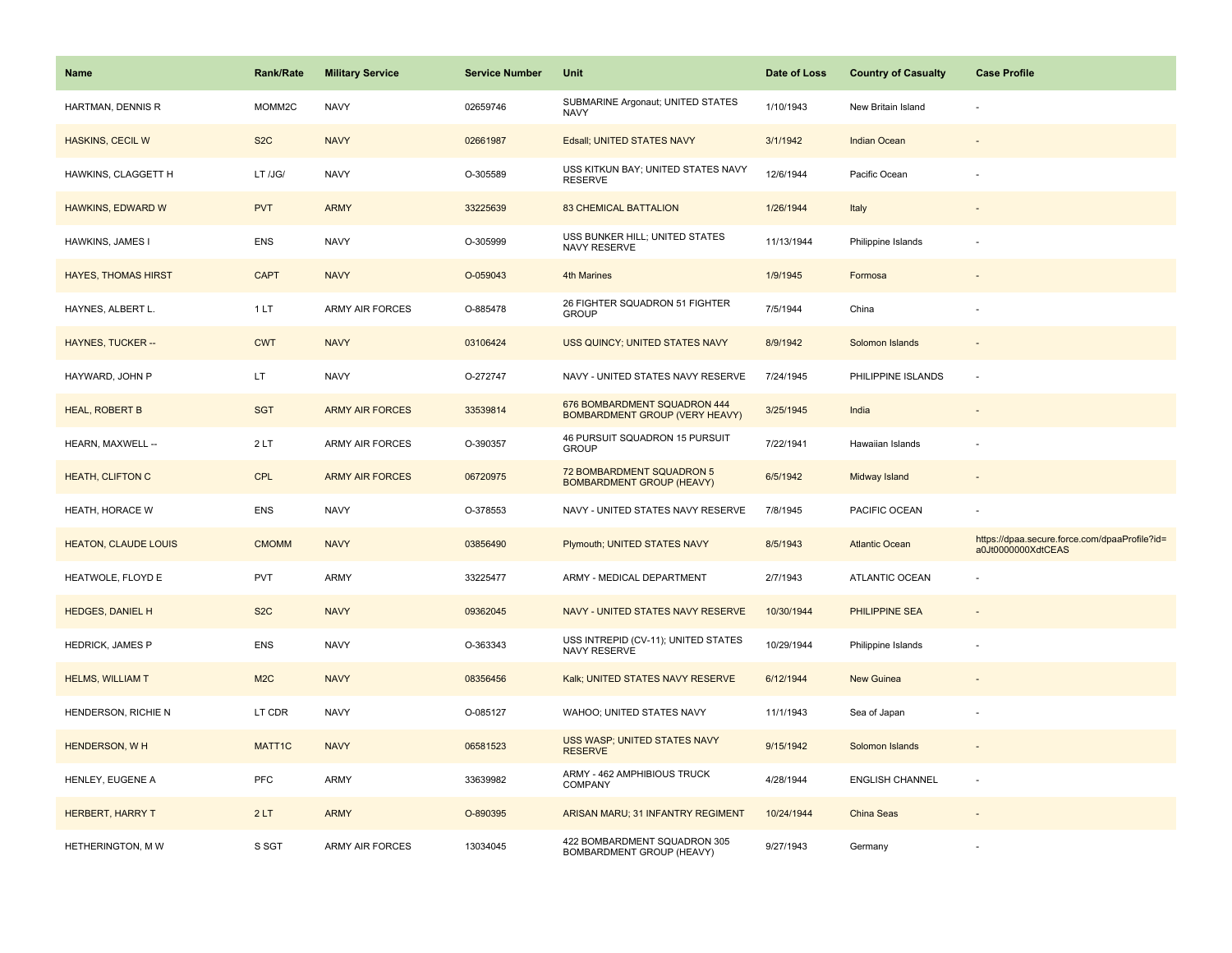| Name | Rank/Rate | Military Service | Service Number | Unit | Date of Loss | Country of Casualty | Case Profile |
|---|---|---|---|---|---|---|---|
| HARTMAN, DENNIS R | MOMM2C | NAVY | 02659746 | SUBMARINE Argonaut; UNITED STATES NAVY | 1/10/1943 | New Britain Island | - |
| HASKINS, CECIL W | S2C | NAVY | 02661987 | Edsall; UNITED STATES NAVY | 3/1/1942 | Indian Ocean | - |
| HAWKINS, CLAGGETT H | LT /JG/ | NAVY | O-305589 | USS KITKUN BAY; UNITED STATES NAVY RESERVE | 12/6/1944 | Pacific Ocean | - |
| HAWKINS, EDWARD W | PVT | ARMY | 33225639 | 83 CHEMICAL BATTALION | 1/26/1944 | Italy | - |
| HAWKINS, JAMES I | ENS | NAVY | O-305999 | USS BUNKER HILL; UNITED STATES NAVY RESERVE | 11/13/1944 | Philippine Islands | - |
| HAYES, THOMAS HIRST | CAPT | NAVY | O-059043 | 4th Marines | 1/9/1945 | Formosa | - |
| HAYNES, ALBERT L. | 1 LT | ARMY AIR FORCES | O-885478 | 26 FIGHTER SQUADRON 51 FIGHTER GROUP | 7/5/1944 | China | - |
| HAYNES, TUCKER -- | CWT | NAVY | 03106424 | USS QUINCY; UNITED STATES NAVY | 8/9/1942 | Solomon Islands | - |
| HAYWARD, JOHN P | LT | NAVY | O-272747 | NAVY - UNITED STATES NAVY RESERVE | 7/24/1945 | PHILIPPINE ISLANDS | - |
| HEAL, ROBERT B | SGT | ARMY AIR FORCES | 33539814 | 676 BOMBARDMENT SQUADRON 444 BOMBARDMENT GROUP (VERY HEAVY) | 3/25/1945 | India | - |
| HEARN, MAXWELL -- | 2 LT | ARMY AIR FORCES | O-390357 | 46 PURSUIT SQUADRON 15 PURSUIT GROUP | 7/22/1941 | Hawaiian Islands | - |
| HEATH, CLIFTON C | CPL | ARMY AIR FORCES | 06720975 | 72 BOMBARDMENT SQUADRON 5 BOMBARDMENT GROUP (HEAVY) | 6/5/1942 | Midway Island | - |
| HEATH, HORACE W | ENS | NAVY | O-378553 | NAVY - UNITED STATES NAVY RESERVE | 7/8/1945 | PACIFIC OCEAN | - |
| HEATON, CLAUDE LOUIS | CMOMM | NAVY | 03856490 | Plymouth; UNITED STATES NAVY | 8/5/1943 | Atlantic Ocean | https://dpaa.secure.force.com/dpaaProfile?id=a0Jt0000000XdtCEAS |
| HEATWOLE, FLOYD E | PVT | ARMY | 33225477 | ARMY - MEDICAL DEPARTMENT | 2/7/1943 | ATLANTIC OCEAN | - |
| HEDGES, DANIEL H | S2C | NAVY | 09362045 | NAVY - UNITED STATES NAVY RESERVE | 10/30/1944 | PHILIPPINE SEA | - |
| HEDRICK, JAMES P | ENS | NAVY | O-363343 | USS INTREPID (CV-11); UNITED STATES NAVY RESERVE | 10/29/1944 | Philippine Islands | - |
| HELMS, WILLIAM T | M2C | NAVY | 08356456 | Kalk; UNITED STATES NAVY RESERVE | 6/12/1944 | New Guinea | - |
| HENDERSON, RICHIE N | LT CDR | NAVY | O-085127 | WAHOO; UNITED STATES NAVY | 11/1/1943 | Sea of Japan | - |
| HENDERSON, W H | MATT1C | NAVY | 06581523 | USS WASP; UNITED STATES NAVY RESERVE | 9/15/1942 | Solomon Islands | - |
| HENLEY, EUGENE A | PFC | ARMY | 33639982 | ARMY - 462 AMPHIBIOUS TRUCK COMPANY | 4/28/1944 | ENGLISH CHANNEL | - |
| HERBERT, HARRY T | 2 LT | ARMY | O-890395 | ARISAN MARU; 31 INFANTRY REGIMENT | 10/24/1944 | China Seas | - |
| HETHERINGTON, M W | S SGT | ARMY AIR FORCES | 13034045 | 422 BOMBARDMENT SQUADRON 305 BOMBARDMENT GROUP (HEAVY) | 9/27/1943 | Germany | - |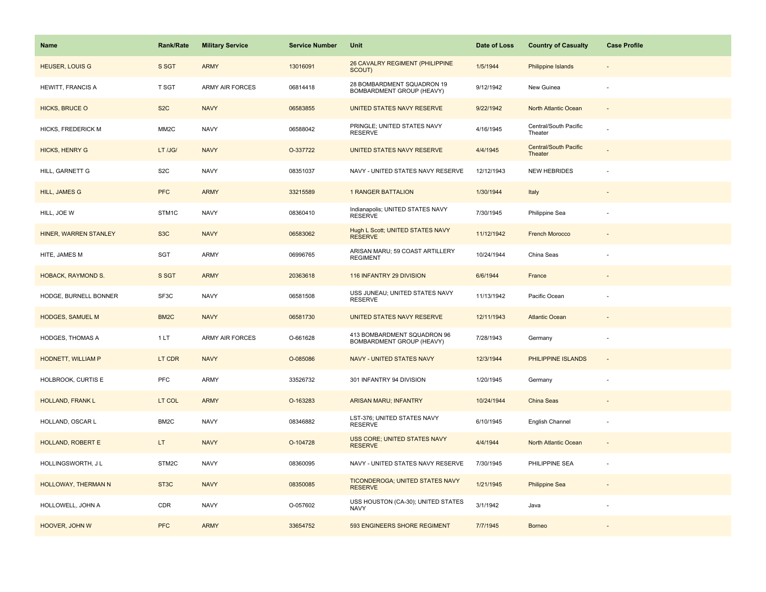| Name | Rank/Rate | Military Service | Service Number | Unit | Date of Loss | Country of Casualty | Case Profile |
|---|---|---|---|---|---|---|---|
| HEUSER, LOUIS G | S SGT | ARMY | 13016091 | 26 CAVALRY REGIMENT (PHILIPPINE SCOUT) | 1/5/1944 | Philippine Islands | - |
| HEWITT, FRANCIS A | T SGT | ARMY AIR FORCES | 06814418 | 28 BOMBARDMENT SQUADRON 19 BOMBARDMENT GROUP (HEAVY) | 9/12/1942 | New Guinea | - |
| HICKS, BRUCE O | S2C | NAVY | 06583855 | UNITED STATES NAVY RESERVE | 9/22/1942 | North Atlantic Ocean | - |
| HICKS, FREDERICK M | MM2C | NAVY | 06588042 | PRINGLE; UNITED STATES NAVY RESERVE | 4/16/1945 | Central/South Pacific Theater | - |
| HICKS, HENRY G | LT /JG/ | NAVY | O-337722 | UNITED STATES NAVY RESERVE | 4/4/1945 | Central/South Pacific Theater | - |
| HILL, GARNETT G | S2C | NAVY | 08351037 | NAVY - UNITED STATES NAVY RESERVE | 12/12/1943 | NEW HEBRIDES | - |
| HILL, JAMES G | PFC | ARMY | 33215589 | 1 RANGER BATTALION | 1/30/1944 | Italy | - |
| HILL, JOE W | STM1C | NAVY | 08360410 | Indianapolis; UNITED STATES NAVY RESERVE | 7/30/1945 | Philippine Sea | - |
| HINER, WARREN STANLEY | S3C | NAVY | 06583062 | Hugh L Scott; UNITED STATES NAVY RESERVE | 11/12/1942 | French Morocco | - |
| HITE, JAMES M | SGT | ARMY | 06996765 | ARISAN MARU; 59 COAST ARTILLERY REGIMENT | 10/24/1944 | China Seas | - |
| HOBACK, RAYMOND S. | S SGT | ARMY | 20363618 | 116 INFANTRY 29 DIVISION | 6/6/1944 | France | - |
| HODGE, BURNELL BONNER | SF3C | NAVY | 06581508 | USS JUNEAU; UNITED STATES NAVY RESERVE | 11/13/1942 | Pacific Ocean | - |
| HODGES, SAMUEL M | BM2C | NAVY | 06581730 | UNITED STATES NAVY RESERVE | 12/11/1943 | Atlantic Ocean | - |
| HODGES, THOMAS A | 1 LT | ARMY AIR FORCES | O-661628 | 413 BOMBARDMENT SQUADRON 96 BOMBARDMENT GROUP (HEAVY) | 7/28/1943 | Germany | - |
| HODNETT, WILLIAM P | LT CDR | NAVY | O-085086 | NAVY - UNITED STATES NAVY | 12/3/1944 | PHILIPPINE ISLANDS | - |
| HOLBROOK, CURTIS E | PFC | ARMY | 33526732 | 301 INFANTRY 94 DIVISION | 1/20/1945 | Germany | - |
| HOLLAND, FRANK L | LT COL | ARMY | O-163283 | ARISAN MARU; INFANTRY | 10/24/1944 | China Seas | - |
| HOLLAND, OSCAR L | BM2C | NAVY | 08346882 | LST-376; UNITED STATES NAVY RESERVE | 6/10/1945 | English Channel | - |
| HOLLAND, ROBERT E | LT | NAVY | O-104728 | USS CORE; UNITED STATES NAVY RESERVE | 4/4/1944 | North Atlantic Ocean | - |
| HOLLINGSWORTH, J L | STM2C | NAVY | 08360095 | NAVY - UNITED STATES NAVY RESERVE | 7/30/1945 | PHILIPPINE SEA | - |
| HOLLOWAY, THERMAN N | ST3C | NAVY | 08350085 | TICONDEROGA; UNITED STATES NAVY RESERVE | 1/21/1945 | Philippine Sea | - |
| HOLLOWELL, JOHN A | CDR | NAVY | O-057602 | USS HOUSTON (CA-30); UNITED STATES NAVY | 3/1/1942 | Java | - |
| HOOVER, JOHN W | PFC | ARMY | 33654752 | 593 ENGINEERS SHORE REGIMENT | 7/7/1945 | Borneo | - |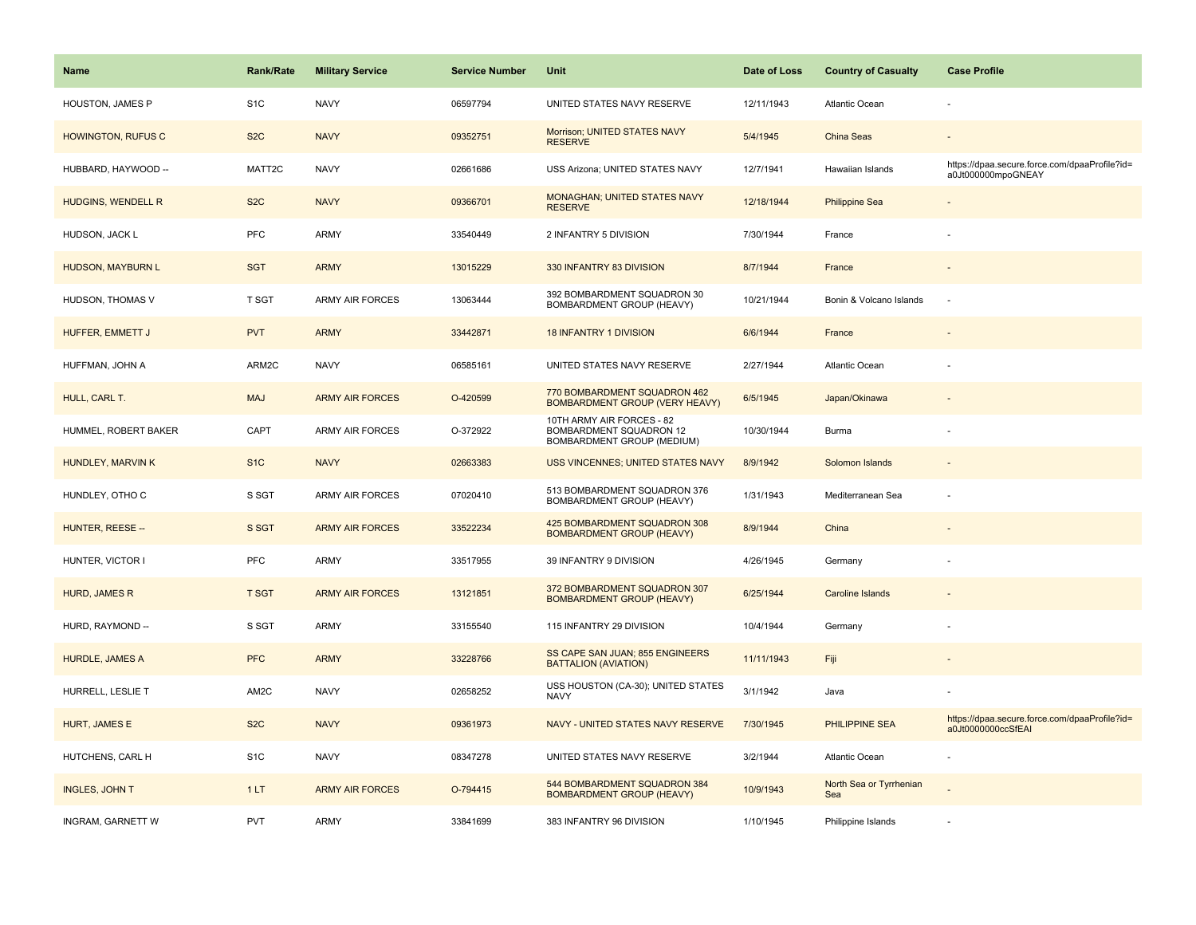| Name | Rank/Rate | Military Service | Service Number | Unit | Date of Loss | Country of Casualty | Case Profile |
|---|---|---|---|---|---|---|---|
| HOUSTON, JAMES P | S1C | NAVY | 06597794 | UNITED STATES NAVY RESERVE | 12/11/1943 | Atlantic Ocean | - |
| HOWINGTON, RUFUS C | S2C | NAVY | 09352751 | Morrison; UNITED STATES NAVY RESERVE | 5/4/1945 | China Seas | - |
| HUBBARD, HAYWOOD -- | MATT2C | NAVY | 02661686 | USS Arizona; UNITED STATES NAVY | 12/7/1941 | Hawaiian Islands | https://dpaa.secure.force.com/dpaaProfile?id=a0Jt000000mpoGNEAY |
| HUDGINS, WENDELL R | S2C | NAVY | 09366701 | MONAGHAN; UNITED STATES NAVY RESERVE | 12/18/1944 | Philippine Sea | - |
| HUDSON, JACK L | PFC | ARMY | 33540449 | 2 INFANTRY 5 DIVISION | 7/30/1944 | France | - |
| HUDSON, MAYBURN L | SGT | ARMY | 13015229 | 330 INFANTRY 83 DIVISION | 8/7/1944 | France | - |
| HUDSON, THOMAS V | T SGT | ARMY AIR FORCES | 13063444 | 392 BOMBARDMENT SQUADRON 30 BOMBARDMENT GROUP (HEAVY) | 10/21/1944 | Bonin & Volcano Islands | - |
| HUFFER, EMMETT J | PVT | ARMY | 33442871 | 18 INFANTRY 1 DIVISION | 6/6/1944 | France | - |
| HUFFMAN, JOHN A | ARM2C | NAVY | 06585161 | UNITED STATES NAVY RESERVE | 2/27/1944 | Atlantic Ocean | - |
| HULL, CARL T. | MAJ | ARMY AIR FORCES | O-420599 | 770 BOMBARDMENT SQUADRON 462 BOMBARDMENT GROUP (VERY HEAVY) | 6/5/1945 | Japan/Okinawa | - |
| HUMMEL, ROBERT BAKER | CAPT | ARMY AIR FORCES | O-372922 | 10TH ARMY AIR FORCES - 82 BOMBARDMENT SQUADRON 12 BOMBARDMENT GROUP (MEDIUM) | 10/30/1944 | Burma | - |
| HUNDLEY, MARVIN K | S1C | NAVY | 02663383 | USS VINCENNES; UNITED STATES NAVY | 8/9/1942 | Solomon Islands | - |
| HUNDLEY, OTHO C | S SGT | ARMY AIR FORCES | 07020410 | 513 BOMBARDMENT SQUADRON 376 BOMBARDMENT GROUP (HEAVY) | 1/31/1943 | Mediterranean Sea | - |
| HUNTER, REESE -- | S SGT | ARMY AIR FORCES | 33522234 | 425 BOMBARDMENT SQUADRON 308 BOMBARDMENT GROUP (HEAVY) | 8/9/1944 | China | - |
| HUNTER, VICTOR I | PFC | ARMY | 33517955 | 39 INFANTRY 9 DIVISION | 4/26/1945 | Germany | - |
| HURD, JAMES R | T SGT | ARMY AIR FORCES | 13121851 | 372 BOMBARDMENT SQUADRON 307 BOMBARDMENT GROUP (HEAVY) | 6/25/1944 | Caroline Islands | - |
| HURD, RAYMOND -- | S SGT | ARMY | 33155540 | 115 INFANTRY 29 DIVISION | 10/4/1944 | Germany | - |
| HURDLE, JAMES A | PFC | ARMY | 33228766 | SS CAPE SAN JUAN; 855 ENGINEERS BATTALION (AVIATION) | 11/11/1943 | Fiji | - |
| HURRELL, LESLIE T | AM2C | NAVY | 02658252 | USS HOUSTON (CA-30); UNITED STATES NAVY | 3/1/1942 | Java | - |
| HURT, JAMES E | S2C | NAVY | 09361973 | NAVY - UNITED STATES NAVY RESERVE | 7/30/1945 | PHILIPPINE SEA | https://dpaa.secure.force.com/dpaaProfile?id=a0Jt0000000ccSfEAI |
| HUTCHENS, CARL H | S1C | NAVY | 08347278 | UNITED STATES NAVY RESERVE | 3/2/1944 | Atlantic Ocean | - |
| INGLES, JOHN T | 1 LT | ARMY AIR FORCES | O-794415 | 544 BOMBARDMENT SQUADRON 384 BOMBARDMENT GROUP (HEAVY) | 10/9/1943 | North Sea or Tyrrhenian Sea | - |
| INGRAM, GARNETT W | PVT | ARMY | 33841699 | 383 INFANTRY 96 DIVISION | 1/10/1945 | Philippine Islands | - |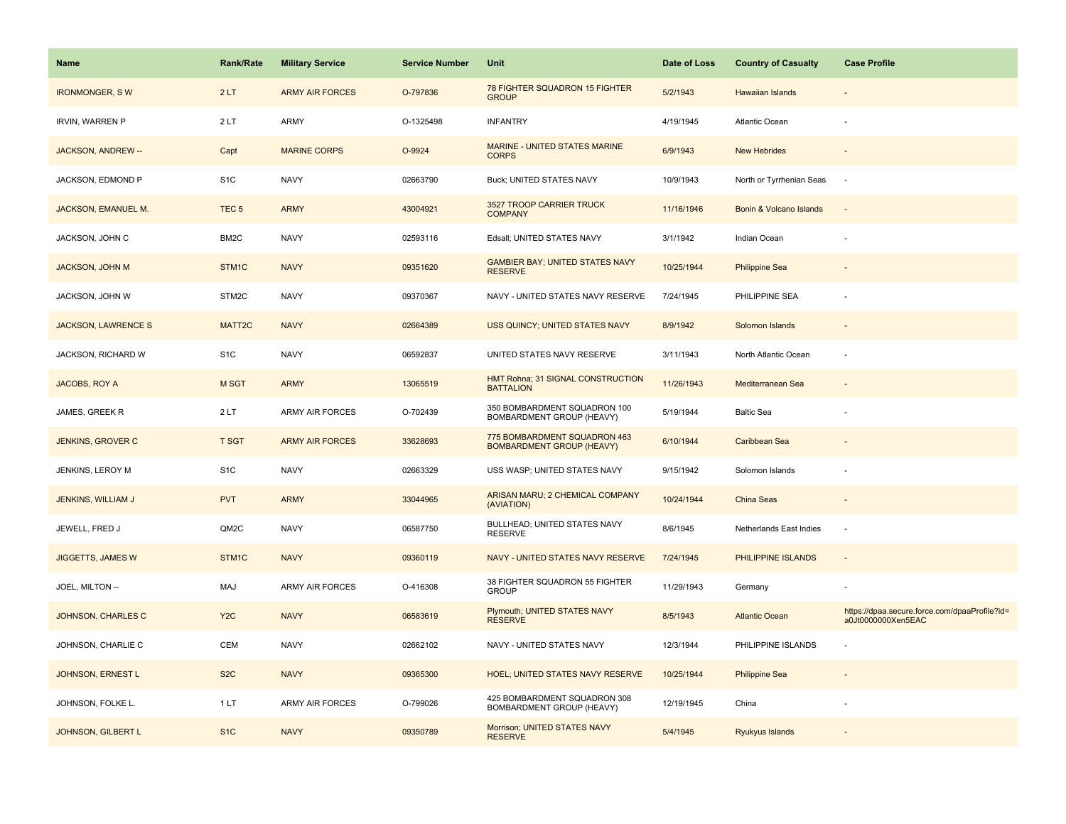| Name | Rank/Rate | Military Service | Service Number | Unit | Date of Loss | Country of Casualty | Case Profile |
|---|---|---|---|---|---|---|---|
| IRONMONGER, S W | 2 LT | ARMY AIR FORCES | O-797836 | 78 FIGHTER SQUADRON 15 FIGHTER GROUP | 5/2/1943 | Hawaiian Islands | - |
| IRVIN, WARREN P | 2 LT | ARMY | O-1325498 | INFANTRY | 4/19/1945 | Atlantic Ocean | - |
| JACKSON, ANDREW -- | Capt | MARINE CORPS | O-9924 | MARINE - UNITED STATES MARINE CORPS | 6/9/1943 | New Hebrides | - |
| JACKSON, EDMOND P | S1C | NAVY | 02663790 | Buck; UNITED STATES NAVY | 10/9/1943 | North or Tyrrhenian Seas | - |
| JACKSON, EMANUEL M. | TEC 5 | ARMY | 43004921 | 3527 TROOP CARRIER TRUCK COMPANY | 11/16/1946 | Bonin & Volcano Islands | - |
| JACKSON, JOHN C | BM2C | NAVY | 02593116 | Edsall; UNITED STATES NAVY | 3/1/1942 | Indian Ocean | - |
| JACKSON, JOHN M | STM1C | NAVY | 09351620 | GAMBIER BAY; UNITED STATES NAVY RESERVE | 10/25/1944 | Philippine Sea | - |
| JACKSON, JOHN W | STM2C | NAVY | 09370367 | NAVY - UNITED STATES NAVY RESERVE | 7/24/1945 | PHILIPPINE SEA | - |
| JACKSON, LAWRENCE S | MATT2C | NAVY | 02664389 | USS QUINCY; UNITED STATES NAVY | 8/9/1942 | Solomon Islands | - |
| JACKSON, RICHARD W | S1C | NAVY | 06592837 | UNITED STATES NAVY RESERVE | 3/11/1943 | North Atlantic Ocean | - |
| JACOBS, ROY A | M SGT | ARMY | 13065519 | HMT Rohna; 31 SIGNAL CONSTRUCTION BATTALION | 11/26/1943 | Mediterranean Sea | - |
| JAMES, GREEK R | 2 LT | ARMY AIR FORCES | O-702439 | 350 BOMBARDMENT SQUADRON 100 BOMBARDMENT GROUP (HEAVY) | 5/19/1944 | Baltic Sea | - |
| JENKINS, GROVER C | T SGT | ARMY AIR FORCES | 33628693 | 775 BOMBARDMENT SQUADRON 463 BOMBARDMENT GROUP (HEAVY) | 6/10/1944 | Caribbean Sea | - |
| JENKINS, LEROY M | S1C | NAVY | 02663329 | USS WASP; UNITED STATES NAVY | 9/15/1942 | Solomon Islands | - |
| JENKINS, WILLIAM J | PVT | ARMY | 33044965 | ARISAN MARU; 2 CHEMICAL COMPANY (AVIATION) | 10/24/1944 | China Seas | - |
| JEWELL, FRED J | QM2C | NAVY | 06587750 | BULLHEAD; UNITED STATES NAVY RESERVE | 8/6/1945 | Netherlands East Indies | - |
| JIGGETTS, JAMES W | STM1C | NAVY | 09360119 | NAVY - UNITED STATES NAVY RESERVE | 7/24/1945 | PHILIPPINE ISLANDS | - |
| JOEL, MILTON -- | MAJ | ARMY AIR FORCES | O-416308 | 38 FIGHTER SQUADRON 55 FIGHTER GROUP | 11/29/1943 | Germany | - |
| JOHNSON, CHARLES C | Y2C | NAVY | 06583619 | Plymouth; UNITED STATES NAVY RESERVE | 8/5/1943 | Atlantic Ocean | https://dpaa.secure.force.com/dpaaProfile?id=a0Jt0000000Xen5EAC |
| JOHNSON, CHARLIE C | CEM | NAVY | 02662102 | NAVY - UNITED STATES NAVY | 12/3/1944 | PHILIPPINE ISLANDS | - |
| JOHNSON, ERNEST L | S2C | NAVY | 09365300 | HOEL; UNITED STATES NAVY RESERVE | 10/25/1944 | Philippine Sea | - |
| JOHNSON, FOLKE L. | 1 LT | ARMY AIR FORCES | O-799026 | 425 BOMBARDMENT SQUADRON 308 BOMBARDMENT GROUP (HEAVY) | 12/19/1945 | China | - |
| JOHNSON, GILBERT L | S1C | NAVY | 09350789 | Morrison; UNITED STATES NAVY RESERVE | 5/4/1945 | Ryukyus Islands | - |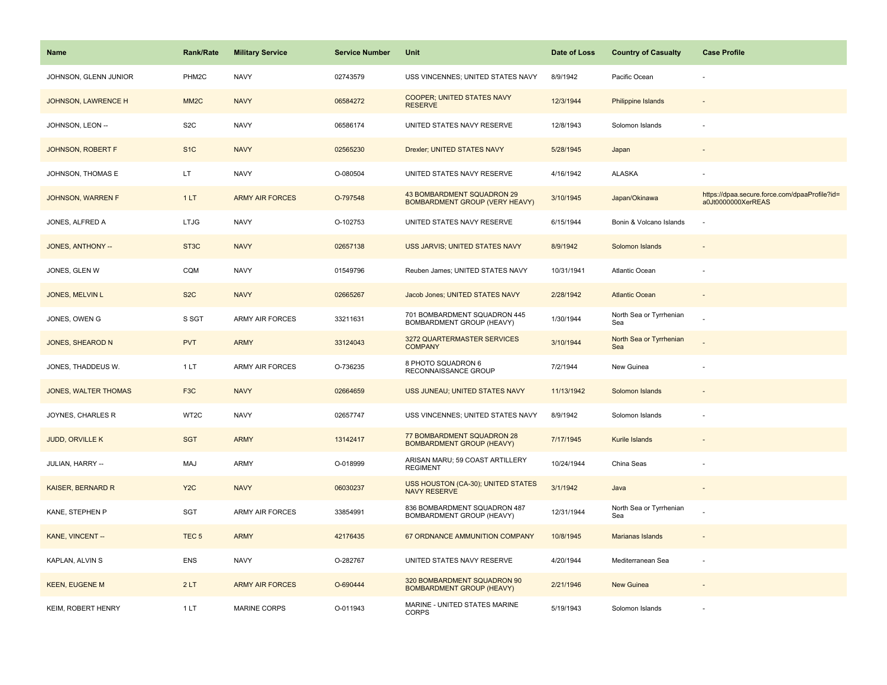| Name | Rank/Rate | Military Service | Service Number | Unit | Date of Loss | Country of Casualty | Case Profile |
| --- | --- | --- | --- | --- | --- | --- | --- |
| JOHNSON, GLENN JUNIOR | PHM2C | NAVY | 02743579 | USS VINCENNES; UNITED STATES NAVY | 8/9/1942 | Pacific Ocean | - |
| JOHNSON, LAWRENCE H | MM2C | NAVY | 06584272 | COOPER; UNITED STATES NAVY RESERVE | 12/3/1944 | Philippine Islands | - |
| JOHNSON, LEON -- | S2C | NAVY | 06586174 | UNITED STATES NAVY RESERVE | 12/8/1943 | Solomon Islands | - |
| JOHNSON, ROBERT F | S1C | NAVY | 02565230 | Drexler; UNITED STATES NAVY | 5/28/1945 | Japan | - |
| JOHNSON, THOMAS E | LT | NAVY | O-080504 | UNITED STATES NAVY RESERVE | 4/16/1942 | ALASKA | - |
| JOHNSON, WARREN F | 1 LT | ARMY AIR FORCES | O-797548 | 43 BOMBARDMENT SQUADRON 29 BOMBARDMENT GROUP (VERY HEAVY) | 3/10/1945 | Japan/Okinawa | https://dpaa.secure.force.com/dpaaProfile?id=a0Jt0000000XerREAS |
| JONES, ALFRED A | LTJG | NAVY | O-102753 | UNITED STATES NAVY RESERVE | 6/15/1944 | Bonin & Volcano Islands | - |
| JONES, ANTHONY -- | ST3C | NAVY | 02657138 | USS JARVIS; UNITED STATES NAVY | 8/9/1942 | Solomon Islands | - |
| JONES, GLEN W | CQM | NAVY | 01549796 | Reuben James; UNITED STATES NAVY | 10/31/1941 | Atlantic Ocean | - |
| JONES, MELVIN L | S2C | NAVY | 02665267 | Jacob Jones; UNITED STATES NAVY | 2/28/1942 | Atlantic Ocean | - |
| JONES, OWEN G | S SGT | ARMY AIR FORCES | 33211631 | 701 BOMBARDMENT SQUADRON 445 BOMBARDMENT GROUP (HEAVY) | 1/30/1944 | North Sea or Tyrrhenian Sea | - |
| JONES, SHEAROD N | PVT | ARMY | 33124043 | 3272 QUARTERMASTER SERVICES COMPANY | 3/10/1944 | North Sea or Tyrrhenian Sea | - |
| JONES, THADDEUS W. | 1 LT | ARMY AIR FORCES | O-736235 | 8 PHOTO SQUADRON 6 RECONNAISSANCE GROUP | 7/2/1944 | New Guinea | - |
| JONES, WALTER THOMAS | F3C | NAVY | 02664659 | USS JUNEAU; UNITED STATES NAVY | 11/13/1942 | Solomon Islands | - |
| JOYNES, CHARLES R | WT2C | NAVY | 02657747 | USS VINCENNES; UNITED STATES NAVY | 8/9/1942 | Solomon Islands | - |
| JUDD, ORVILLE K | SGT | ARMY | 13142417 | 77 BOMBARDMENT SQUADRON 28 BOMBARDMENT GROUP (HEAVY) | 7/17/1945 | Kurile Islands | - |
| JULIAN, HARRY -- | MAJ | ARMY | O-018999 | ARISAN MARU; 59 COAST ARTILLERY REGIMENT | 10/24/1944 | China Seas | - |
| KAISER, BERNARD R | Y2C | NAVY | 06030237 | USS HOUSTON (CA-30); UNITED STATES NAVY RESERVE | 3/1/1942 | Java | - |
| KANE, STEPHEN P | SGT | ARMY AIR FORCES | 33854991 | 836 BOMBARDMENT SQUADRON 487 BOMBARDMENT GROUP (HEAVY) | 12/31/1944 | North Sea or Tyrrhenian Sea | - |
| KANE, VINCENT -- | TEC 5 | ARMY | 42176435 | 67 ORDNANCE AMMUNITION COMPANY | 10/8/1945 | Marianas Islands | - |
| KAPLAN, ALVIN S | ENS | NAVY | O-282767 | UNITED STATES NAVY RESERVE | 4/20/1944 | Mediterranean Sea | - |
| KEEN, EUGENE M | 2 LT | ARMY AIR FORCES | O-690444 | 320 BOMBARDMENT SQUADRON 90 BOMBARDMENT GROUP (HEAVY) | 2/21/1946 | New Guinea | - |
| KEIM, ROBERT HENRY | 1 LT | MARINE CORPS | O-011943 | MARINE - UNITED STATES MARINE CORPS | 5/19/1943 | Solomon Islands | - |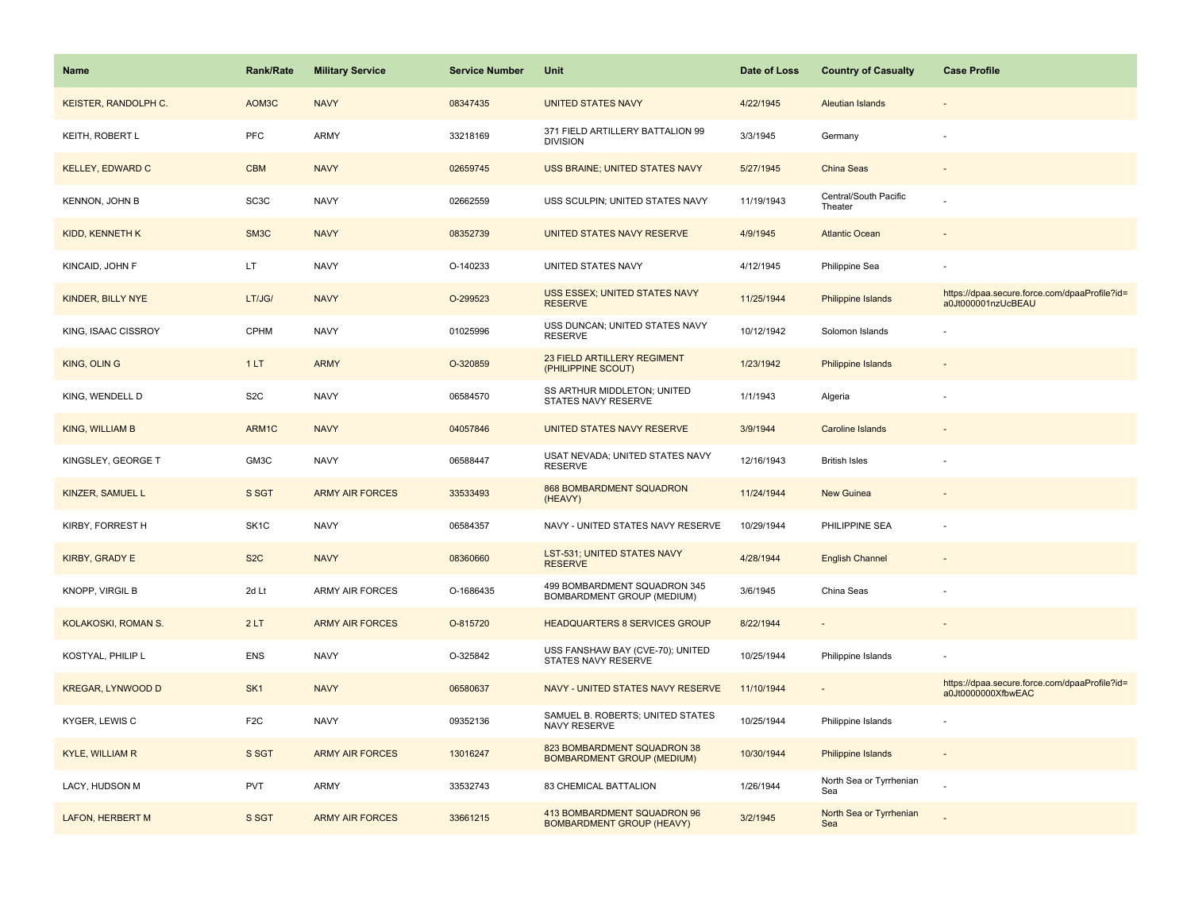| Name | Rank/Rate | Military Service | Service Number | Unit | Date of Loss | Country of Casualty | Case Profile |
|---|---|---|---|---|---|---|---|
| KEISTER, RANDOLPH C. | AOM3C | NAVY | 08347435 | UNITED STATES NAVY | 4/22/1945 | Aleutian Islands | - |
| KEITH, ROBERT L | PFC | ARMY | 33218169 | 371 FIELD ARTILLERY BATTALION 99 DIVISION | 3/3/1945 | Germany | - |
| KELLEY, EDWARD C | CBM | NAVY | 02659745 | USS BRAINE; UNITED STATES NAVY | 5/27/1945 | China Seas | - |
| KENNON, JOHN B | SC3C | NAVY | 02662559 | USS SCULPIN; UNITED STATES NAVY | 11/19/1943 | Central/South Pacific Theater | - |
| KIDD, KENNETH K | SM3C | NAVY | 08352739 | UNITED STATES NAVY RESERVE | 4/9/1945 | Atlantic Ocean | - |
| KINCAID, JOHN F | LT | NAVY | O-140233 | UNITED STATES NAVY | 4/12/1945 | Philippine Sea | - |
| KINDER, BILLY NYE | LT/JG/ | NAVY | O-299523 | USS ESSEX; UNITED STATES NAVY RESERVE | 11/25/1944 | Philippine Islands | https://dpaa.secure.force.com/dpaaProfile?id=a0Jt000001nzUcBEAU |
| KING, ISAAC CISSROY | CPHM | NAVY | 01025996 | USS DUNCAN; UNITED STATES NAVY RESERVE | 10/12/1942 | Solomon Islands | - |
| KING, OLIN G | 1 LT | ARMY | O-320859 | 23 FIELD ARTILLERY REGIMENT (PHILIPPINE SCOUT) | 1/23/1942 | Philippine Islands | - |
| KING, WENDELL D | S2C | NAVY | 06584570 | SS ARTHUR MIDDLETON; UNITED STATES NAVY RESERVE | 1/1/1943 | Algeria | - |
| KING, WILLIAM B | ARM1C | NAVY | 04057846 | UNITED STATES NAVY RESERVE | 3/9/1944 | Caroline Islands | - |
| KINGSLEY, GEORGE T | GM3C | NAVY | 06588447 | USAT NEVADA; UNITED STATES NAVY RESERVE | 12/16/1943 | British Isles | - |
| KINZER, SAMUEL L | S SGT | ARMY AIR FORCES | 33533493 | 868 BOMBARDMENT SQUADRON (HEAVY) | 11/24/1944 | New Guinea | - |
| KIRBY, FORREST H | SK1C | NAVY | 06584357 | NAVY - UNITED STATES NAVY RESERVE | 10/29/1944 | PHILIPPINE SEA | - |
| KIRBY, GRADY E | S2C | NAVY | 08360660 | LST-531; UNITED STATES NAVY RESERVE | 4/28/1944 | English Channel | - |
| KNOPP, VIRGIL B | 2d Lt | ARMY AIR FORCES | O-1686435 | 499 BOMBARDMENT SQUADRON 345 BOMBARDMENT GROUP (MEDIUM) | 3/6/1945 | China Seas | - |
| KOLAKOSKI, ROMAN S. | 2 LT | ARMY AIR FORCES | O-815720 | HEADQUARTERS 8 SERVICES GROUP | 8/22/1944 | - | - |
| KOSTYAL, PHILIP L | ENS | NAVY | O-325842 | USS FANSHAW BAY (CVE-70); UNITED STATES NAVY RESERVE | 10/25/1944 | Philippine Islands | - |
| KREGAR, LYNWOOD D | SK1 | NAVY | 06580637 | NAVY - UNITED STATES NAVY RESERVE | 11/10/1944 | - | https://dpaa.secure.force.com/dpaaProfile?id=a0Jt0000000XfbwEAC |
| KYGER, LEWIS C | F2C | NAVY | 09352136 | SAMUEL B. ROBERTS; UNITED STATES NAVY RESERVE | 10/25/1944 | Philippine Islands | - |
| KYLE, WILLIAM R | S SGT | ARMY AIR FORCES | 13016247 | 823 BOMBARDMENT SQUADRON 38 BOMBARDMENT GROUP (MEDIUM) | 10/30/1944 | Philippine Islands | - |
| LACY, HUDSON M | PVT | ARMY | 33532743 | 83 CHEMICAL BATTALION | 1/26/1944 | North Sea or Tyrrhenian Sea | - |
| LAFON, HERBERT M | S SGT | ARMY AIR FORCES | 33661215 | 413 BOMBARDMENT SQUADRON 96 BOMBARDMENT GROUP (HEAVY) | 3/2/1945 | North Sea or Tyrrhenian Sea | - |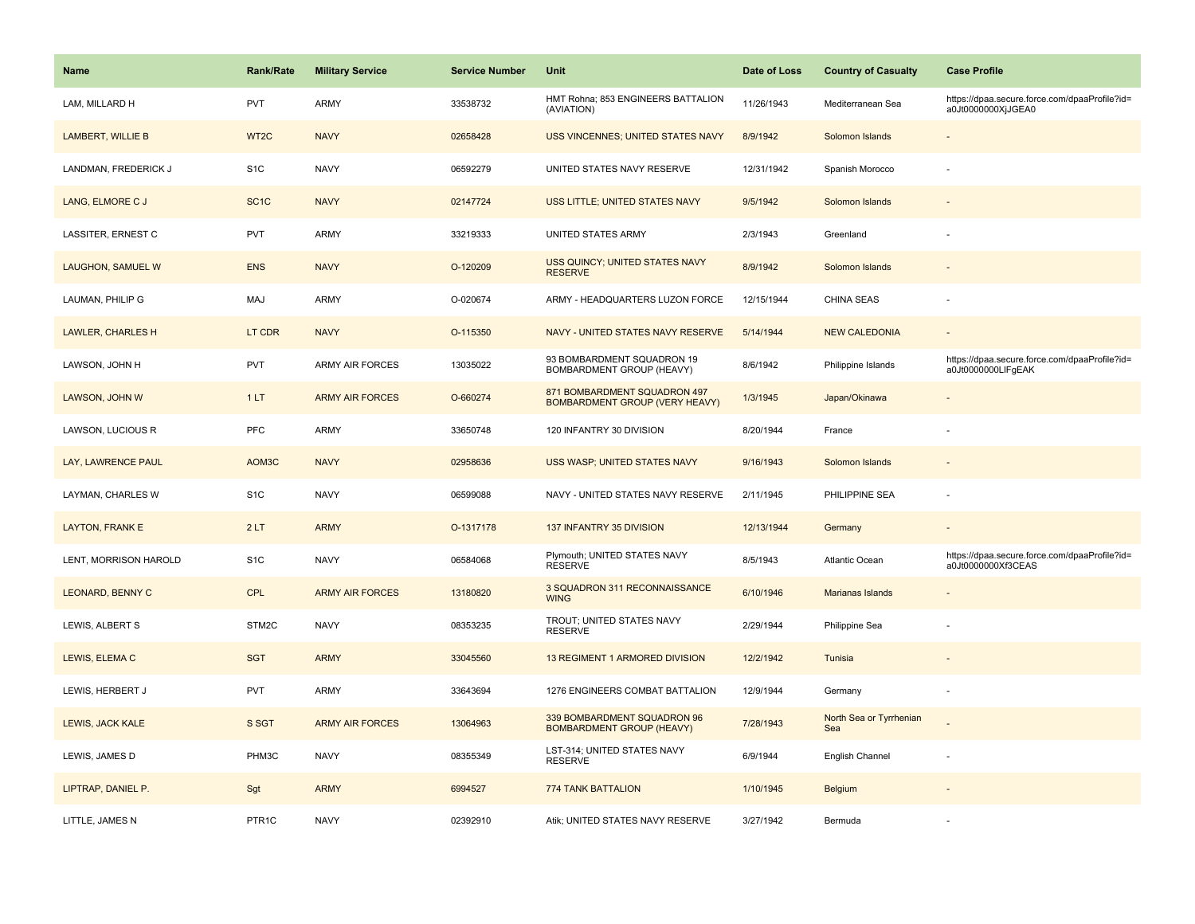| Name | Rank/Rate | Military Service | Service Number | Unit | Date of Loss | Country of Casualty | Case Profile |
| --- | --- | --- | --- | --- | --- | --- | --- |
| LAM, MILLARD H | PVT | ARMY | 33538732 | HMT Rohna; 853 ENGINEERS BATTALION (AVIATION) | 11/26/1943 | Mediterranean Sea | https://dpaa.secure.force.com/dpaaProfile?id=a0Jt0000000XjJGEA0 |
| LAMBERT, WILLIE B | WT2C | NAVY | 02658428 | USS VINCENNES; UNITED STATES NAVY | 8/9/1942 | Solomon Islands | - |
| LANDMAN, FREDERICK J | S1C | NAVY | 06592279 | UNITED STATES NAVY RESERVE | 12/31/1942 | Spanish Morocco | - |
| LANG, ELMORE C J | SC1C | NAVY | 02147724 | USS LITTLE; UNITED STATES NAVY | 9/5/1942 | Solomon Islands | - |
| LASSITER, ERNEST C | PVT | ARMY | 33219333 | UNITED STATES ARMY | 2/3/1943 | Greenland | - |
| LAUGHON, SAMUEL W | ENS | NAVY | O-120209 | USS QUINCY; UNITED STATES NAVY RESERVE | 8/9/1942 | Solomon Islands | - |
| LAUMAN, PHILIP G | MAJ | ARMY | O-020674 | ARMY - HEADQUARTERS LUZON FORCE | 12/15/1944 | CHINA SEAS | - |
| LAWLER, CHARLES H | LT CDR | NAVY | O-115350 | NAVY - UNITED STATES NAVY RESERVE | 5/14/1944 | NEW CALEDONIA | - |
| LAWSON, JOHN H | PVT | ARMY AIR FORCES | 13035022 | 93 BOMBARDMENT SQUADRON 19 BOMBARDMENT GROUP (HEAVY) | 8/6/1942 | Philippine Islands | https://dpaa.secure.force.com/dpaaProfile?id=a0Jt0000000LlFgEAK |
| LAWSON, JOHN W | 1 LT | ARMY AIR FORCES | O-660274 | 871 BOMBARDMENT SQUADRON 497 BOMBARDMENT GROUP (VERY HEAVY) | 1/3/1945 | Japan/Okinawa | - |
| LAWSON, LUCIOUS R | PFC | ARMY | 33650748 | 120 INFANTRY 30 DIVISION | 8/20/1944 | France | - |
| LAY, LAWRENCE PAUL | AOM3C | NAVY | 02958636 | USS WASP; UNITED STATES NAVY | 9/16/1943 | Solomon Islands | - |
| LAYMAN, CHARLES W | S1C | NAVY | 06599088 | NAVY - UNITED STATES NAVY RESERVE | 2/11/1945 | PHILIPPINE SEA | - |
| LAYTON, FRANK E | 2 LT | ARMY | O-1317178 | 137 INFANTRY 35 DIVISION | 12/13/1944 | Germany | - |
| LENT, MORRISON HAROLD | S1C | NAVY | 06584068 | Plymouth; UNITED STATES NAVY RESERVE | 8/5/1943 | Atlantic Ocean | https://dpaa.secure.force.com/dpaaProfile?id=a0Jt0000000Xf3CEAS |
| LEONARD, BENNY C | CPL | ARMY AIR FORCES | 13180820 | 3 SQUADRON 311 RECONNAISSANCE WING | 6/10/1946 | Marianas Islands | - |
| LEWIS, ALBERT S | STM2C | NAVY | 08353235 | TROUT; UNITED STATES NAVY RESERVE | 2/29/1944 | Philippine Sea | - |
| LEWIS, ELEMA C | SGT | ARMY | 33045560 | 13 REGIMENT 1 ARMORED DIVISION | 12/2/1942 | Tunisia | - |
| LEWIS, HERBERT J | PVT | ARMY | 33643694 | 1276 ENGINEERS COMBAT BATTALION | 12/9/1944 | Germany | - |
| LEWIS, JACK KALE | S SGT | ARMY AIR FORCES | 13064963 | 339 BOMBARDMENT SQUADRON 96 BOMBARDMENT GROUP (HEAVY) | 7/28/1943 | North Sea or Tyrrhenian Sea | - |
| LEWIS, JAMES D | PHM3C | NAVY | 08355349 | LST-314; UNITED STATES NAVY RESERVE | 6/9/1944 | English Channel | - |
| LIPTRAP, DANIEL P. | Sgt | ARMY | 6994527 | 774 TANK BATTALION | 1/10/1945 | Belgium | - |
| LITTLE, JAMES N | PTR1C | NAVY | 02392910 | Atik; UNITED STATES NAVY RESERVE | 3/27/1942 | Bermuda | - |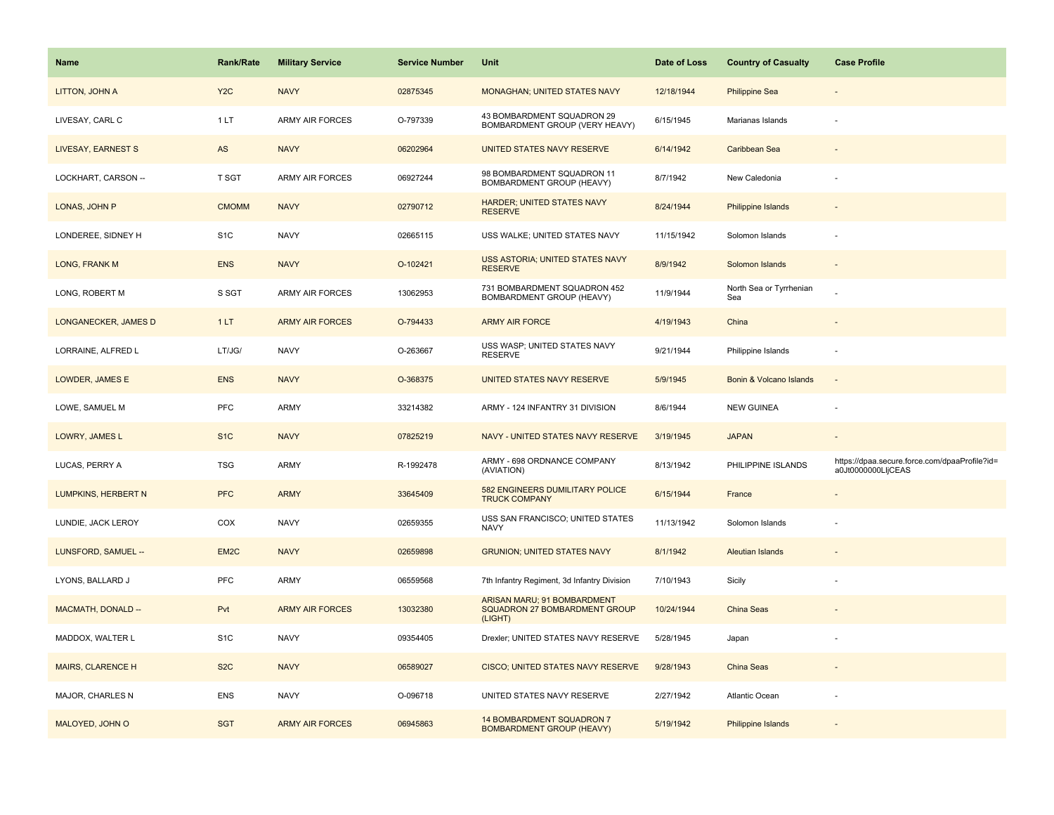| Name | Rank/Rate | Military Service | Service Number | Unit | Date of Loss | Country of Casualty | Case Profile |
| --- | --- | --- | --- | --- | --- | --- | --- |
| LITTON, JOHN A | Y2C | NAVY | 02875345 | MONAGHAN; UNITED STATES NAVY | 12/18/1944 | Philippine Sea | - |
| LIVESAY, CARL C | 1 LT | ARMY AIR FORCES | O-797339 | 43 BOMBARDMENT SQUADRON 29 BOMBARDMENT GROUP (VERY HEAVY) | 6/15/1945 | Marianas Islands | - |
| LIVESAY, EARNEST S | AS | NAVY | 06202964 | UNITED STATES NAVY RESERVE | 6/14/1942 | Caribbean Sea | - |
| LOCKHART, CARSON -- | T SGT | ARMY AIR FORCES | 06927244 | 98 BOMBARDMENT SQUADRON 11 BOMBARDMENT GROUP (HEAVY) | 8/7/1942 | New Caledonia | - |
| LONAS, JOHN P | CMOMM | NAVY | 02790712 | HARDER; UNITED STATES NAVY RESERVE | 8/24/1944 | Philippine Islands | - |
| LONDEREE, SIDNEY H | S1C | NAVY | 02665115 | USS WALKE; UNITED STATES NAVY | 11/15/1942 | Solomon Islands | - |
| LONG, FRANK M | ENS | NAVY | O-102421 | USS ASTORIA; UNITED STATES NAVY RESERVE | 8/9/1942 | Solomon Islands | - |
| LONG, ROBERT M | S SGT | ARMY AIR FORCES | 13062953 | 731 BOMBARDMENT SQUADRON 452 BOMBARDMENT GROUP (HEAVY) | 11/9/1944 | North Sea or Tyrrhenian Sea | - |
| LONGANECKER, JAMES D | 1 LT | ARMY AIR FORCES | O-794433 | ARMY AIR FORCE | 4/19/1943 | China | - |
| LORRAINE, ALFRED L | LT/JG/ | NAVY | O-263667 | USS WASP; UNITED STATES NAVY RESERVE | 9/21/1944 | Philippine Islands | - |
| LOWDER, JAMES E | ENS | NAVY | O-368375 | UNITED STATES NAVY RESERVE | 5/9/1945 | Bonin & Volcano Islands | - |
| LOWE, SAMUEL M | PFC | ARMY | 33214382 | ARMY - 124 INFANTRY 31 DIVISION | 8/6/1944 | NEW GUINEA | - |
| LOWRY, JAMES L | S1C | NAVY | 07825219 | NAVY - UNITED STATES NAVY RESERVE | 3/19/1945 | JAPAN | - |
| LUCAS, PERRY A | TSG | ARMY | R-1992478 | ARMY - 698 ORDNANCE COMPANY (AVIATION) | 8/13/1942 | PHILIPPINE ISLANDS | https://dpaa.secure.force.com/dpaaProfile?id=a0Jt0000000LljCEAS |
| LUMPKINS, HERBERT N | PFC | ARMY | 33645409 | 582 ENGINEERS DUMILITARY POLICE TRUCK COMPANY | 6/15/1944 | France | - |
| LUNDIE, JACK LEROY | COX | NAVY | 02659355 | USS SAN FRANCISCO; UNITED STATES NAVY | 11/13/1942 | Solomon Islands | - |
| LUNSFORD, SAMUEL -- | EM2C | NAVY | 02659898 | GRUNION; UNITED STATES NAVY | 8/1/1942 | Aleutian Islands | - |
| LYONS, BALLARD J | PFC | ARMY | 06559568 | 7th Infantry Regiment, 3d Infantry Division | 7/10/1943 | Sicily | - |
| MACMATH, DONALD -- | Pvt | ARMY AIR FORCES | 13032380 | ARISAN MARU; 91 BOMBARDMENT SQUADRON 27 BOMBARDMENT GROUP (LIGHT) | 10/24/1944 | China Seas | - |
| MADDOX, WALTER L | S1C | NAVY | 09354405 | Drexler; UNITED STATES NAVY RESERVE | 5/28/1945 | Japan | - |
| MAIRS, CLARENCE H | S2C | NAVY | 06589027 | CISCO; UNITED STATES NAVY RESERVE | 9/28/1943 | China Seas | - |
| MAJOR, CHARLES N | ENS | NAVY | O-096718 | UNITED STATES NAVY RESERVE | 2/27/1942 | Atlantic Ocean | - |
| MALOYED, JOHN O | SGT | ARMY AIR FORCES | 06945863 | 14 BOMBARDMENT SQUADRON 7 BOMBARDMENT GROUP (HEAVY) | 5/19/1942 | Philippine Islands | - |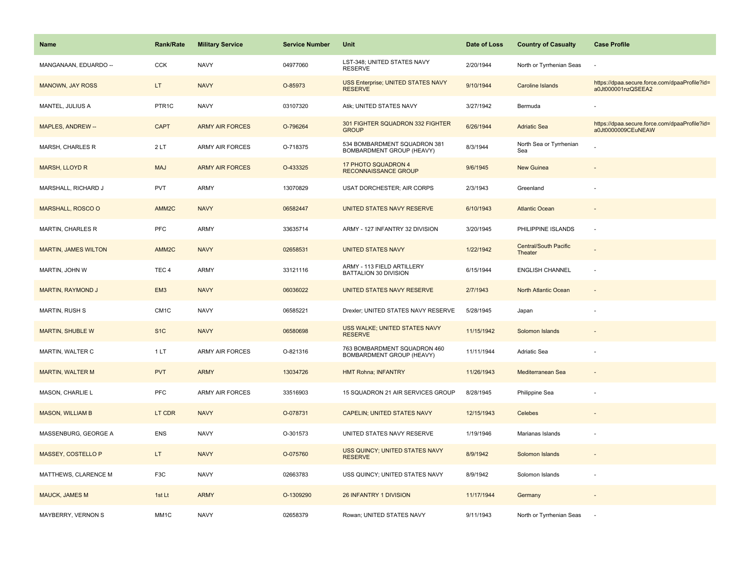| Name | Rank/Rate | Military Service | Service Number | Unit | Date of Loss | Country of Casualty | Case Profile |
|---|---|---|---|---|---|---|---|
| MANGANAAN, EDUARDO -- | CCK | NAVY | 04977060 | LST-348; UNITED STATES NAVY RESERVE | 2/20/1944 | North or Tyrrhenian Seas | - |
| MANOWN, JAY ROSS | LT | NAVY | O-85973 | USS Enterprise; UNITED STATES NAVY RESERVE | 9/10/1944 | Caroline Islands | https://dpaa.secure.force.com/dpaaProfile?id=a0Jt000001nzQSEEA2 |
| MANTEL, JULIUS A | PTR1C | NAVY | 03107320 | Atik; UNITED STATES NAVY | 3/27/1942 | Bermuda | - |
| MAPLES, ANDREW -- | CAPT | ARMY AIR FORCES | O-796264 | 301 FIGHTER SQUADRON 332 FIGHTER GROUP | 6/26/1944 | Adriatic Sea | https://dpaa.secure.force.com/dpaaProfile?id=a0Jt0000009CEuNEAW |
| MARSH, CHARLES R | 2 LT | ARMY AIR FORCES | O-718375 | 534 BOMBARDMENT SQUADRON 381 BOMBARDMENT GROUP (HEAVY) | 8/3/1944 | North Sea or Tyrrhenian Sea | - |
| MARSH, LLOYD R | MAJ | ARMY AIR FORCES | O-433325 | 17 PHOTO SQUADRON 4 RECONNAISSANCE GROUP | 9/6/1945 | New Guinea | - |
| MARSHALL, RICHARD J | PVT | ARMY | 13070829 | USAT DORCHESTER; AIR CORPS | 2/3/1943 | Greenland | - |
| MARSHALL, ROSCO O | AMM2C | NAVY | 06582447 | UNITED STATES NAVY RESERVE | 6/10/1943 | Atlantic Ocean | - |
| MARTIN, CHARLES R | PFC | ARMY | 33635714 | ARMY - 127 INFANTRY 32 DIVISION | 3/20/1945 | PHILIPPINE ISLANDS | - |
| MARTIN, JAMES WILTON | AMM2C | NAVY | 02658531 | UNITED STATES NAVY | 1/22/1942 | Central/South Pacific Theater | - |
| MARTIN, JOHN W | TEC 4 | ARMY | 33121116 | ARMY - 113 FIELD ARTILLERY BATTALION 30 DIVISION | 6/15/1944 | ENGLISH CHANNEL | - |
| MARTIN, RAYMOND J | EM3 | NAVY | 06036022 | UNITED STATES NAVY RESERVE | 2/7/1943 | North Atlantic Ocean | - |
| MARTIN, RUSH S | CM1C | NAVY | 06585221 | Drexler; UNITED STATES NAVY RESERVE | 5/28/1945 | Japan | - |
| MARTIN, SHUBLE W | S1C | NAVY | 06580698 | USS WALKE; UNITED STATES NAVY RESERVE | 11/15/1942 | Solomon Islands | - |
| MARTIN, WALTER C | 1 LT | ARMY AIR FORCES | O-821316 | 763 BOMBARDMENT SQUADRON 460 BOMBARDMENT GROUP (HEAVY) | 11/11/1944 | Adriatic Sea | - |
| MARTIN, WALTER M | PVT | ARMY | 13034726 | HMT Rohna; INFANTRY | 11/26/1943 | Mediterranean Sea | - |
| MASON, CHARLIE L | PFC | ARMY AIR FORCES | 33516903 | 15 SQUADRON 21 AIR SERVICES GROUP | 8/28/1945 | Philippine Sea | - |
| MASON, WILLIAM B | LT CDR | NAVY | O-078731 | CAPELIN; UNITED STATES NAVY | 12/15/1943 | Celebes | - |
| MASSENBURG, GEORGE A | ENS | NAVY | O-301573 | UNITED STATES NAVY RESERVE | 1/19/1946 | Marianas Islands | - |
| MASSEY, COSTELLO P | LT | NAVY | O-075760 | USS QUINCY; UNITED STATES NAVY RESERVE | 8/9/1942 | Solomon Islands | - |
| MATTHEWS, CLARENCE M | F3C | NAVY | 02663783 | USS QUINCY; UNITED STATES NAVY | 8/9/1942 | Solomon Islands | - |
| MAUCK, JAMES M | 1st Lt | ARMY | O-1309290 | 26 INFANTRY 1 DIVISION | 11/17/1944 | Germany | - |
| MAYBERRY, VERNON S | MM1C | NAVY | 02658379 | Rowan; UNITED STATES NAVY | 9/11/1943 | North or Tyrrhenian Seas | - |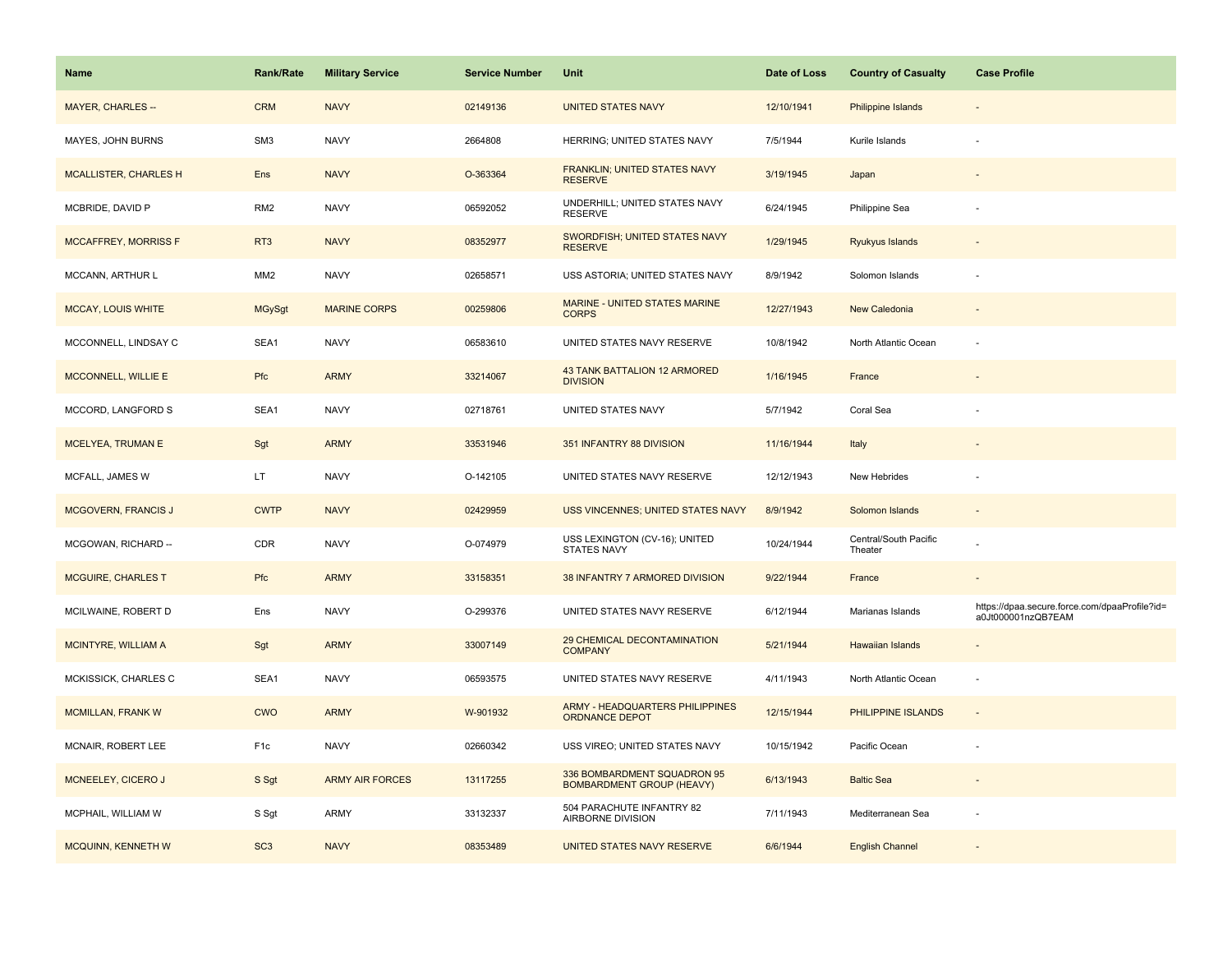| Name | Rank/Rate | Military Service | Service Number | Unit | Date of Loss | Country of Casualty | Case Profile |
| --- | --- | --- | --- | --- | --- | --- | --- |
| MAYER, CHARLES -- | CRM | NAVY | 02149136 | UNITED STATES NAVY | 12/10/1941 | Philippine Islands | - |
| MAYES, JOHN BURNS | SM3 | NAVY | 2664808 | HERRING; UNITED STATES NAVY | 7/5/1944 | Kurile Islands | - |
| MCALLISTER, CHARLES H | Ens | NAVY | O-363364 | FRANKLIN; UNITED STATES NAVY RESERVE | 3/19/1945 | Japan | - |
| MCBRIDE, DAVID P | RM2 | NAVY | 06592052 | UNDERHILL; UNITED STATES NAVY RESERVE | 6/24/1945 | Philippine Sea | - |
| MCCAFFREY, MORRISS F | RT3 | NAVY | 08352977 | SWORDFISH; UNITED STATES NAVY RESERVE | 1/29/1945 | Ryukyus Islands | - |
| MCCANN, ARTHUR L | MM2 | NAVY | 02658571 | USS ASTORIA; UNITED STATES NAVY | 8/9/1942 | Solomon Islands | - |
| MCCAY, LOUIS WHITE | MGySgt | MARINE CORPS | 00259806 | MARINE - UNITED STATES MARINE CORPS | 12/27/1943 | New Caledonia | - |
| MCCONNELL, LINDSAY C | SEA1 | NAVY | 06583610 | UNITED STATES NAVY RESERVE | 10/8/1942 | North Atlantic Ocean | - |
| MCCONNELL, WILLIE E | Pfc | ARMY | 33214067 | 43 TANK BATTALION 12 ARMORED DIVISION | 1/16/1945 | France | - |
| MCCORD, LANGFORD S | SEA1 | NAVY | 02718761 | UNITED STATES NAVY | 5/7/1942 | Coral Sea | - |
| MCELYEA, TRUMAN E | Sgt | ARMY | 33531946 | 351 INFANTRY 88 DIVISION | 11/16/1944 | Italy | - |
| MCFALL, JAMES W | LT | NAVY | O-142105 | UNITED STATES NAVY RESERVE | 12/12/1943 | New Hebrides | - |
| MCGOVERN, FRANCIS J | CWTP | NAVY | 02429959 | USS VINCENNES; UNITED STATES NAVY | 8/9/1942 | Solomon Islands | - |
| MCGOWAN, RICHARD -- | CDR | NAVY | O-074979 | USS LEXINGTON (CV-16); UNITED STATES NAVY | 10/24/1944 | Central/South Pacific Theater | - |
| MCGUIRE, CHARLES T | Pfc | ARMY | 33158351 | 38 INFANTRY 7 ARMORED DIVISION | 9/22/1944 | France | - |
| MCILWAINE, ROBERT D | Ens | NAVY | O-299376 | UNITED STATES NAVY RESERVE | 6/12/1944 | Marianas Islands | https://dpaa.secure.force.com/dpaaProfile?id=a0Jt000001nzQB7EAM |
| MCINTYRE, WILLIAM A | Sgt | ARMY | 33007149 | 29 CHEMICAL DECONTAMINATION COMPANY | 5/21/1944 | Hawaiian Islands | - |
| MCKISSICK, CHARLES C | SEA1 | NAVY | 06593575 | UNITED STATES NAVY RESERVE | 4/11/1943 | North Atlantic Ocean | - |
| MCMILLAN, FRANK W | CWO | ARMY | W-901932 | ARMY - HEADQUARTERS PHILIPPINES ORDNANCE DEPOT | 12/15/1944 | PHILIPPINE ISLANDS | - |
| MCNAIR, ROBERT LEE | F1c | NAVY | 02660342 | USS VIREO; UNITED STATES NAVY | 10/15/1942 | Pacific Ocean | - |
| MCNEELEY, CICERO J | S Sgt | ARMY AIR FORCES | 13117255 | 336 BOMBARDMENT SQUADRON 95 BOMBARDMENT GROUP (HEAVY) | 6/13/1943 | Baltic Sea | - |
| MCPHAIL, WILLIAM W | S Sgt | ARMY | 33132337 | 504 PARACHUTE INFANTRY 82 AIRBORNE DIVISION | 7/11/1943 | Mediterranean Sea | - |
| MCQUINN, KENNETH W | SC3 | NAVY | 08353489 | UNITED STATES NAVY RESERVE | 6/6/1944 | English Channel | - |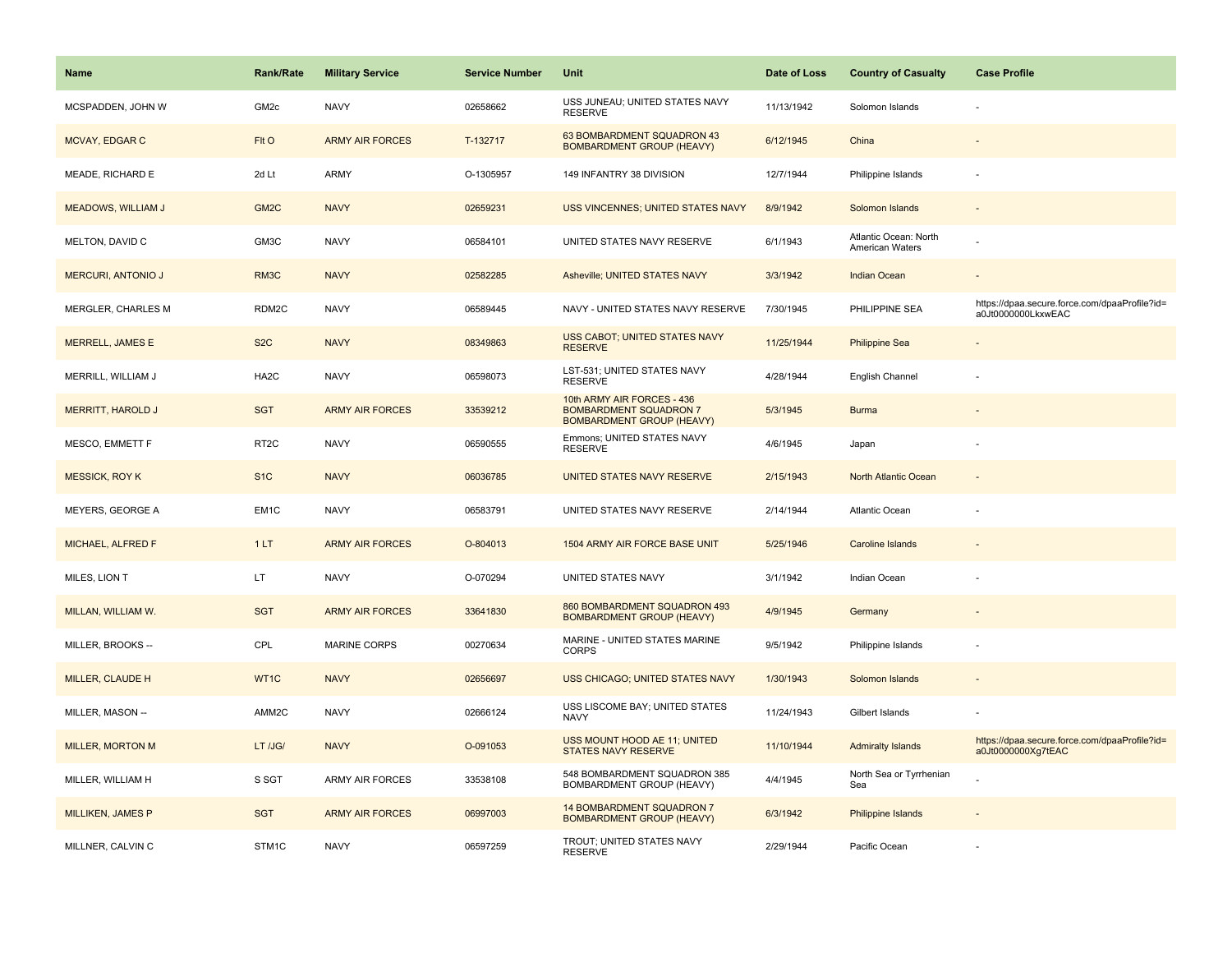| Name | Rank/Rate | Military Service | Service Number | Unit | Date of Loss | Country of Casualty | Case Profile |
|---|---|---|---|---|---|---|---|
| MCSPADDEN, JOHN W | GM2c | NAVY | 02658662 | USS JUNEAU; UNITED STATES NAVY RESERVE | 11/13/1942 | Solomon Islands | - |
| MCVAY, EDGAR C | Flt O | ARMY AIR FORCES | T-132717 | 63 BOMBARDMENT SQUADRON 43 BOMBARDMENT GROUP (HEAVY) | 6/12/1945 | China | - |
| MEADE, RICHARD E | 2d Lt | ARMY | O-1305957 | 149 INFANTRY 38 DIVISION | 12/7/1944 | Philippine Islands | - |
| MEADOWS, WILLIAM J | GM2C | NAVY | 02659231 | USS VINCENNES; UNITED STATES NAVY | 8/9/1942 | Solomon Islands | - |
| MELTON, DAVID C | GM3C | NAVY | 06584101 | UNITED STATES NAVY RESERVE | 6/1/1943 | Atlantic Ocean: North American Waters | - |
| MERCURI, ANTONIO J | RM3C | NAVY | 02582285 | Asheville; UNITED STATES NAVY | 3/3/1942 | Indian Ocean | - |
| MERGLER, CHARLES M | RDM2C | NAVY | 06589445 | NAVY - UNITED STATES NAVY RESERVE | 7/30/1945 | PHILIPPINE SEA | https://dpaa.secure.force.com/dpaaProfile?id=a0Jt0000000LkxwEAC |
| MERRELL, JAMES E | S2C | NAVY | 08349863 | USS CABOT; UNITED STATES NAVY RESERVE | 11/25/1944 | Philippine Sea | - |
| MERRILL, WILLIAM J | HA2C | NAVY | 06598073 | LST-531; UNITED STATES NAVY RESERVE | 4/28/1944 | English Channel | - |
| MERRITT, HAROLD J | SGT | ARMY AIR FORCES | 33539212 | 10th ARMY AIR FORCES - 436 BOMBARDMENT SQUADRON 7 BOMBARDMENT GROUP (HEAVY) | 5/3/1945 | Burma | - |
| MESCO, EMMETT F | RT2C | NAVY | 06590555 | Emmons; UNITED STATES NAVY RESERVE | 4/6/1945 | Japan | - |
| MESSICK, ROY K | S1C | NAVY | 06036785 | UNITED STATES NAVY RESERVE | 2/15/1943 | North Atlantic Ocean | - |
| MEYERS, GEORGE A | EM1C | NAVY | 06583791 | UNITED STATES NAVY RESERVE | 2/14/1944 | Atlantic Ocean | - |
| MICHAEL, ALFRED F | 1 LT | ARMY AIR FORCES | O-804013 | 1504 ARMY AIR FORCE BASE UNIT | 5/25/1946 | Caroline Islands | - |
| MILES, LION T | LT | NAVY | O-070294 | UNITED STATES NAVY | 3/1/1942 | Indian Ocean | - |
| MILLAN, WILLIAM W. | SGT | ARMY AIR FORCES | 33641830 | 860 BOMBARDMENT SQUADRON 493 BOMBARDMENT GROUP (HEAVY) | 4/9/1945 | Germany | - |
| MILLER, BROOKS -- | CPL | MARINE CORPS | 00270634 | MARINE - UNITED STATES MARINE CORPS | 9/5/1942 | Philippine Islands | - |
| MILLER, CLAUDE H | WT1C | NAVY | 02656697 | USS CHICAGO; UNITED STATES NAVY | 1/30/1943 | Solomon Islands | - |
| MILLER, MASON -- | AMM2C | NAVY | 02666124 | USS LISCOME BAY; UNITED STATES NAVY | 11/24/1943 | Gilbert Islands | - |
| MILLER, MORTON M | LT /JG/ | NAVY | O-091053 | USS MOUNT HOOD AE 11; UNITED STATES NAVY RESERVE | 11/10/1944 | Admiralty Islands | https://dpaa.secure.force.com/dpaaProfile?id=a0Jt0000000Xg7tEAC |
| MILLER, WILLIAM H | S SGT | ARMY AIR FORCES | 33538108 | 548 BOMBARDMENT SQUADRON 385 BOMBARDMENT GROUP (HEAVY) | 4/4/1945 | North Sea or Tyrrhenian Sea | - |
| MILLIKEN, JAMES P | SGT | ARMY AIR FORCES | 06997003 | 14 BOMBARDMENT SQUADRON 7 BOMBARDMENT GROUP (HEAVY) | 6/3/1942 | Philippine Islands | - |
| MILLNER, CALVIN C | STM1C | NAVY | 06597259 | TROUT; UNITED STATES NAVY RESERVE | 2/29/1944 | Pacific Ocean | - |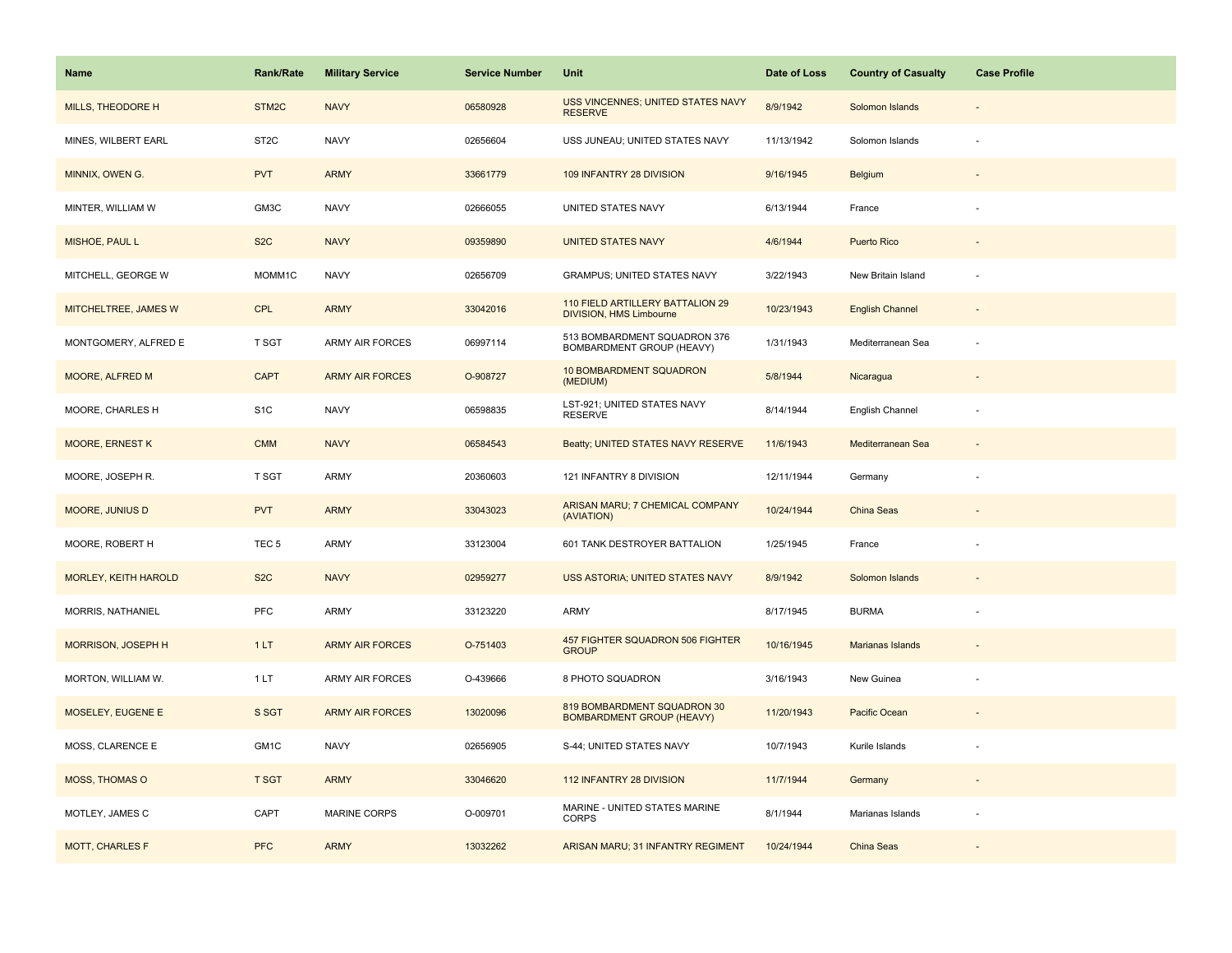| Name | Rank/Rate | Military Service | Service Number | Unit | Date of Loss | Country of Casualty | Case Profile |
| --- | --- | --- | --- | --- | --- | --- | --- |
| MILLS, THEODORE H | STM2C | NAVY | 06580928 | USS VINCENNES; UNITED STATES NAVY RESERVE | 8/9/1942 | Solomon Islands | - |
| MINES, WILBERT EARL | ST2C | NAVY | 02656604 | USS JUNEAU; UNITED STATES NAVY | 11/13/1942 | Solomon Islands | - |
| MINNIX, OWEN G. | PVT | ARMY | 33661779 | 109 INFANTRY 28 DIVISION | 9/16/1945 | Belgium | - |
| MINTER, WILLIAM W | GM3C | NAVY | 02666055 | UNITED STATES NAVY | 6/13/1944 | France | - |
| MISHOE, PAUL L | S2C | NAVY | 09359890 | UNITED STATES NAVY | 4/6/1944 | Puerto Rico | - |
| MITCHELL, GEORGE W | MOMM1C | NAVY | 02656709 | GRAMPUS; UNITED STATES NAVY | 3/22/1943 | New Britain Island | - |
| MITCHELTREE, JAMES W | CPL | ARMY | 33042016 | 110 FIELD ARTILLERY BATTALION 29 DIVISION, HMS Limbourne | 10/23/1943 | English Channel | - |
| MONTGOMERY, ALFRED E | T SGT | ARMY AIR FORCES | 06997114 | 513 BOMBARDMENT SQUADRON 376 BOMBARDMENT GROUP (HEAVY) | 1/31/1943 | Mediterranean Sea | - |
| MOORE, ALFRED M | CAPT | ARMY AIR FORCES | O-908727 | 10 BOMBARDMENT SQUADRON (MEDIUM) | 5/8/1944 | Nicaragua | - |
| MOORE, CHARLES H | S1C | NAVY | 06598835 | LST-921; UNITED STATES NAVY RESERVE | 8/14/1944 | English Channel | - |
| MOORE, ERNEST K | CMM | NAVY | 06584543 | Beatty; UNITED STATES NAVY RESERVE | 11/6/1943 | Mediterranean Sea | - |
| MOORE, JOSEPH R. | T SGT | ARMY | 20360603 | 121 INFANTRY 8 DIVISION | 12/11/1944 | Germany | - |
| MOORE, JUNIUS D | PVT | ARMY | 33043023 | ARISAN MARU; 7 CHEMICAL COMPANY (AVIATION) | 10/24/1944 | China Seas | - |
| MOORE, ROBERT H | TEC 5 | ARMY | 33123004 | 601 TANK DESTROYER BATTALION | 1/25/1945 | France | - |
| MORLEY, KEITH HAROLD | S2C | NAVY | 02959277 | USS ASTORIA; UNITED STATES NAVY | 8/9/1942 | Solomon Islands | - |
| MORRIS, NATHANIEL | PFC | ARMY | 33123220 | ARMY | 8/17/1945 | BURMA | - |
| MORRISON, JOSEPH H | 1 LT | ARMY AIR FORCES | O-751403 | 457 FIGHTER SQUADRON 506 FIGHTER GROUP | 10/16/1945 | Marianas Islands | - |
| MORTON, WILLIAM W. | 1 LT | ARMY AIR FORCES | O-439666 | 8 PHOTO SQUADRON | 3/16/1943 | New Guinea | - |
| MOSELEY, EUGENE E | S SGT | ARMY AIR FORCES | 13020096 | 819 BOMBARDMENT SQUADRON 30 BOMBARDMENT GROUP (HEAVY) | 11/20/1943 | Pacific Ocean | - |
| MOSS, CLARENCE E | GM1C | NAVY | 02656905 | S-44; UNITED STATES NAVY | 10/7/1943 | Kurile Islands | - |
| MOSS, THOMAS O | T SGT | ARMY | 33046620 | 112 INFANTRY 28 DIVISION | 11/7/1944 | Germany | - |
| MOTLEY, JAMES C | CAPT | MARINE CORPS | O-009701 | MARINE - UNITED STATES MARINE CORPS | 8/1/1944 | Marianas Islands | - |
| MOTT, CHARLES F | PFC | ARMY | 13032262 | ARISAN MARU; 31 INFANTRY REGIMENT | 10/24/1944 | China Seas | - |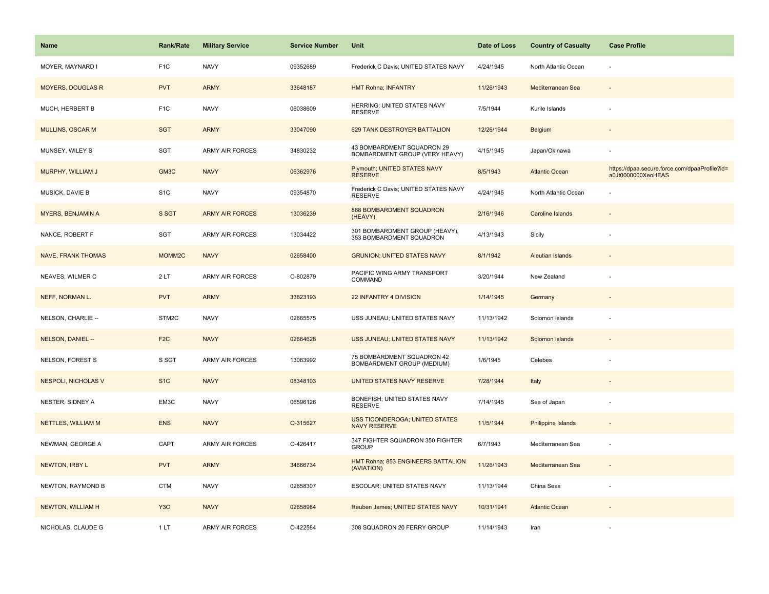| Name | Rank/Rate | Military Service | Service Number | Unit | Date of Loss | Country of Casualty | Case Profile |
| --- | --- | --- | --- | --- | --- | --- | --- |
| MOYER, MAYNARD I | F1C | NAVY | 09352689 | Frederick C Davis; UNITED STATES NAVY | 4/24/1945 | North Atlantic Ocean | - |
| MOYERS, DOUGLAS R | PVT | ARMY | 33648187 | HMT Rohna; INFANTRY | 11/26/1943 | Mediterranean Sea | - |
| MUCH, HERBERT B | F1C | NAVY | 06038609 | HERRING; UNITED STATES NAVY RESERVE | 7/5/1944 | Kurile Islands | - |
| MULLINS, OSCAR M | SGT | ARMY | 33047090 | 629 TANK DESTROYER BATTALION | 12/26/1944 | Belgium | - |
| MUNSEY, WILEY S | SGT | ARMY AIR FORCES | 34830232 | 43 BOMBARDMENT SQUADRON 29 BOMBARDMENT GROUP (VERY HEAVY) | 4/15/1945 | Japan/Okinawa | - |
| MURPHY, WILLIAM J | GM3C | NAVY | 06362976 | Plymouth; UNITED STATES NAVY RESERVE | 8/5/1943 | Atlantic Ocean | https://dpaa.secure.force.com/dpaaProfile?id=a0Jt0000000XeoHEAS |
| MUSICK, DAVIE B | S1C | NAVY | 09354870 | Frederick C Davis; UNITED STATES NAVY RESERVE | 4/24/1945 | North Atlantic Ocean | - |
| MYERS, BENJAMIN A | S SGT | ARMY AIR FORCES | 13036239 | 868 BOMBARDMENT SQUADRON (HEAVY) | 2/16/1946 | Caroline Islands | - |
| NANCE, ROBERT F | SGT | ARMY AIR FORCES | 13034422 | 301 BOMBARDMENT GROUP (HEAVY), 353 BOMBARDMENT SQUADRON | 4/13/1943 | Sicily | - |
| NAVE, FRANK THOMAS | MOMM2C | NAVY | 02658400 | GRUNION; UNITED STATES NAVY | 8/1/1942 | Aleutian Islands | - |
| NEAVES, WILMER C | 2 LT | ARMY AIR FORCES | O-802879 | PACIFIC WING ARMY TRANSPORT COMMAND | 3/20/1944 | New Zealand | - |
| NEFF, NORMAN L. | PVT | ARMY | 33823193 | 22 INFANTRY 4 DIVISION | 1/14/1945 | Germany | - |
| NELSON, CHARLIE -- | STM2C | NAVY | 02665575 | USS JUNEAU; UNITED STATES NAVY | 11/13/1942 | Solomon Islands | - |
| NELSON, DANIEL -- | F2C | NAVY | 02664628 | USS JUNEAU; UNITED STATES NAVY | 11/13/1942 | Solomon Islands | - |
| NELSON, FOREST S | S SGT | ARMY AIR FORCES | 13063992 | 75 BOMBARDMENT SQUADRON 42 BOMBARDMENT GROUP (MEDIUM) | 1/6/1945 | Celebes | - |
| NESPOLI, NICHOLAS V | S1C | NAVY | 08348103 | UNITED STATES NAVY RESERVE | 7/28/1944 | Italy | - |
| NESTER, SIDNEY A | EM3C | NAVY | 06596126 | BONEFISH; UNITED STATES NAVY RESERVE | 7/14/1945 | Sea of Japan | - |
| NETTLES, WILLIAM M | ENS | NAVY | O-315627 | USS TICONDEROGA; UNITED STATES NAVY RESERVE | 11/5/1944 | Philippine Islands | - |
| NEWMAN, GEORGE A | CAPT | ARMY AIR FORCES | O-426417 | 347 FIGHTER SQUADRON 350 FIGHTER GROUP | 6/7/1943 | Mediterranean Sea | - |
| NEWTON, IRBY L | PVT | ARMY | 34666734 | HMT Rohna; 853 ENGINEERS BATTALION (AVIATION) | 11/26/1943 | Mediterranean Sea | - |
| NEWTON, RAYMOND B | CTM | NAVY | 02658307 | ESCOLAR; UNITED STATES NAVY | 11/13/1944 | China Seas | - |
| NEWTON, WILLIAM H | Y3C | NAVY | 02658984 | Reuben James; UNITED STATES NAVY | 10/31/1941 | Atlantic Ocean | - |
| NICHOLAS, CLAUDE G | 1 LT | ARMY AIR FORCES | O-422584 | 308 SQUADRON 20 FERRY GROUP | 11/14/1943 | Iran | - |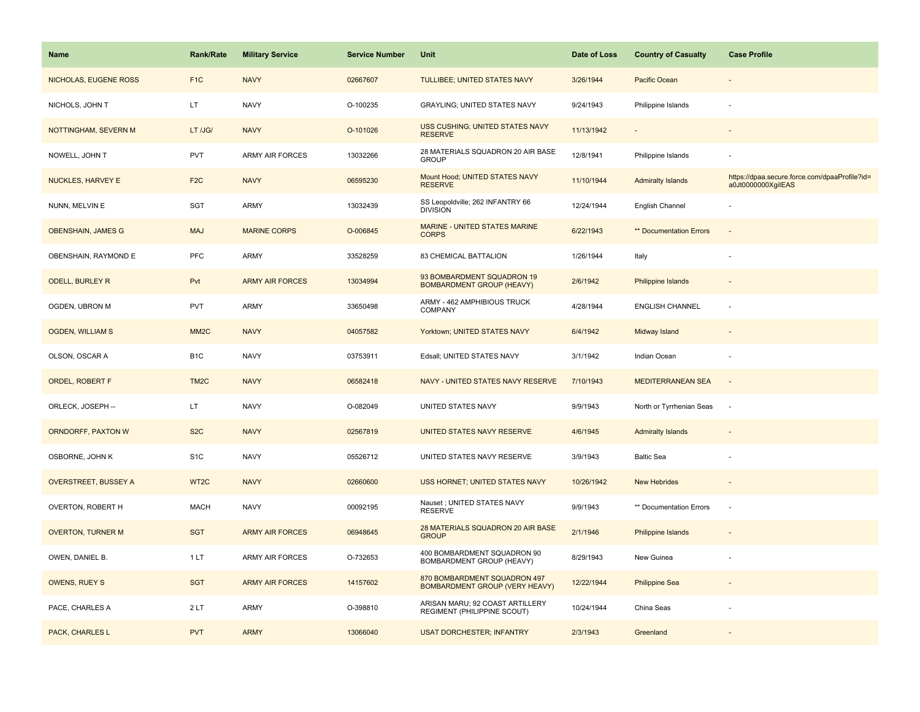| Name | Rank/Rate | Military Service | Service Number | Unit | Date of Loss | Country of Casualty | Case Profile |
| --- | --- | --- | --- | --- | --- | --- | --- |
| NICHOLAS, EUGENE ROSS | F1C | NAVY | 02667607 | TULLIBEE; UNITED STATES NAVY | 3/26/1944 | Pacific Ocean | - |
| NICHOLS, JOHN T | LT | NAVY | O-100235 | GRAYLING; UNITED STATES NAVY | 9/24/1943 | Philippine Islands | - |
| NOTTINGHAM, SEVERN M | LT /JG/ | NAVY | O-101026 | USS CUSHING; UNITED STATES NAVY RESERVE | 11/13/1942 | - | - |
| NOWELL, JOHN T | PVT | ARMY AIR FORCES | 13032266 | 28 MATERIALS SQUADRON 20 AIR BASE GROUP | 12/8/1941 | Philippine Islands | - |
| NUCKLES, HARVEY E | F2C | NAVY | 06595230 | Mount Hood; UNITED STATES NAVY RESERVE | 11/10/1944 | Admiralty Islands | https://dpaa.secure.force.com/dpaaProfile?id=a0Jt0000000XgiIEAS |
| NUNN, MELVIN E | SGT | ARMY | 13032439 | SS Leopoldville; 262 INFANTRY 66 DIVISION | 12/24/1944 | English Channel | - |
| OBENSHAIN, JAMES G | MAJ | MARINE CORPS | O-006845 | MARINE - UNITED STATES MARINE CORPS | 6/22/1943 | ** Documentation Errors | - |
| OBENSHAIN, RAYMOND E | PFC | ARMY | 33528259 | 83 CHEMICAL BATTALION | 1/26/1944 | Italy | - |
| ODELL, BURLEY R | Pvt | ARMY AIR FORCES | 13034994 | 93 BOMBARDMENT SQUADRON 19 BOMBARDMENT GROUP (HEAVY) | 2/6/1942 | Philippine Islands | - |
| OGDEN, UBRON M | PVT | ARMY | 33650498 | ARMY - 462 AMPHIBIOUS TRUCK COMPANY | 4/28/1944 | ENGLISH CHANNEL | - |
| OGDEN, WILLIAM S | MM2C | NAVY | 04057582 | Yorktown; UNITED STATES NAVY | 6/4/1942 | Midway Island | - |
| OLSON, OSCAR A | B1C | NAVY | 03753911 | Edsall; UNITED STATES NAVY | 3/1/1942 | Indian Ocean | - |
| ORDEL, ROBERT F | TM2C | NAVY | 06582418 | NAVY - UNITED STATES NAVY RESERVE | 7/10/1943 | MEDITERRANEAN SEA | - |
| ORLECK, JOSEPH -- | LT | NAVY | O-082049 | UNITED STATES NAVY | 9/9/1943 | North or Tyrrhenian Seas | - |
| ORNDORFF, PAXTON W | S2C | NAVY | 02567819 | UNITED STATES NAVY RESERVE | 4/6/1945 | Admiralty Islands | - |
| OSBORNE, JOHN K | S1C | NAVY | 05526712 | UNITED STATES NAVY RESERVE | 3/9/1943 | Baltic Sea | - |
| OVERSTREET, BUSSEY A | WT2C | NAVY | 02660600 | USS HORNET; UNITED STATES NAVY | 10/26/1942 | New Hebrides | - |
| OVERTON, ROBERT H | MACH | NAVY | 00092195 | Nauset ; UNITED STATES NAVY RESERVE | 9/9/1943 | ** Documentation Errors | - |
| OVERTON, TURNER M | SGT | ARMY AIR FORCES | 06948645 | 28 MATERIALS SQUADRON 20 AIR BASE GROUP | 2/1/1946 | Philippine Islands | - |
| OWEN, DANIEL B. | 1 LT | ARMY AIR FORCES | O-732653 | 400 BOMBARDMENT SQUADRON 90 BOMBARDMENT GROUP (HEAVY) | 8/29/1943 | New Guinea | - |
| OWENS, RUEY S | SGT | ARMY AIR FORCES | 14157602 | 870 BOMBARDMENT SQUADRON 497 BOMBARDMENT GROUP (VERY HEAVY) | 12/22/1944 | Philippine Sea | - |
| PACE, CHARLES A | 2 LT | ARMY | O-398810 | ARISAN MARU; 92 COAST ARTILLERY REGIMENT (PHILIPPINE SCOUT) | 10/24/1944 | China Seas | - |
| PACK, CHARLES L | PVT | ARMY | 13066040 | USAT DORCHESTER; INFANTRY | 2/3/1943 | Greenland | - |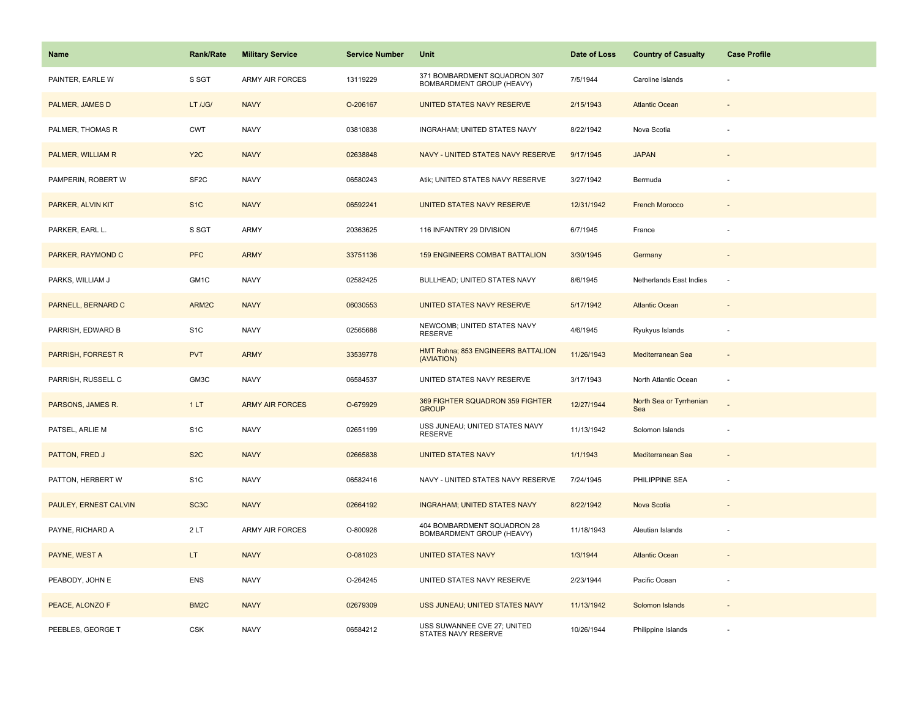| Name | Rank/Rate | Military Service | Service Number | Unit | Date of Loss | Country of Casualty | Case Profile |
|---|---|---|---|---|---|---|---|
| PAINTER, EARLE W | S SGT | ARMY AIR FORCES | 13119229 | 371 BOMBARDMENT SQUADRON 307 BOMBARDMENT GROUP (HEAVY) | 7/5/1944 | Caroline Islands | - |
| PALMER, JAMES D | LT /JG/ | NAVY | O-206167 | UNITED STATES NAVY RESERVE | 2/15/1943 | Atlantic Ocean | - |
| PALMER, THOMAS R | CWT | NAVY | 03810838 | INGRAHAM; UNITED STATES NAVY | 8/22/1942 | Nova Scotia | - |
| PALMER, WILLIAM R | Y2C | NAVY | 02638848 | NAVY - UNITED STATES NAVY RESERVE | 9/17/1945 | JAPAN | - |
| PAMPERIN, ROBERT W | SF2C | NAVY | 06580243 | Atik; UNITED STATES NAVY RESERVE | 3/27/1942 | Bermuda | - |
| PARKER, ALVIN KIT | S1C | NAVY | 06592241 | UNITED STATES NAVY RESERVE | 12/31/1942 | French Morocco | - |
| PARKER, EARL L. | S SGT | ARMY | 20363625 | 116 INFANTRY 29 DIVISION | 6/7/1945 | France | - |
| PARKER, RAYMOND C | PFC | ARMY | 33751136 | 159 ENGINEERS COMBAT BATTALION | 3/30/1945 | Germany | - |
| PARKS, WILLIAM J | GM1C | NAVY | 02582425 | BULLHEAD; UNITED STATES NAVY | 8/6/1945 | Netherlands East Indies | - |
| PARNELL, BERNARD C | ARM2C | NAVY | 06030553 | UNITED STATES NAVY RESERVE | 5/17/1942 | Atlantic Ocean | - |
| PARRISH, EDWARD B | S1C | NAVY | 02565688 | NEWCOMB; UNITED STATES NAVY RESERVE | 4/6/1945 | Ryukyus Islands | - |
| PARRISH, FORREST R | PVT | ARMY | 33539778 | HMT Rohna; 853 ENGINEERS BATTALION (AVIATION) | 11/26/1943 | Mediterranean Sea | - |
| PARRISH, RUSSELL C | GM3C | NAVY | 06584537 | UNITED STATES NAVY RESERVE | 3/17/1943 | North Atlantic Ocean | - |
| PARSONS, JAMES R. | 1 LT | ARMY AIR FORCES | O-679929 | 369 FIGHTER SQUADRON 359 FIGHTER GROUP | 12/27/1944 | North Sea or Tyrrhenian Sea | - |
| PATSEL, ARLIE M | S1C | NAVY | 02651199 | USS JUNEAU; UNITED STATES NAVY RESERVE | 11/13/1942 | Solomon Islands | - |
| PATTON, FRED J | S2C | NAVY | 02665838 | UNITED STATES NAVY | 1/1/1943 | Mediterranean Sea | - |
| PATTON, HERBERT W | S1C | NAVY | 06582416 | NAVY - UNITED STATES NAVY RESERVE | 7/24/1945 | PHILIPPINE SEA | - |
| PAULEY, ERNEST CALVIN | SC3C | NAVY | 02664192 | INGRAHAM; UNITED STATES NAVY | 8/22/1942 | Nova Scotia | - |
| PAYNE, RICHARD A | 2 LT | ARMY AIR FORCES | O-800928 | 404 BOMBARDMENT SQUADRON 28 BOMBARDMENT GROUP (HEAVY) | 11/18/1943 | Aleutian Islands | - |
| PAYNE, WEST A | LT | NAVY | O-081023 | UNITED STATES NAVY | 1/3/1944 | Atlantic Ocean | - |
| PEABODY, JOHN E | ENS | NAVY | O-264245 | UNITED STATES NAVY RESERVE | 2/23/1944 | Pacific Ocean | - |
| PEACE, ALONZO F | BM2C | NAVY | 02679309 | USS JUNEAU; UNITED STATES NAVY | 11/13/1942 | Solomon Islands | - |
| PEEBLES, GEORGE T | CSK | NAVY | 06584212 | USS SUWANNEE CVE 27; UNITED STATES NAVY RESERVE | 10/26/1944 | Philippine Islands | - |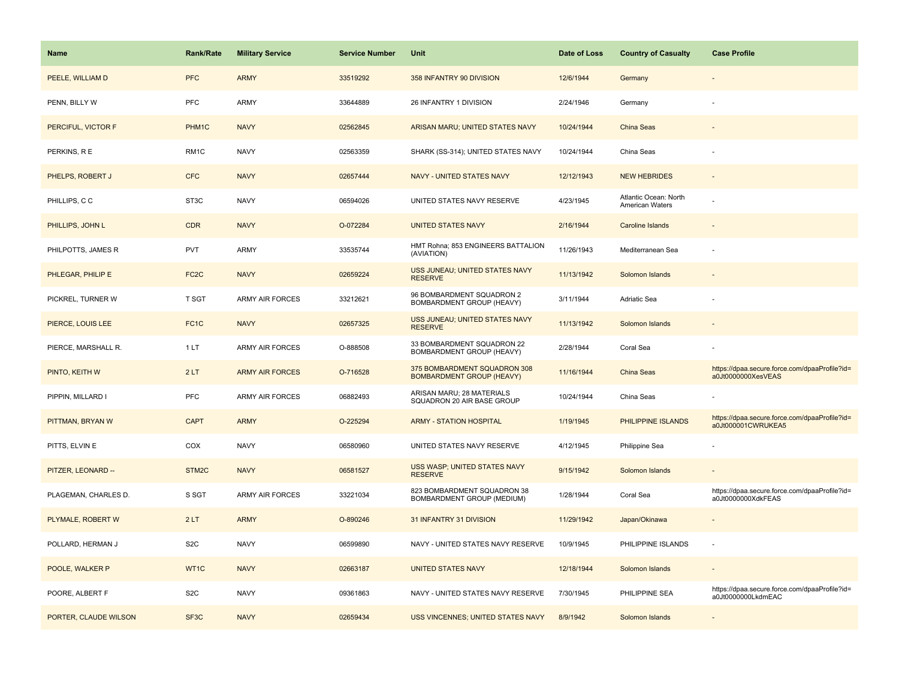| Name | Rank/Rate | Military Service | Service Number | Unit | Date of Loss | Country of Casualty | Case Profile |
|---|---|---|---|---|---|---|---|
| PEELE, WILLIAM D | PFC | ARMY | 33519292 | 358 INFANTRY 90 DIVISION | 12/6/1944 | Germany | - |
| PENN, BILLY W | PFC | ARMY | 33644889 | 26 INFANTRY 1 DIVISION | 2/24/1946 | Germany | - |
| PERCIFUL, VICTOR F | PHM1C | NAVY | 02562845 | ARISAN MARU; UNITED STATES NAVY | 10/24/1944 | China Seas | - |
| PERKINS, R E | RM1C | NAVY | 02563359 | SHARK (SS-314); UNITED STATES NAVY | 10/24/1944 | China Seas | - |
| PHELPS, ROBERT J | CFC | NAVY | 02657444 | NAVY - UNITED STATES NAVY | 12/12/1943 | NEW HEBRIDES | - |
| PHILLIPS, C C | ST3C | NAVY | 06594026 | UNITED STATES NAVY RESERVE | 4/23/1945 | Atlantic Ocean: North American Waters | - |
| PHILLIPS, JOHN L | CDR | NAVY | O-072284 | UNITED STATES NAVY | 2/16/1944 | Caroline Islands | - |
| PHILPOTTS, JAMES R | PVT | ARMY | 33535744 | HMT Rohna; 853 ENGINEERS BATTALION (AVIATION) | 11/26/1943 | Mediterranean Sea | - |
| PHLEGAR, PHILIP E | FC2C | NAVY | 02659224 | USS JUNEAU; UNITED STATES NAVY RESERVE | 11/13/1942 | Solomon Islands | - |
| PICKREL, TURNER W | T SGT | ARMY AIR FORCES | 33212621 | 96 BOMBARDMENT SQUADRON 2 BOMBARDMENT GROUP (HEAVY) | 3/11/1944 | Adriatic Sea | - |
| PIERCE, LOUIS LEE | FC1C | NAVY | 02657325 | USS JUNEAU; UNITED STATES NAVY RESERVE | 11/13/1942 | Solomon Islands | - |
| PIERCE, MARSHALL R. | 1 LT | ARMY AIR FORCES | O-888508 | 33 BOMBARDMENT SQUADRON 22 BOMBARDMENT GROUP (HEAVY) | 2/28/1944 | Coral Sea | - |
| PINTO, KEITH W | 2 LT | ARMY AIR FORCES | O-716528 | 375 BOMBARDMENT SQUADRON 308 BOMBARDMENT GROUP (HEAVY) | 11/16/1944 | China Seas | https://dpaa.secure.force.com/dpaaProfile?id=a0Jt0000000XesVEAS |
| PIPPIN, MILLARD I | PFC | ARMY AIR FORCES | 06882493 | ARISAN MARU; 28 MATERIALS SQUADRON 20 AIR BASE GROUP | 10/24/1944 | China Seas | - |
| PITTMAN, BRYAN W | CAPT | ARMY | O-225294 | ARMY - STATION HOSPITAL | 1/19/1945 | PHILIPPINE ISLANDS | https://dpaa.secure.force.com/dpaaProfile?id=a0Jt000001CWRUKEA5 |
| PITTS, ELVIN E | COX | NAVY | 06580960 | UNITED STATES NAVY RESERVE | 4/12/1945 | Philippine Sea | - |
| PITZER, LEONARD -- | STM2C | NAVY | 06581527 | USS WASP; UNITED STATES NAVY RESERVE | 9/15/1942 | Solomon Islands | - |
| PLAGEMAN, CHARLES D. | S SGT | ARMY AIR FORCES | 33221034 | 823 BOMBARDMENT SQUADRON 38 BOMBARDMENT GROUP (MEDIUM) | 1/28/1944 | Coral Sea | https://dpaa.secure.force.com/dpaaProfile?id=a0Jt0000000XdkFEAS |
| PLYMALE, ROBERT W | 2 LT | ARMY | O-890246 | 31 INFANTRY 31 DIVISION | 11/29/1942 | Japan/Okinawa | - |
| POLLARD, HERMAN J | S2C | NAVY | 06599890 | NAVY - UNITED STATES NAVY RESERVE | 10/9/1945 | PHILIPPINE ISLANDS | - |
| POOLE, WALKER P | WT1C | NAVY | 02663187 | UNITED STATES NAVY | 12/18/1944 | Solomon Islands | - |
| POORE, ALBERT F | S2C | NAVY | 09361863 | NAVY - UNITED STATES NAVY RESERVE | 7/30/1945 | PHILIPPINE SEA | https://dpaa.secure.force.com/dpaaProfile?id=a0Jt0000000LkdmEAC |
| PORTER, CLAUDE WILSON | SF3C | NAVY | 02659434 | USS VINCENNES; UNITED STATES NAVY | 8/9/1942 | Solomon Islands | - |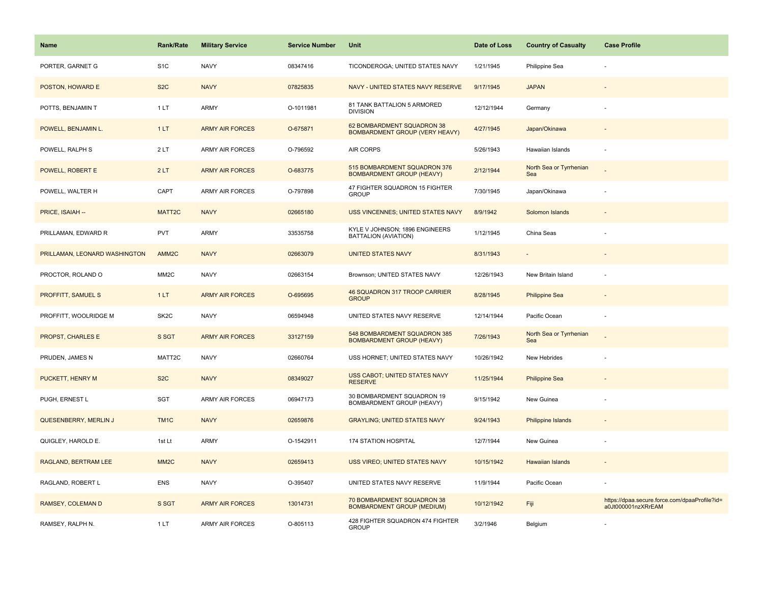| Name | Rank/Rate | Military Service | Service Number | Unit | Date of Loss | Country of Casualty | Case Profile |
|---|---|---|---|---|---|---|---|
| PORTER, GARNET G | S1C | NAVY | 08347416 | TICONDEROGA; UNITED STATES NAVY | 1/21/1945 | Philippine Sea | - |
| POSTON, HOWARD E | S2C | NAVY | 07825835 | NAVY - UNITED STATES NAVY RESERVE | 9/17/1945 | JAPAN | - |
| POTTS, BENJAMIN T | 1 LT | ARMY | O-1011981 | 81 TANK BATTALION 5 ARMORED DIVISION | 12/12/1944 | Germany | - |
| POWELL, BENJAMIN L. | 1 LT | ARMY AIR FORCES | O-675871 | 62 BOMBARDMENT SQUADRON 38 BOMBARDMENT GROUP (VERY HEAVY) | 4/27/1945 | Japan/Okinawa | - |
| POWELL, RALPH S | 2 LT | ARMY AIR FORCES | O-796592 | AIR CORPS | 5/26/1943 | Hawaiian Islands | - |
| POWELL, ROBERT E | 2 LT | ARMY AIR FORCES | O-683775 | 515 BOMBARDMENT SQUADRON 376 BOMBARDMENT GROUP (HEAVY) | 2/12/1944 | North Sea or Tyrrhenian Sea | - |
| POWELL, WALTER H | CAPT | ARMY AIR FORCES | O-797898 | 47 FIGHTER SQUADRON 15 FIGHTER GROUP | 7/30/1945 | Japan/Okinawa | - |
| PRICE, ISAIAH -- | MATT2C | NAVY | 02665180 | USS VINCENNES; UNITED STATES NAVY | 8/9/1942 | Solomon Islands | - |
| PRILLAMAN, EDWARD R | PVT | ARMY | 33535758 | KYLE V JOHNSON; 1896 ENGINEERS BATTALION (AVIATION) | 1/12/1945 | China Seas | - |
| PRILLAMAN, LEONARD WASHINGTON | AMM2C | NAVY | 02663079 | UNITED STATES NAVY | 8/31/1943 | - | - |
| PROCTOR, ROLAND O | MM2C | NAVY | 02663154 | Brownson; UNITED STATES NAVY | 12/26/1943 | New Britain Island | - |
| PROFFITT, SAMUEL S | 1 LT | ARMY AIR FORCES | O-695695 | 46 SQUADRON 317 TROOP CARRIER GROUP | 8/28/1945 | Philippine Sea | - |
| PROFFITT, WOOLRIDGE M | SK2C | NAVY | 06594948 | UNITED STATES NAVY RESERVE | 12/14/1944 | Pacific Ocean | - |
| PROPST, CHARLES E | S SGT | ARMY AIR FORCES | 33127159 | 548 BOMBARDMENT SQUADRON 385 BOMBARDMENT GROUP (HEAVY) | 7/26/1943 | North Sea or Tyrrhenian Sea | - |
| PRUDEN, JAMES N | MATT2C | NAVY | 02660764 | USS HORNET; UNITED STATES NAVY | 10/26/1942 | New Hebrides | - |
| PUCKETT, HENRY M | S2C | NAVY | 08349027 | USS CABOT; UNITED STATES NAVY RESERVE | 11/25/1944 | Philippine Sea | - |
| PUGH, ERNEST L | SGT | ARMY AIR FORCES | 06947173 | 30 BOMBARDMENT SQUADRON 19 BOMBARDMENT GROUP (HEAVY) | 9/15/1942 | New Guinea | - |
| QUESENBERRY, MERLIN J | TM1C | NAVY | 02659876 | GRAYLING; UNITED STATES NAVY | 9/24/1943 | Philippine Islands | - |
| QUIGLEY, HAROLD E. | 1st Lt | ARMY | O-1542911 | 174 STATION HOSPITAL | 12/7/1944 | New Guinea | - |
| RAGLAND, BERTRAM LEE | MM2C | NAVY | 02659413 | USS VIREO; UNITED STATES NAVY | 10/15/1942 | Hawaiian Islands | - |
| RAGLAND, ROBERT L | ENS | NAVY | O-395407 | UNITED STATES NAVY RESERVE | 11/9/1944 | Pacific Ocean | - |
| RAMSEY, COLEMAN D | S SGT | ARMY AIR FORCES | 13014731 | 70 BOMBARDMENT SQUADRON 38 BOMBARDMENT GROUP (MEDIUM) | 10/12/1942 | Fiji | https://dpaa.secure.force.com/dpaaProfile?id=a0Jt000001nzXRrEAM |
| RAMSEY, RALPH N. | 1 LT | ARMY AIR FORCES | O-805113 | 428 FIGHTER SQUADRON 474 FIGHTER GROUP | 3/2/1946 | Belgium | - |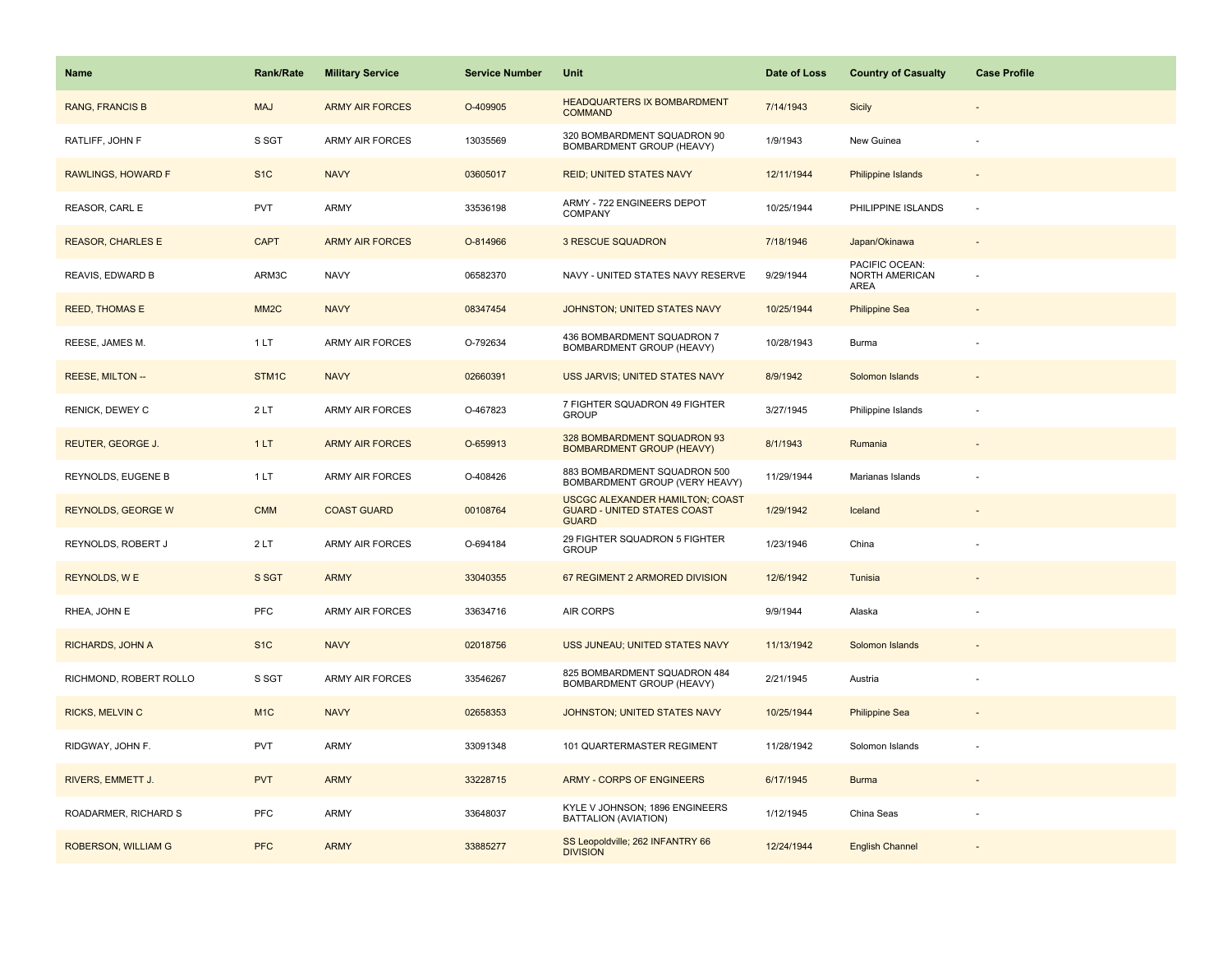| Name | Rank/Rate | Military Service | Service Number | Unit | Date of Loss | Country of Casualty | Case Profile |
|---|---|---|---|---|---|---|---|
| RANG, FRANCIS B | MAJ | ARMY AIR FORCES | O-409905 | HEADQUARTERS IX BOMBARDMENT COMMAND | 7/14/1943 | Sicily | - |
| RATLIFF, JOHN F | S SGT | ARMY AIR FORCES | 13035569 | 320 BOMBARDMENT SQUADRON 90 BOMBARDMENT GROUP (HEAVY) | 1/9/1943 | New Guinea | - |
| RAWLINGS, HOWARD F | S1C | NAVY | 03605017 | REID; UNITED STATES NAVY | 12/11/1944 | Philippine Islands | - |
| REASOR, CARL E | PVT | ARMY | 33536198 | ARMY - 722 ENGINEERS DEPOT COMPANY | 10/25/1944 | PHILIPPINE ISLANDS | - |
| REASOR, CHARLES E | CAPT | ARMY AIR FORCES | O-814966 | 3 RESCUE SQUADRON | 7/18/1946 | Japan/Okinawa | - |
| REAVIS, EDWARD B | ARM3C | NAVY | 06582370 | NAVY - UNITED STATES NAVY RESERVE | 9/29/1944 | PACIFIC OCEAN: NORTH AMERICAN AREA | - |
| REED, THOMAS E | MM2C | NAVY | 08347454 | JOHNSTON; UNITED STATES NAVY | 10/25/1944 | Philippine Sea | - |
| REESE, JAMES M. | 1 LT | ARMY AIR FORCES | O-792634 | 436 BOMBARDMENT SQUADRON 7 BOMBARDMENT GROUP (HEAVY) | 10/28/1943 | Burma | - |
| REESE, MILTON -- | STM1C | NAVY | 02660391 | USS JARVIS; UNITED STATES NAVY | 8/9/1942 | Solomon Islands | - |
| RENICK, DEWEY C | 2 LT | ARMY AIR FORCES | O-467823 | 7 FIGHTER SQUADRON 49 FIGHTER GROUP | 3/27/1945 | Philippine Islands | - |
| REUTER, GEORGE J. | 1 LT | ARMY AIR FORCES | O-659913 | 328 BOMBARDMENT SQUADRON 93 BOMBARDMENT GROUP (HEAVY) | 8/1/1943 | Rumania | - |
| REYNOLDS, EUGENE B | 1 LT | ARMY AIR FORCES | O-408426 | 883 BOMBARDMENT SQUADRON 500 BOMBARDMENT GROUP (VERY HEAVY) | 11/29/1944 | Marianas Islands | - |
| REYNOLDS, GEORGE W | CMM | COAST GUARD | 00108764 | USCGC ALEXANDER HAMILTON; COAST GUARD - UNITED STATES COAST GUARD | 1/29/1942 | Iceland | - |
| REYNOLDS, ROBERT J | 2 LT | ARMY AIR FORCES | O-694184 | 29 FIGHTER SQUADRON 5 FIGHTER GROUP | 1/23/1946 | China | - |
| REYNOLDS, W E | S SGT | ARMY | 33040355 | 67 REGIMENT 2 ARMORED DIVISION | 12/6/1942 | Tunisia | - |
| RHEA, JOHN E | PFC | ARMY AIR FORCES | 33634716 | AIR CORPS | 9/9/1944 | Alaska | - |
| RICHARDS, JOHN A | S1C | NAVY | 02018756 | USS JUNEAU; UNITED STATES NAVY | 11/13/1942 | Solomon Islands | - |
| RICHMOND, ROBERT ROLLO | S SGT | ARMY AIR FORCES | 33546267 | 825 BOMBARDMENT SQUADRON 484 BOMBARDMENT GROUP (HEAVY) | 2/21/1945 | Austria | - |
| RICKS, MELVIN C | M1C | NAVY | 02658353 | JOHNSTON; UNITED STATES NAVY | 10/25/1944 | Philippine Sea | - |
| RIDGWAY, JOHN F. | PVT | ARMY | 33091348 | 101 QUARTERMASTER REGIMENT | 11/28/1942 | Solomon Islands | - |
| RIVERS, EMMETT J. | PVT | ARMY | 33228715 | ARMY - CORPS OF ENGINEERS | 6/17/1945 | Burma | - |
| ROADARMER, RICHARD S | PFC | ARMY | 33648037 | KYLE V JOHNSON; 1896 ENGINEERS BATTALION (AVIATION) | 1/12/1945 | China Seas | - |
| ROBERSON, WILLIAM G | PFC | ARMY | 33885277 | SS Leopoldville; 262 INFANTRY 66 DIVISION | 12/24/1944 | English Channel | - |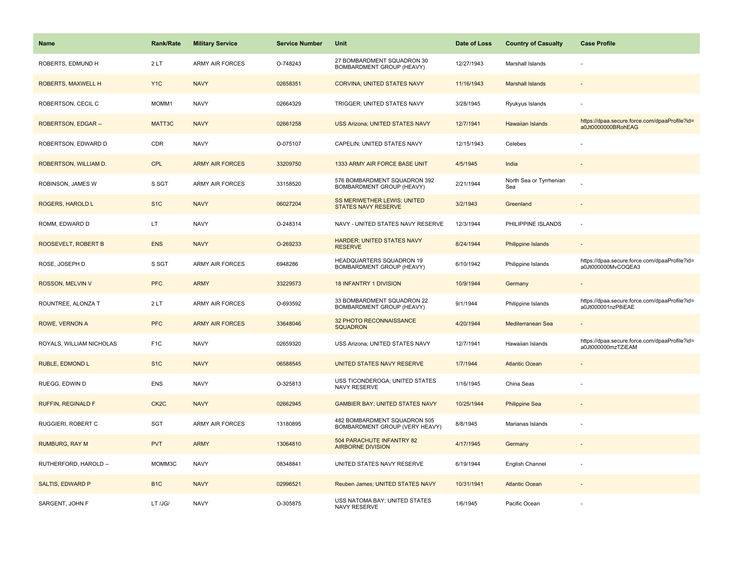| Name | Rank/Rate | Military Service | Service Number | Unit | Date of Loss | Country of Casualty | Case Profile |
|---|---|---|---|---|---|---|---|
| ROBERTS, EDMUND H | 2 LT | ARMY AIR FORCES | O-748243 | 27 BOMBARDMENT SQUADRON 30 BOMBARDMENT GROUP (HEAVY) | 12/27/1943 | Marshall Islands | - |
| ROBERTS, MAXWELL H | Y1C | NAVY | 02658351 | CORVINA; UNITED STATES NAVY | 11/16/1943 | Marshall Islands | - |
| ROBERTSON, CECIL C | MOMM1 | NAVY | 02664329 | TRIGGER; UNITED STATES NAVY | 3/28/1945 | Ryukyus Islands | - |
| ROBERTSON, EDGAR -- | MATT3C | NAVY | 02661258 | USS Arizona; UNITED STATES NAVY | 12/7/1941 | Hawaiian Islands | https://dpaa.secure.force.com/dpaaProfile?id=a0Jt0000000BRohEAG |
| ROBERTSON, EDWARD D | CDR | NAVY | O-075107 | CAPELIN; UNITED STATES NAVY | 12/15/1943 | Celebes | - |
| ROBERTSON, WILLIAM D. | CPL | ARMY AIR FORCES | 33209750 | 1333 ARMY AIR FORCE BASE UNIT | 4/5/1945 | India | - |
| ROBINSON, JAMES W | S SGT | ARMY AIR FORCES | 33158520 | 576 BOMBARDMENT SQUADRON 392 BOMBARDMENT GROUP (HEAVY) | 2/21/1944 | North Sea or Tyrrhenian Sea | - |
| ROGERS, HAROLD L | S1C | NAVY | 06027204 | SS MERIWETHER LEWIS; UNITED STATES NAVY RESERVE | 3/2/1943 | Greenland | - |
| ROMM, EDWARD D | LT | NAVY | O-248314 | NAVY - UNITED STATES NAVY RESERVE | 12/3/1944 | PHILIPPINE ISLANDS | - |
| ROOSEVELT, ROBERT B | ENS | NAVY | O-269233 | HARDER; UNITED STATES NAVY RESERVE | 8/24/1944 | Philippine Islands | - |
| ROSE, JOSEPH D | S SGT | ARMY AIR FORCES | 6948286 | HEADQUARTERS SQUADRON 19 BOMBARDMENT GROUP (HEAVY) | 6/10/1942 | Philippine Islands | https://dpaa.secure.force.com/dpaaProfile?id=a0Jt000000MvCOQEA3 |
| ROSSON, MELVIN V | PFC | ARMY | 33229573 | 18 INFANTRY 1 DIVISION | 10/9/1944 | Germany | - |
| ROUNTREE, ALONZA T | 2 LT | ARMY AIR FORCES | O-693592 | 33 BOMBARDMENT SQUADRON 22 BOMBARDMENT GROUP (HEAVY) | 9/1/1944 | Philippine Islands | https://dpaa.secure.force.com/dpaaProfile?id=a0Jt000001nzP8iEAE |
| ROWE, VERNON A | PFC | ARMY AIR FORCES | 33648046 | 32 PHOTO RECONNAISSANCE SQUADRON | 4/20/1944 | Mediterranean Sea | - |
| ROYALS, WILLIAM NICHOLAS | F1C | NAVY | 02659320 | USS Arizona; UNITED STATES NAVY | 12/7/1941 | Hawaiian Islands | https://dpaa.secure.force.com/dpaaProfile?id=a0Jt000000mzTZiEAM |
| RUBLE, EDMOND L | S1C | NAVY | 06588545 | UNITED STATES NAVY RESERVE | 1/7/1944 | Atlantic Ocean | - |
| RUEGG, EDWIN D | ENS | NAVY | O-325813 | USS TICONDEROGA; UNITED STATES NAVY RESERVE | 1/16/1945 | China Seas | - |
| RUFFIN, REGINALD F | CK2C | NAVY | 02662945 | GAMBIER BAY; UNITED STATES NAVY | 10/25/1944 | Philippine Sea | - |
| RUGGIERI, ROBERT C | SGT | ARMY AIR FORCES | 13180895 | 482 BOMBARDMENT SQUADRON 505 BOMBARDMENT GROUP (VERY HEAVY) | 8/8/1945 | Marianas Islands | - |
| RUMBURG, RAY M | PVT | ARMY | 13064810 | 504 PARACHUTE INFANTRY 82 AIRBORNE DIVISION | 4/17/1945 | Germany | - |
| RUTHERFORD, HAROLD -- | MOMM3C | NAVY | 08348841 | UNITED STATES NAVY RESERVE | 6/19/1944 | English Channel | - |
| SALTIS, EDWARD P | B1C | NAVY | 02996521 | Reuben James; UNITED STATES NAVY | 10/31/1941 | Atlantic Ocean | - |
| SARGENT, JOHN F | LT /JG/ | NAVY | O-305875 | USS NATOMA BAY; UNITED STATES NAVY RESERVE | 1/6/1945 | Pacific Ocean | - |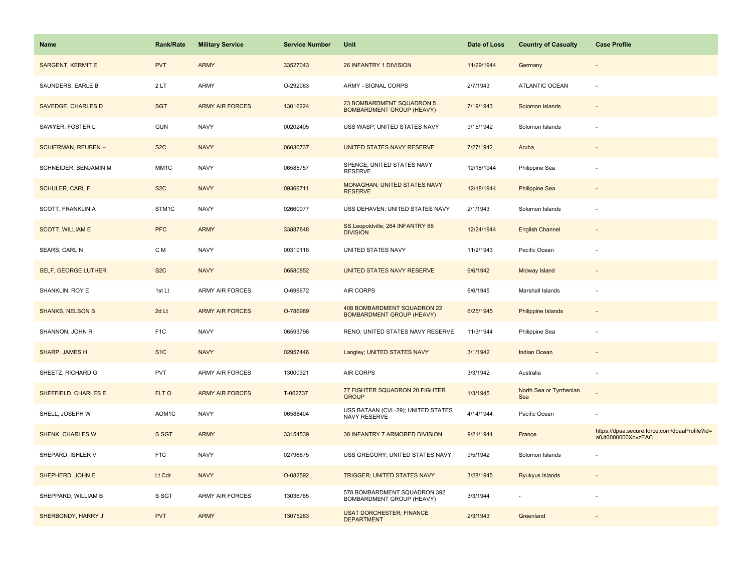| Name | Rank/Rate | Military Service | Service Number | Unit | Date of Loss | Country of Casualty | Case Profile |
|---|---|---|---|---|---|---|---|
| SARGENT, KERMIT E | PVT | ARMY | 33527043 | 26 INFANTRY 1 DIVISION | 11/29/1944 | Germany | - |
| SAUNDERS, EARLE B | 2 LT | ARMY | O-292063 | ARMY - SIGNAL CORPS | 2/7/1943 | ATLANTIC OCEAN | - |
| SAVEDGE, CHARLES D | SGT | ARMY AIR FORCES | 13016224 | 23 BOMBARDMENT SQUADRON 5 BOMBARDMENT GROUP (HEAVY) | 7/19/1943 | Solomon Islands | - |
| SAWYER, FOSTER L | GUN | NAVY | 00202405 | USS WASP; UNITED STATES NAVY | 9/15/1942 | Solomon Islands | - |
| SCHIERMAN, REUBEN -- | S2C | NAVY | 06030737 | UNITED STATES NAVY RESERVE | 7/27/1942 | Aruba | - |
| SCHNEIDER, BENJAMIN M | MM1C | NAVY | 06585757 | SPENCE; UNITED STATES NAVY RESERVE | 12/18/1944 | Philippine Sea | - |
| SCHULER, CARL F | S2C | NAVY | 09366711 | MONAGHAN; UNITED STATES NAVY RESERVE | 12/18/1944 | Philippine Sea | - |
| SCOTT, FRANKLIN A | STM1C | NAVY | 02660077 | USS DEHAVEN; UNITED STATES NAVY | 2/1/1943 | Solomon Islands | - |
| SCOTT, WILLIAM E | PFC | ARMY | 33887848 | SS Leopoldville; 264 INFANTRY 66 DIVISION | 12/24/1944 | English Channel | - |
| SEARS, CARL N | C M | NAVY | 00310116 | UNITED STATES NAVY | 11/2/1943 | Pacific Ocean | - |
| SELF, GEORGE LUTHER | S2C | NAVY | 06580852 | UNITED STATES NAVY RESERVE | 6/6/1942 | Midway Island | - |
| SHANKLIN, ROY E | 1st Lt | ARMY AIR FORCES | O-696672 | AIR CORPS | 6/6/1945 | Marshall Islands | - |
| SHANKS, NELSON S | 2d Lt | ARMY AIR FORCES | O-786989 | 408 BOMBARDMENT SQUADRON 22 BOMBARDMENT GROUP (HEAVY) | 6/25/1945 | Philippine Islands | - |
| SHANNON, JOHN R | F1C | NAVY | 06593796 | RENO; UNITED STATES NAVY RESERVE | 11/3/1944 | Philippine Sea | - |
| SHARP, JAMES H | S1C | NAVY | 02957446 | Langley; UNITED STATES NAVY | 3/1/1942 | Indian Ocean | - |
| SHEETZ, RICHARD G | PVT | ARMY AIR FORCES | 13000321 | AIR CORPS | 3/3/1942 | Australia | - |
| SHEFFIELD, CHARLES E | FLT O | ARMY AIR FORCES | T-062737 | 77 FIGHTER SQUADRON 20 FIGHTER GROUP | 1/3/1945 | North Sea or Tyrrhenian Sea | - |
| SHELL, JOSEPH W | AOM1C | NAVY | 06588404 | USS BATAAN (CVL-29); UNITED STATES NAVY RESERVE | 4/14/1944 | Pacific Ocean | - |
| SHENK, CHARLES W | S SGT | ARMY | 33154539 | 38 INFANTRY 7 ARMORED DIVISION | 9/21/1944 | France | https://dpaa.secure.force.com/dpaaProfile?id=a0Jt0000000XdvzEAC |
| SHEPARD, ISHLER V | F1C | NAVY | 02796675 | USS GREGORY; UNITED STATES NAVY | 9/5/1942 | Solomon Islands | - |
| SHEPHERD, JOHN E | Lt Cdr | NAVY | O-082592 | TRIGGER; UNITED STATES NAVY | 3/28/1945 | Ryukyus Islands | - |
| SHEPPARD, WILLIAM B | S SGT | ARMY AIR FORCES | 13036765 | 578 BOMBARDMENT SQUADRON 392 BOMBARDMENT GROUP (HEAVY) | 3/3/1944 | - | - |
| SHERBONDY, HARRY J | PVT | ARMY | 13075283 | USAT DORCHESTER; FINANCE DEPARTMENT | 2/3/1943 | Greenland | - |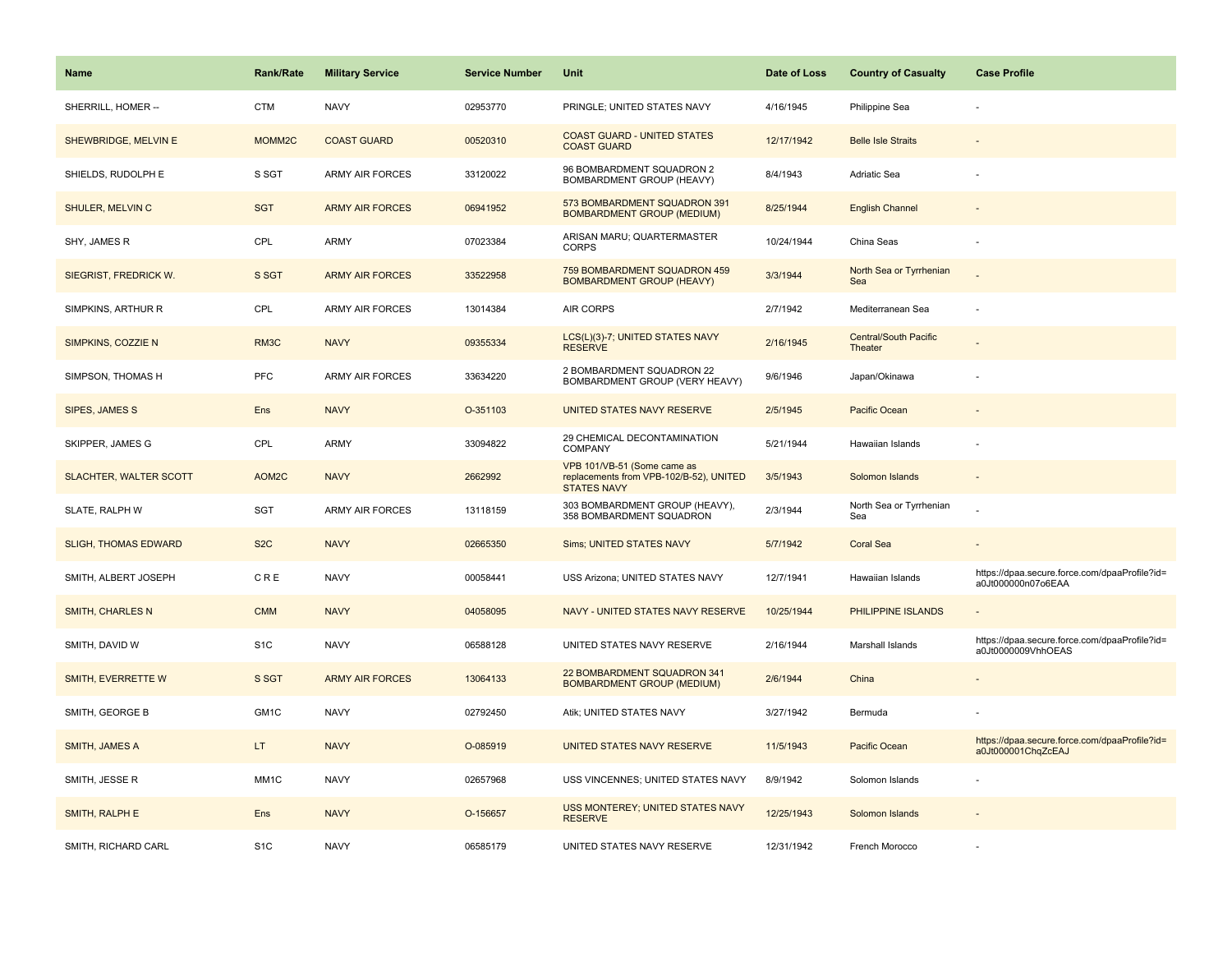| Name | Rank/Rate | Military Service | Service Number | Unit | Date of Loss | Country of Casualty | Case Profile |
| --- | --- | --- | --- | --- | --- | --- | --- |
| SHERRILL, HOMER -- | CTM | NAVY | 02953770 | PRINGLE; UNITED STATES NAVY | 4/16/1945 | Philippine Sea | - |
| SHEWBRIDGE, MELVIN E | MOMM2C | COAST GUARD | 00520310 | COAST GUARD - UNITED STATES COAST GUARD | 12/17/1942 | Belle Isle Straits | - |
| SHIELDS, RUDOLPH E | S SGT | ARMY AIR FORCES | 33120022 | 96 BOMBARDMENT SQUADRON 2 BOMBARDMENT GROUP (HEAVY) | 8/4/1943 | Adriatic Sea | - |
| SHULER, MELVIN C | SGT | ARMY AIR FORCES | 06941952 | 573 BOMBARDMENT SQUADRON 391 BOMBARDMENT GROUP (MEDIUM) | 8/25/1944 | English Channel | - |
| SHY, JAMES R | CPL | ARMY | 07023384 | ARISAN MARU; QUARTERMASTER CORPS | 10/24/1944 | China Seas | - |
| SIEGRIST, FREDRICK W. | S SGT | ARMY AIR FORCES | 33522958 | 759 BOMBARDMENT SQUADRON 459 BOMBARDMENT GROUP (HEAVY) | 3/3/1944 | North Sea or Tyrrhenian Sea | - |
| SIMPKINS, ARTHUR R | CPL | ARMY AIR FORCES | 13014384 | AIR CORPS | 2/7/1942 | Mediterranean Sea | - |
| SIMPKINS, COZZIE N | RM3C | NAVY | 09355334 | LCS(L)(3)-7; UNITED STATES NAVY RESERVE | 2/16/1945 | Central/South Pacific Theater | - |
| SIMPSON, THOMAS H | PFC | ARMY AIR FORCES | 33634220 | 2 BOMBARDMENT SQUADRON 22 BOMBARDMENT GROUP (VERY HEAVY) | 9/6/1946 | Japan/Okinawa | - |
| SIPES, JAMES S | Ens | NAVY | O-351103 | UNITED STATES NAVY RESERVE | 2/5/1945 | Pacific Ocean | - |
| SKIPPER, JAMES G | CPL | ARMY | 33094822 | 29 CHEMICAL DECONTAMINATION COMPANY | 5/21/1944 | Hawaiian Islands | - |
| SLACHTER, WALTER SCOTT | AOM2C | NAVY | 2662992 | VPB 101/VB-51 (Some came as replacements from VPB-102/B-52), UNITED STATES NAVY | 3/5/1943 | Solomon Islands | - |
| SLATE, RALPH W | SGT | ARMY AIR FORCES | 13118159 | 303 BOMBARDMENT GROUP (HEAVY), 358 BOMBARDMENT SQUADRON | 2/3/1944 | North Sea or Tyrrhenian Sea | - |
| SLIGH, THOMAS EDWARD | S2C | NAVY | 02665350 | Sims; UNITED STATES NAVY | 5/7/1942 | Coral Sea | - |
| SMITH, ALBERT JOSEPH | C R E | NAVY | 00058441 | USS Arizona; UNITED STATES NAVY | 12/7/1941 | Hawaiian Islands | https://dpaa.secure.force.com/dpaaProfile?id=a0Jt000000n07o6EAA |
| SMITH, CHARLES N | CMM | NAVY | 04058095 | NAVY - UNITED STATES NAVY RESERVE | 10/25/1944 | PHILIPPINE ISLANDS | - |
| SMITH, DAVID W | S1C | NAVY | 06588128 | UNITED STATES NAVY RESERVE | 2/16/1944 | Marshall Islands | https://dpaa.secure.force.com/dpaaProfile?id=a0Jt0000009VhhOEAS |
| SMITH, EVERRETTE W | S SGT | ARMY AIR FORCES | 13064133 | 22 BOMBARDMENT SQUADRON 341 BOMBARDMENT GROUP (MEDIUM) | 2/6/1944 | China | - |
| SMITH, GEORGE B | GM1C | NAVY | 02792450 | Atik; UNITED STATES NAVY | 3/27/1942 | Bermuda | - |
| SMITH, JAMES A | LT | NAVY | O-085919 | UNITED STATES NAVY RESERVE | 11/5/1943 | Pacific Ocean | https://dpaa.secure.force.com/dpaaProfile?id=a0Jt000001ChqZcEAJ |
| SMITH, JESSE R | MM1C | NAVY | 02657968 | USS VINCENNES; UNITED STATES NAVY | 8/9/1942 | Solomon Islands | - |
| SMITH, RALPH E | Ens | NAVY | O-156657 | USS MONTEREY; UNITED STATES NAVY RESERVE | 12/25/1943 | Solomon Islands | - |
| SMITH, RICHARD CARL | S1C | NAVY | 06585179 | UNITED STATES NAVY RESERVE | 12/31/1942 | French Morocco | - |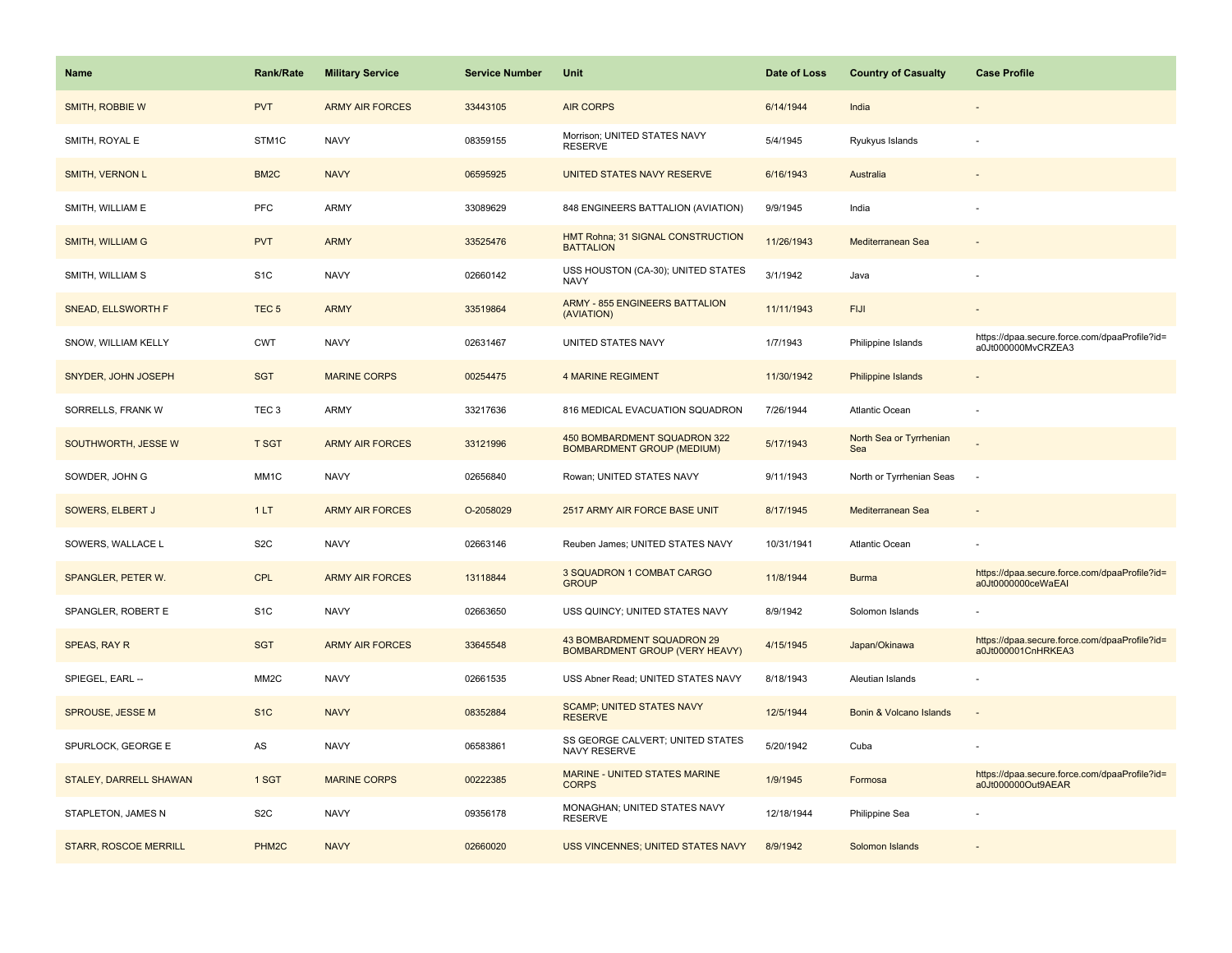| Name | Rank/Rate | Military Service | Service Number | Unit | Date of Loss | Country of Casualty | Case Profile |
|---|---|---|---|---|---|---|---|
| SMITH, ROBBIE W | PVT | ARMY AIR FORCES | 33443105 | AIR CORPS | 6/14/1944 | India | - |
| SMITH, ROYAL E | STM1C | NAVY | 08359155 | Morrison; UNITED STATES NAVY RESERVE | 5/4/1945 | Ryukyus Islands | - |
| SMITH, VERNON L | BM2C | NAVY | 06595925 | UNITED STATES NAVY RESERVE | 6/16/1943 | Australia | - |
| SMITH, WILLIAM E | PFC | ARMY | 33089629 | 848 ENGINEERS BATTALION (AVIATION) | 9/9/1945 | India | - |
| SMITH, WILLIAM G | PVT | ARMY | 33525476 | HMT Rohna; 31 SIGNAL CONSTRUCTION BATTALION | 11/26/1943 | Mediterranean Sea | - |
| SMITH, WILLIAM S | S1C | NAVY | 02660142 | USS HOUSTON (CA-30); UNITED STATES NAVY | 3/1/1942 | Java | - |
| SNEAD, ELLSWORTH F | TEC 5 | ARMY | 33519864 | ARMY - 855 ENGINEERS BATTALION (AVIATION) | 11/11/1943 | FIJI | - |
| SNOW, WILLIAM KELLY | CWT | NAVY | 02631467 | UNITED STATES NAVY | 1/7/1943 | Philippine Islands | https://dpaa.secure.force.com/dpaaProfile?id=a0Jt000000MvCRZEA3 |
| SNYDER, JOHN JOSEPH | SGT | MARINE CORPS | 00254475 | 4 MARINE REGIMENT | 11/30/1942 | Philippine Islands | - |
| SORRELLS, FRANK W | TEC 3 | ARMY | 33217636 | 816 MEDICAL EVACUATION SQUADRON | 7/26/1944 | Atlantic Ocean | - |
| SOUTHWORTH, JESSE W | T SGT | ARMY AIR FORCES | 33121996 | 450 BOMBARDMENT SQUADRON 322 BOMBARDMENT GROUP (MEDIUM) | 5/17/1943 | North Sea or Tyrrhenian Sea | - |
| SOWDER, JOHN G | MM1C | NAVY | 02656840 | Rowan; UNITED STATES NAVY | 9/11/1943 | North or Tyrrhenian Seas | - |
| SOWERS, ELBERT J | 1 LT | ARMY AIR FORCES | O-2058029 | 2517 ARMY AIR FORCE BASE UNIT | 8/17/1945 | Mediterranean Sea | - |
| SOWERS, WALLACE L | S2C | NAVY | 02663146 | Reuben James; UNITED STATES NAVY | 10/31/1941 | Atlantic Ocean | - |
| SPANGLER, PETER W. | CPL | ARMY AIR FORCES | 13118844 | 3 SQUADRON 1 COMBAT CARGO GROUP | 11/8/1944 | Burma | https://dpaa.secure.force.com/dpaaProfile?id=a0Jt0000000ceWaEAI |
| SPANGLER, ROBERT E | S1C | NAVY | 02663650 | USS QUINCY; UNITED STATES NAVY | 8/9/1942 | Solomon Islands | - |
| SPEAS, RAY R | SGT | ARMY AIR FORCES | 33645548 | 43 BOMBARDMENT SQUADRON 29 BOMBARDMENT GROUP (VERY HEAVY) | 4/15/1945 | Japan/Okinawa | https://dpaa.secure.force.com/dpaaProfile?id=a0Jt000001CnHRKEA3 |
| SPIEGEL, EARL -- | MM2C | NAVY | 02661535 | USS Abner Read; UNITED STATES NAVY | 8/18/1943 | Aleutian Islands | - |
| SPROUSE, JESSE M | S1C | NAVY | 08352884 | SCAMP; UNITED STATES NAVY RESERVE | 12/5/1944 | Bonin & Volcano Islands | - |
| SPURLOCK, GEORGE E | AS | NAVY | 06583861 | SS GEORGE CALVERT; UNITED STATES NAVY RESERVE | 5/20/1942 | Cuba | - |
| STALEY, DARRELL SHAWAN | 1 SGT | MARINE CORPS | 00222385 | MARINE - UNITED STATES MARINE CORPS | 1/9/1945 | Formosa | https://dpaa.secure.force.com/dpaaProfile?id=a0Jt000000Out9AEAR |
| STAPLETON, JAMES N | S2C | NAVY | 09356178 | MONAGHAN; UNITED STATES NAVY RESERVE | 12/18/1944 | Philippine Sea | - |
| STARR, ROSCOE MERRILL | PHM2C | NAVY | 02660020 | USS VINCENNES; UNITED STATES NAVY | 8/9/1942 | Solomon Islands | - |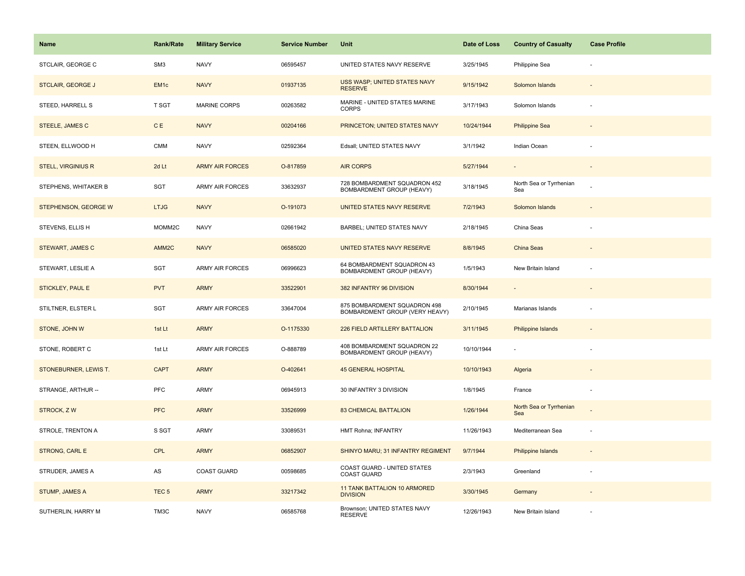| Name | Rank/Rate | Military Service | Service Number | Unit | Date of Loss | Country of Casualty | Case Profile |
|---|---|---|---|---|---|---|---|
| STCLAIR, GEORGE C | SM3 | NAVY | 06595457 | UNITED STATES NAVY RESERVE | 3/25/1945 | Philippine Sea | - |
| STCLAIR, GEORGE J | EM1c | NAVY | 01937135 | USS WASP; UNITED STATES NAVY RESERVE | 9/15/1942 | Solomon Islands | - |
| STEED, HARRELL S | T SGT | MARINE CORPS | 00263582 | MARINE - UNITED STATES MARINE CORPS | 3/17/1943 | Solomon Islands | - |
| STEELE, JAMES C | C E | NAVY | 00204166 | PRINCETON; UNITED STATES NAVY | 10/24/1944 | Philippine Sea | - |
| STEEN, ELLWOOD H | CMM | NAVY | 02592364 | Edsall; UNITED STATES NAVY | 3/1/1942 | Indian Ocean | - |
| STELL, VIRGINIUS R | 2d Lt | ARMY AIR FORCES | O-817859 | AIR CORPS | 5/27/1944 | - | - |
| STEPHENS, WHITAKER B | SGT | ARMY AIR FORCES | 33632937 | 728 BOMBARDMENT SQUADRON 452 BOMBARDMENT GROUP (HEAVY) | 3/18/1945 | North Sea or Tyrrhenian Sea | - |
| STEPHENSON, GEORGE W | LTJG | NAVY | O-191073 | UNITED STATES NAVY RESERVE | 7/2/1943 | Solomon Islands | - |
| STEVENS, ELLIS H | MOMM2C | NAVY | 02661942 | BARBEL; UNITED STATES NAVY | 2/18/1945 | China Seas | - |
| STEWART, JAMES C | AMM2C | NAVY | 06585020 | UNITED STATES NAVY RESERVE | 8/8/1945 | China Seas | - |
| STEWART, LESLIE A | SGT | ARMY AIR FORCES | 06996623 | 64 BOMBARDMENT SQUADRON 43 BOMBARDMENT GROUP (HEAVY) | 1/5/1943 | New Britain Island | - |
| STICKLEY, PAUL E | PVT | ARMY | 33522901 | 382 INFANTRY 96 DIVISION | 8/30/1944 | - | - |
| STILTNER, ELSTER L | SGT | ARMY AIR FORCES | 33647004 | 875 BOMBARDMENT SQUADRON 498 BOMBARDMENT GROUP (VERY HEAVY) | 2/10/1945 | Marianas Islands | - |
| STONE, JOHN W | 1st Lt | ARMY | O-1175330 | 226 FIELD ARTILLERY BATTALION | 3/11/1945 | Philippine Islands | - |
| STONE, ROBERT C | 1st Lt | ARMY AIR FORCES | O-888789 | 408 BOMBARDMENT SQUADRON 22 BOMBARDMENT GROUP (HEAVY) | 10/10/1944 | - | - |
| STONEBURNER, LEWIS T. | CAPT | ARMY | O-402641 | 45 GENERAL HOSPITAL | 10/10/1943 | Algeria | - |
| STRANGE, ARTHUR -- | PFC | ARMY | 06945913 | 30 INFANTRY 3 DIVISION | 1/8/1945 | France | - |
| STROCK, Z W | PFC | ARMY | 33526999 | 83 CHEMICAL BATTALION | 1/26/1944 | North Sea or Tyrrhenian Sea | - |
| STROLE, TRENTON A | S SGT | ARMY | 33089531 | HMT Rohna; INFANTRY | 11/26/1943 | Mediterranean Sea | - |
| STRONG, CARL E | CPL | ARMY | 06852907 | SHINYO MARU; 31 INFANTRY REGIMENT | 9/7/1944 | Philippine Islands | - |
| STRUDER, JAMES A | AS | COAST GUARD | 00598685 | COAST GUARD - UNITED STATES COAST GUARD | 2/3/1943 | Greenland | - |
| STUMP, JAMES A | TEC 5 | ARMY | 33217342 | 11 TANK BATTALION 10 ARMORED DIVISION | 3/30/1945 | Germany | - |
| SUTHERLIN, HARRY M | TM3C | NAVY | 06585768 | Brownson; UNITED STATES NAVY RESERVE | 12/26/1943 | New Britain Island | - |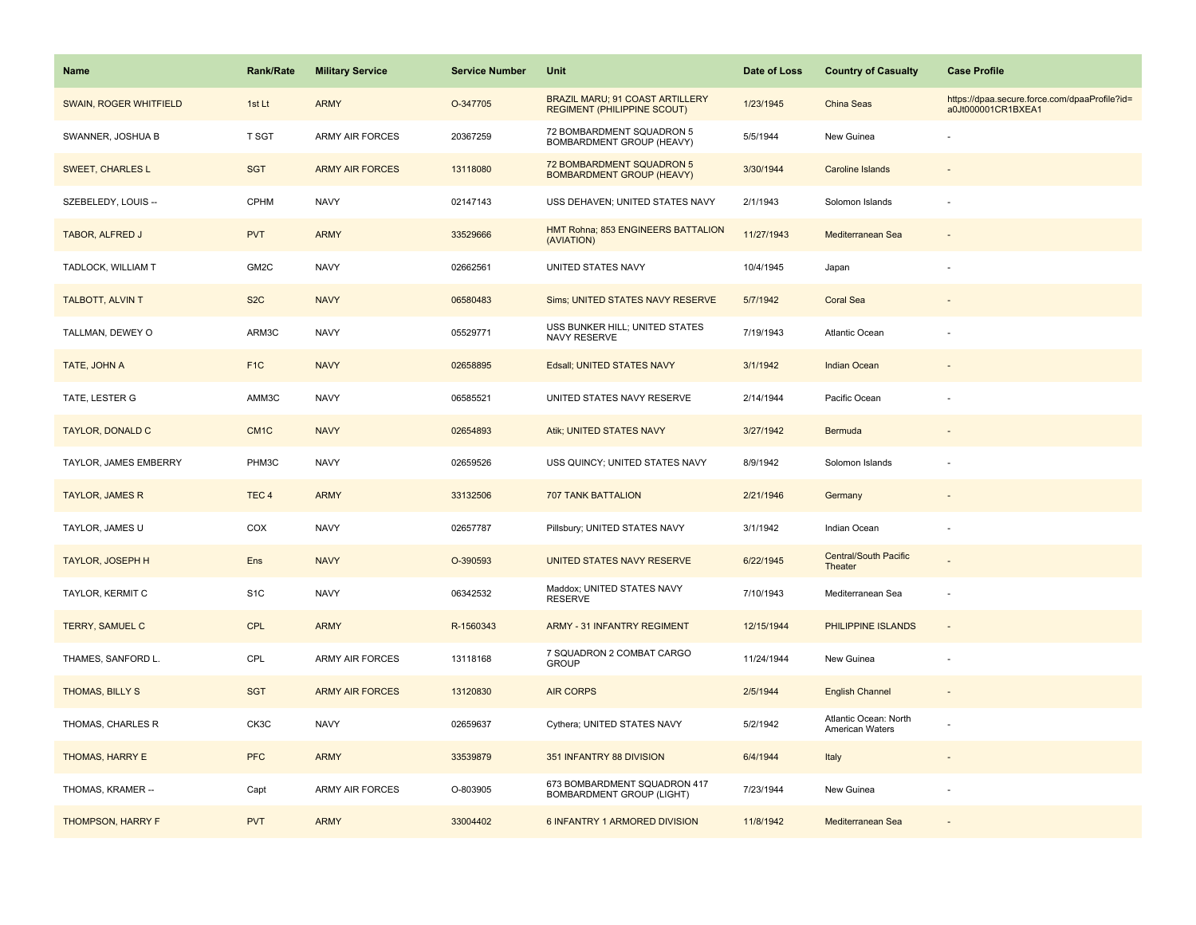| Name | Rank/Rate | Military Service | Service Number | Unit | Date of Loss | Country of Casualty | Case Profile |
|---|---|---|---|---|---|---|---|
| SWAIN, ROGER WHITFIELD | 1st Lt | ARMY | O-347705 | BRAZIL MARU; 91 COAST ARTILLERY REGIMENT (PHILIPPINE SCOUT) | 1/23/1945 | China Seas | https://dpaa.secure.force.com/dpaaProfile?id=a0Jt000001CR1BXEA1 |
| SWANNER, JOSHUA B | T SGT | ARMY AIR FORCES | 20367259 | 72 BOMBARDMENT SQUADRON 5 BOMBARDMENT GROUP (HEAVY) | 5/5/1944 | New Guinea | - |
| SWEET, CHARLES L | SGT | ARMY AIR FORCES | 13118080 | 72 BOMBARDMENT SQUADRON 5 BOMBARDMENT GROUP (HEAVY) | 3/30/1944 | Caroline Islands | - |
| SZEBELEDY, LOUIS -- | CPHM | NAVY | 02147143 | USS DEHAVEN; UNITED STATES NAVY | 2/1/1943 | Solomon Islands | - |
| TABOR, ALFRED J | PVT | ARMY | 33529666 | HMT Rohna; 853 ENGINEERS BATTALION (AVIATION) | 11/27/1943 | Mediterranean Sea | - |
| TADLOCK, WILLIAM T | GM2C | NAVY | 02662561 | UNITED STATES NAVY | 10/4/1945 | Japan | - |
| TALBOTT, ALVIN T | S2C | NAVY | 06580483 | Sims; UNITED STATES NAVY RESERVE | 5/7/1942 | Coral Sea | - |
| TALLMAN, DEWEY O | ARM3C | NAVY | 05529771 | USS BUNKER HILL; UNITED STATES NAVY RESERVE | 7/19/1943 | Atlantic Ocean | - |
| TATE, JOHN A | F1C | NAVY | 02658895 | Edsall; UNITED STATES NAVY | 3/1/1942 | Indian Ocean | - |
| TATE, LESTER G | AMM3C | NAVY | 06585521 | UNITED STATES NAVY RESERVE | 2/14/1944 | Pacific Ocean | - |
| TAYLOR, DONALD C | CM1C | NAVY | 02654893 | Atik; UNITED STATES NAVY | 3/27/1942 | Bermuda | - |
| TAYLOR, JAMES EMBERRY | PHM3C | NAVY | 02659526 | USS QUINCY; UNITED STATES NAVY | 8/9/1942 | Solomon Islands | - |
| TAYLOR, JAMES R | TEC 4 | ARMY | 33132506 | 707 TANK BATTALION | 2/21/1946 | Germany | - |
| TAYLOR, JAMES U | COX | NAVY | 02657787 | Pillsbury; UNITED STATES NAVY | 3/1/1942 | Indian Ocean | - |
| TAYLOR, JOSEPH H | Ens | NAVY | O-390593 | UNITED STATES NAVY RESERVE | 6/22/1945 | Central/South Pacific Theater | - |
| TAYLOR, KERMIT C | S1C | NAVY | 06342532 | Maddox; UNITED STATES NAVY RESERVE | 7/10/1943 | Mediterranean Sea | - |
| TERRY, SAMUEL C | CPL | ARMY | R-1560343 | ARMY - 31 INFANTRY REGIMENT | 12/15/1944 | PHILIPPINE ISLANDS | - |
| THAMES, SANFORD L. | CPL | ARMY AIR FORCES | 13118168 | 7 SQUADRON 2 COMBAT CARGO GROUP | 11/24/1944 | New Guinea | - |
| THOMAS, BILLY S | SGT | ARMY AIR FORCES | 13120830 | AIR CORPS | 2/5/1944 | English Channel | - |
| THOMAS, CHARLES R | CK3C | NAVY | 02659637 | Cythera; UNITED STATES NAVY | 5/2/1942 | Atlantic Ocean: North American Waters | - |
| THOMAS, HARRY E | PFC | ARMY | 33539879 | 351 INFANTRY 88 DIVISION | 6/4/1944 | Italy | - |
| THOMAS, KRAMER -- | Capt | ARMY AIR FORCES | O-803905 | 673 BOMBARDMENT SQUADRON 417 BOMBARDMENT GROUP (LIGHT) | 7/23/1944 | New Guinea | - |
| THOMPSON, HARRY F | PVT | ARMY | 33004402 | 6 INFANTRY 1 ARMORED DIVISION | 11/8/1942 | Mediterranean Sea | - |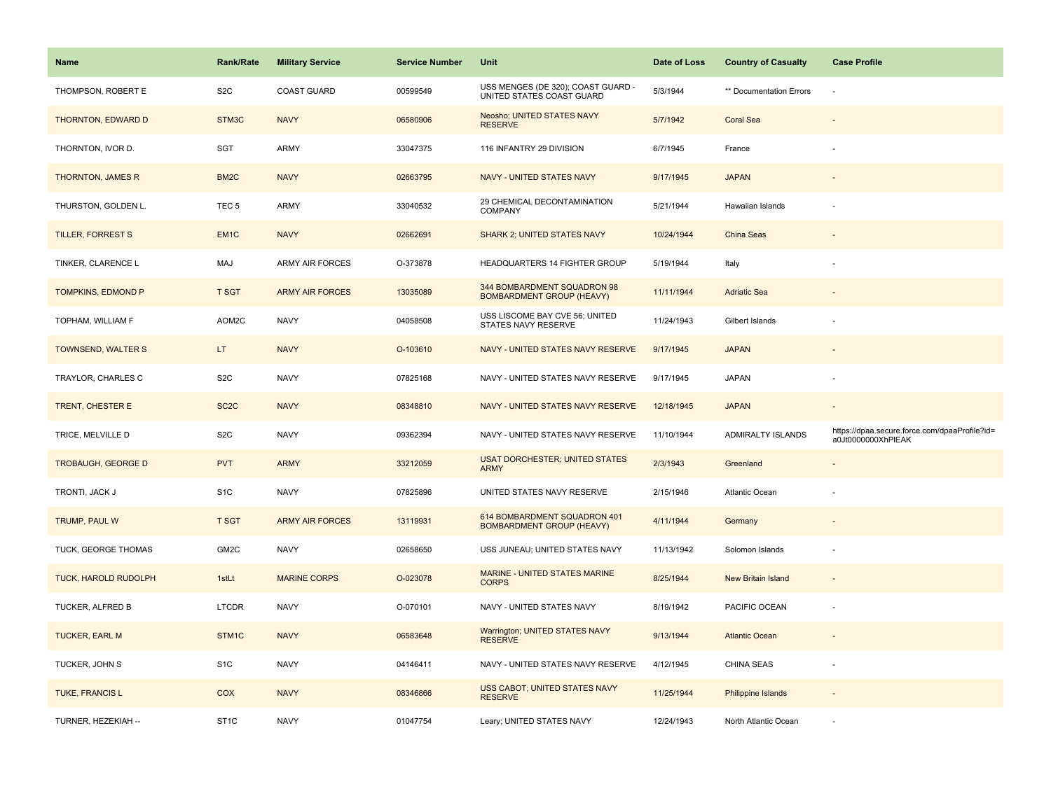| Name | Rank/Rate | Military Service | Service Number | Unit | Date of Loss | Country of Casualty | Case Profile |
|---|---|---|---|---|---|---|---|
| THOMPSON, ROBERT E | S2C | COAST GUARD | 00599549 | USS MENGES (DE 320); COAST GUARD - UNITED STATES COAST GUARD | 5/3/1944 | ** Documentation Errors | - |
| THORNTON, EDWARD D | STM3C | NAVY | 06580906 | Neosho; UNITED STATES NAVY RESERVE | 5/7/1942 | Coral Sea | - |
| THORNTON, IVOR D. | SGT | ARMY | 33047375 | 116 INFANTRY 29 DIVISION | 6/7/1945 | France | - |
| THORNTON, JAMES R | BM2C | NAVY | 02663795 | NAVY - UNITED STATES NAVY | 9/17/1945 | JAPAN | - |
| THURSTON, GOLDEN L. | TEC 5 | ARMY | 33040532 | 29 CHEMICAL DECONTAMINATION COMPANY | 5/21/1944 | Hawaiian Islands | - |
| TILLER, FORREST S | EM1C | NAVY | 02662691 | SHARK 2; UNITED STATES NAVY | 10/24/1944 | China Seas | - |
| TINKER, CLARENCE L | MAJ | ARMY AIR FORCES | O-373878 | HEADQUARTERS 14 FIGHTER GROUP | 5/19/1944 | Italy | - |
| TOMPKINS, EDMOND P | T SGT | ARMY AIR FORCES | 13035089 | 344 BOMBARDMENT SQUADRON 98 BOMBARDMENT GROUP (HEAVY) | 11/11/1944 | Adriatic Sea | - |
| TOPHAM, WILLIAM F | AOM2C | NAVY | 04058508 | USS LISCOME BAY CVE 56; UNITED STATES NAVY RESERVE | 11/24/1943 | Gilbert Islands | - |
| TOWNSEND, WALTER S | LT | NAVY | O-103610 | NAVY - UNITED STATES NAVY RESERVE | 9/17/1945 | JAPAN | - |
| TRAYLOR, CHARLES C | S2C | NAVY | 07825168 | NAVY - UNITED STATES NAVY RESERVE | 9/17/1945 | JAPAN | - |
| TRENT, CHESTER E | SC2C | NAVY | 08348810 | NAVY - UNITED STATES NAVY RESERVE | 12/18/1945 | JAPAN | - |
| TRICE, MELVILLE D | S2C | NAVY | 09362394 | NAVY - UNITED STATES NAVY RESERVE | 11/10/1944 | ADMIRALTY ISLANDS | https://dpaa.secure.force.com/dpaaProfile?id=a0Jt0000000XhPlEAK |
| TROBAUGH, GEORGE D | PVT | ARMY | 33212059 | USAT DORCHESTER; UNITED STATES ARMY | 2/3/1943 | Greenland | - |
| TRONTI, JACK J | S1C | NAVY | 07825896 | UNITED STATES NAVY RESERVE | 2/15/1946 | Atlantic Ocean | - |
| TRUMP, PAUL W | T SGT | ARMY AIR FORCES | 13119931 | 614 BOMBARDMENT SQUADRON 401 BOMBARDMENT GROUP (HEAVY) | 4/11/1944 | Germany | - |
| TUCK, GEORGE THOMAS | GM2C | NAVY | 02658650 | USS JUNEAU; UNITED STATES NAVY | 11/13/1942 | Solomon Islands | - |
| TUCK, HAROLD RUDOLPH | 1stLt | MARINE CORPS | O-023078 | MARINE - UNITED STATES MARINE CORPS | 8/25/1944 | New Britain Island | - |
| TUCKER, ALFRED B | LTCDR | NAVY | O-070101 | NAVY - UNITED STATES NAVY | 8/19/1942 | PACIFIC OCEAN | - |
| TUCKER, EARL M | STM1C | NAVY | 06583648 | Warrington; UNITED STATES NAVY RESERVE | 9/13/1944 | Atlantic Ocean | - |
| TUCKER, JOHN S | S1C | NAVY | 04146411 | NAVY - UNITED STATES NAVY RESERVE | 4/12/1945 | CHINA SEAS | - |
| TUKE, FRANCIS L | COX | NAVY | 08346866 | USS CABOT; UNITED STATES NAVY RESERVE | 11/25/1944 | Philippine Islands | - |
| TURNER, HEZEKIAH -- | ST1C | NAVY | 01047754 | Leary; UNITED STATES NAVY | 12/24/1943 | North Atlantic Ocean | - |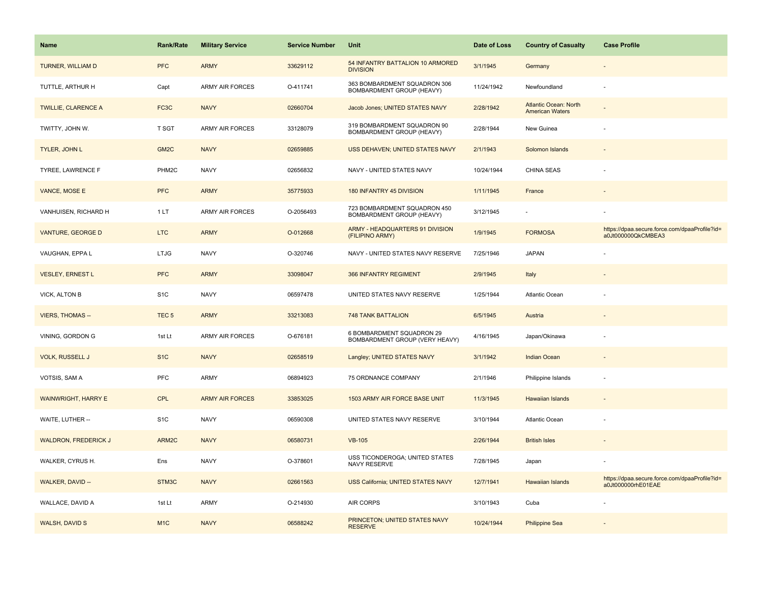| Name | Rank/Rate | Military Service | Service Number | Unit | Date of Loss | Country of Casualty | Case Profile |
|---|---|---|---|---|---|---|---|
| TURNER, WILLIAM D | PFC | ARMY | 33629112 | 54 INFANTRY BATTALION 10 ARMORED DIVISION | 3/1/1945 | Germany | - |
| TUTTLE, ARTHUR H | Capt | ARMY AIR FORCES | O-411741 | 363 BOMBARDMENT SQUADRON 306 BOMBARDMENT GROUP (HEAVY) | 11/24/1942 | Newfoundland | - |
| TWILLIE, CLARENCE A | FC3C | NAVY | 02660704 | Jacob Jones; UNITED STATES NAVY | 2/28/1942 | Atlantic Ocean: North American Waters | - |
| TWITTY, JOHN W. | T SGT | ARMY AIR FORCES | 33128079 | 319 BOMBARDMENT SQUADRON 90 BOMBARDMENT GROUP (HEAVY) | 2/28/1944 | New Guinea | - |
| TYLER, JOHN L | GM2C | NAVY | 02659885 | USS DEHAVEN; UNITED STATES NAVY | 2/1/1943 | Solomon Islands | - |
| TYREE, LAWRENCE F | PHM2C | NAVY | 02656832 | NAVY - UNITED STATES NAVY | 10/24/1944 | CHINA SEAS | - |
| VANCE, MOSE E | PFC | ARMY | 35775933 | 180 INFANTRY 45 DIVISION | 1/11/1945 | France | - |
| VANHUISEN, RICHARD H | 1 LT | ARMY AIR FORCES | O-2056493 | 723 BOMBARDMENT SQUADRON 450 BOMBARDMENT GROUP (HEAVY) | 3/12/1945 | - | - |
| VANTURE, GEORGE D | LTC | ARMY | O-012668 | ARMY - HEADQUARTERS 91 DIVISION (FILIPINO ARMY) | 1/9/1945 | FORMOSA | https://dpaa.secure.force.com/dpaaProfile?id=a0Jt000000QkCMBEA3 |
| VAUGHAN, EPPA L | LTJG | NAVY | O-320746 | NAVY - UNITED STATES NAVY RESERVE | 7/25/1946 | JAPAN | - |
| VESLEY, ERNEST L | PFC | ARMY | 33098047 | 366 INFANTRY REGIMENT | 2/9/1945 | Italy | - |
| VICK, ALTON B | S1C | NAVY | 06597478 | UNITED STATES NAVY RESERVE | 1/25/1944 | Atlantic Ocean | - |
| VIERS, THOMAS -- | TEC 5 | ARMY | 33213083 | 748 TANK BATTALION | 6/5/1945 | Austria | - |
| VINING, GORDON G | 1st Lt | ARMY AIR FORCES | O-676181 | 6 BOMBARDMENT SQUADRON 29 BOMBARDMENT GROUP (VERY HEAVY) | 4/16/1945 | Japan/Okinawa | - |
| VOLK, RUSSELL J | S1C | NAVY | 02658519 | Langley; UNITED STATES NAVY | 3/1/1942 | Indian Ocean | - |
| VOTSIS, SAM A | PFC | ARMY | 06894923 | 75 ORDNANCE COMPANY | 2/1/1946 | Philippine Islands | - |
| WAINWRIGHT, HARRY E | CPL | ARMY AIR FORCES | 33853025 | 1503 ARMY AIR FORCE BASE UNIT | 11/3/1945 | Hawaiian Islands | - |
| WAITE, LUTHER -- | S1C | NAVY | 06590308 | UNITED STATES NAVY RESERVE | 3/10/1944 | Atlantic Ocean | - |
| WALDRON, FREDERICK J | ARM2C | NAVY | 06580731 | VB-105 | 2/26/1944 | British Isles | - |
| WALKER, CYRUS H. | Ens | NAVY | O-378601 | USS TICONDEROGA; UNITED STATES NAVY RESERVE | 7/28/1945 | Japan | - |
| WALKER, DAVID -- | STM3C | NAVY | 02661563 | USS California; UNITED STATES NAVY | 12/7/1941 | Hawaiian Islands | https://dpaa.secure.force.com/dpaaProfile?id=a0Jt000000rhE01EAE |
| WALLACE, DAVID A | 1st Lt | ARMY | O-214930 | AIR CORPS | 3/10/1943 | Cuba | - |
| WALSH, DAVID S | M1C | NAVY | 06588242 | PRINCETON; UNITED STATES NAVY RESERVE | 10/24/1944 | Philippine Sea | - |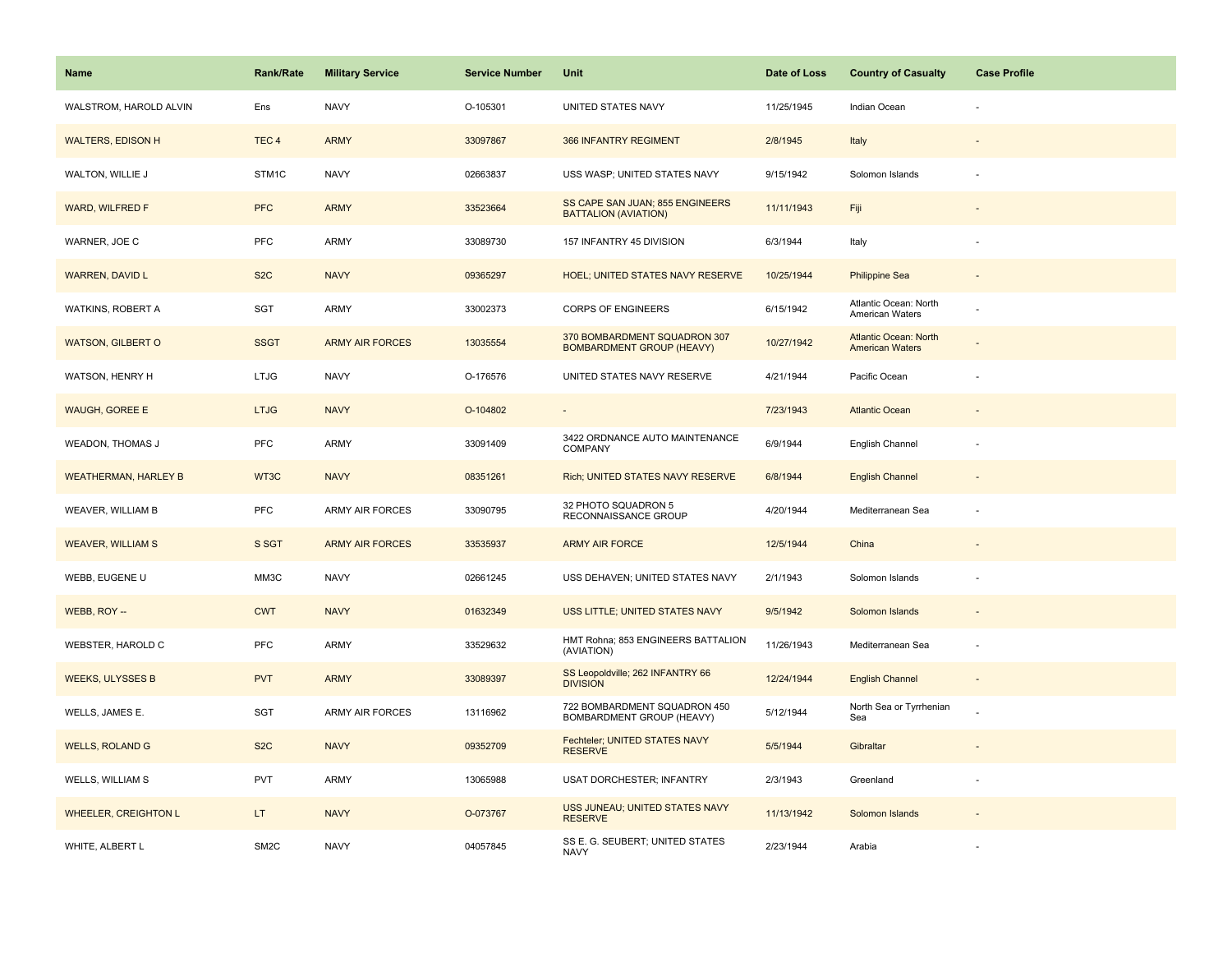| Name | Rank/Rate | Military Service | Service Number | Unit | Date of Loss | Country of Casualty | Case Profile |
| --- | --- | --- | --- | --- | --- | --- | --- |
| WALSTROM, HAROLD ALVIN | Ens | NAVY | O-105301 | UNITED STATES NAVY | 11/25/1945 | Indian Ocean | - |
| WALTERS, EDISON H | TEC 4 | ARMY | 33097867 | 366 INFANTRY REGIMENT | 2/8/1945 | Italy | - |
| WALTON, WILLIE J | STM1C | NAVY | 02663837 | USS WASP; UNITED STATES NAVY | 9/15/1942 | Solomon Islands | - |
| WARD, WILFRED F | PFC | ARMY | 33523664 | SS CAPE SAN JUAN; 855 ENGINEERS BATTALION (AVIATION) | 11/11/1943 | Fiji | - |
| WARNER, JOE C | PFC | ARMY | 33089730 | 157 INFANTRY 45 DIVISION | 6/3/1944 | Italy | - |
| WARREN, DAVID L | S2C | NAVY | 09365297 | HOEL; UNITED STATES NAVY RESERVE | 10/25/1944 | Philippine Sea | - |
| WATKINS, ROBERT A | SGT | ARMY | 33002373 | CORPS OF ENGINEERS | 6/15/1942 | Atlantic Ocean: North American Waters | - |
| WATSON, GILBERT O | SSGT | ARMY AIR FORCES | 13035554 | 370 BOMBARDMENT SQUADRON 307 BOMBARDMENT GROUP (HEAVY) | 10/27/1942 | Atlantic Ocean: North American Waters | - |
| WATSON, HENRY H | LTJG | NAVY | O-176576 | UNITED STATES NAVY RESERVE | 4/21/1944 | Pacific Ocean | - |
| WAUGH, GOREE E | LTJG | NAVY | O-104802 | - | 7/23/1943 | Atlantic Ocean | - |
| WEADON, THOMAS J | PFC | ARMY | 33091409 | 3422 ORDNANCE AUTO MAINTENANCE COMPANY | 6/9/1944 | English Channel | - |
| WEATHERMAN, HARLEY B | WT3C | NAVY | 08351261 | Rich; UNITED STATES NAVY RESERVE | 6/8/1944 | English Channel | - |
| WEAVER, WILLIAM B | PFC | ARMY AIR FORCES | 33090795 | 32 PHOTO SQUADRON 5 RECONNAISSANCE GROUP | 4/20/1944 | Mediterranean Sea | - |
| WEAVER, WILLIAM S | S SGT | ARMY AIR FORCES | 33535937 | ARMY AIR FORCE | 12/5/1944 | China | - |
| WEBB, EUGENE U | MM3C | NAVY | 02661245 | USS DEHAVEN; UNITED STATES NAVY | 2/1/1943 | Solomon Islands | - |
| WEBB, ROY -- | CWT | NAVY | 01632349 | USS LITTLE; UNITED STATES NAVY | 9/5/1942 | Solomon Islands | - |
| WEBSTER, HAROLD C | PFC | ARMY | 33529632 | HMT Rohna; 853 ENGINEERS BATTALION (AVIATION) | 11/26/1943 | Mediterranean Sea | - |
| WEEKS, ULYSSES B | PVT | ARMY | 33089397 | SS Leopoldville; 262 INFANTRY 66 DIVISION | 12/24/1944 | English Channel | - |
| WELLS, JAMES E. | SGT | ARMY AIR FORCES | 13116962 | 722 BOMBARDMENT SQUADRON 450 BOMBARDMENT GROUP (HEAVY) | 5/12/1944 | North Sea or Tyrrhenian Sea | - |
| WELLS, ROLAND G | S2C | NAVY | 09352709 | Fechteler; UNITED STATES NAVY RESERVE | 5/5/1944 | Gibraltar | - |
| WELLS, WILLIAM S | PVT | ARMY | 13065988 | USAT DORCHESTER; INFANTRY | 2/3/1943 | Greenland | - |
| WHEELER, CREIGHTON L | LT | NAVY | O-073767 | USS JUNEAU; UNITED STATES NAVY RESERVE | 11/13/1942 | Solomon Islands | - |
| WHITE, ALBERT L | SM2C | NAVY | 04057845 | SS E. G. SEUBERT; UNITED STATES NAVY | 2/23/1944 | Arabia | - |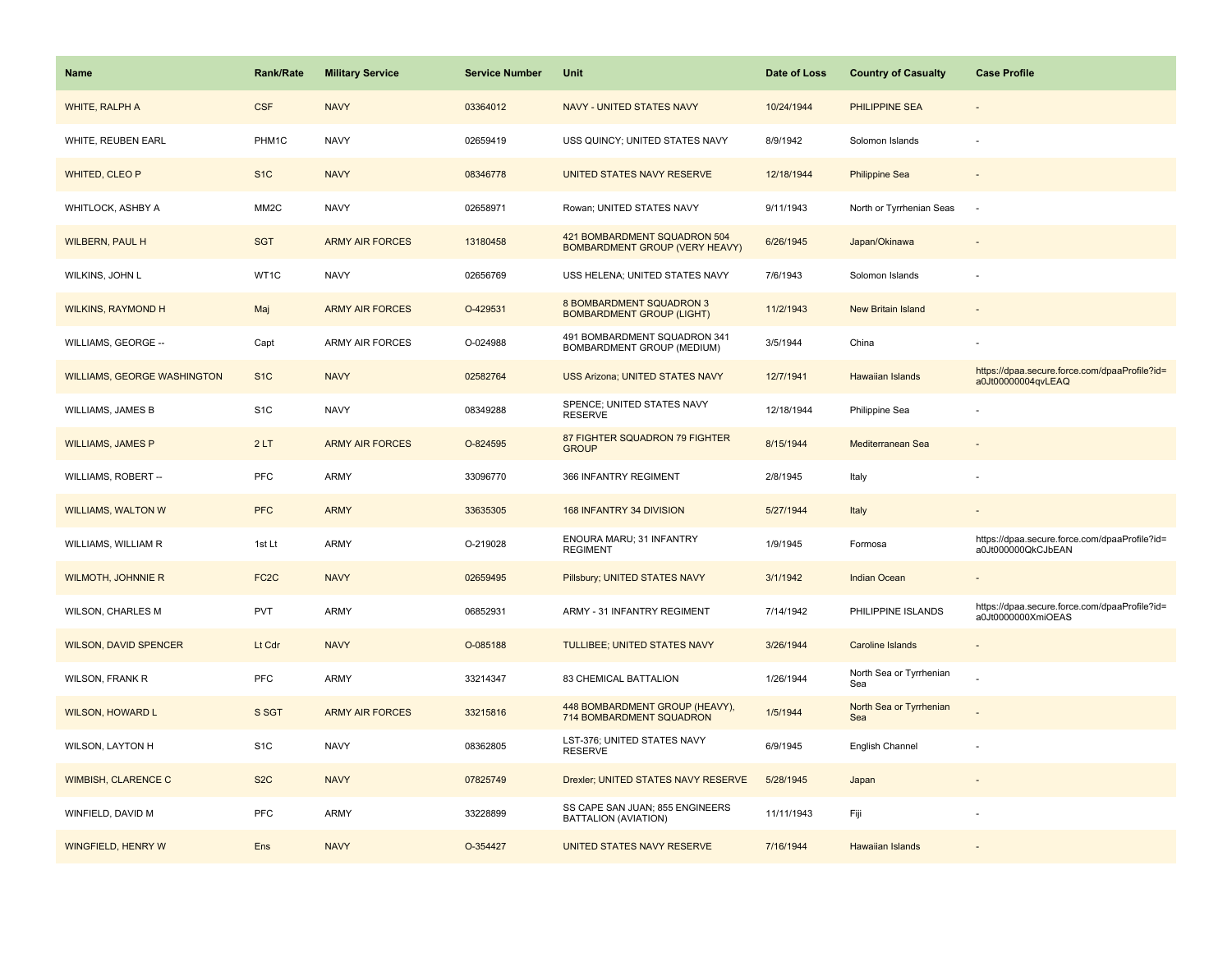| Name | Rank/Rate | Military Service | Service Number | Unit | Date of Loss | Country of Casualty | Case Profile |
|---|---|---|---|---|---|---|---|
| WHITE, RALPH A | CSF | NAVY | 03364012 | NAVY - UNITED STATES NAVY | 10/24/1944 | PHILIPPINE SEA | - |
| WHITE, REUBEN EARL | PHM1C | NAVY | 02659419 | USS QUINCY; UNITED STATES NAVY | 8/9/1942 | Solomon Islands | - |
| WHITED, CLEO P | S1C | NAVY | 08346778 | UNITED STATES NAVY RESERVE | 12/18/1944 | Philippine Sea | - |
| WHITLOCK, ASHBY A | MM2C | NAVY | 02658971 | Rowan; UNITED STATES NAVY | 9/11/1943 | North or Tyrrhenian Seas | - |
| WILBERN, PAUL H | SGT | ARMY AIR FORCES | 13180458 | 421 BOMBARDMENT SQUADRON 504 BOMBARDMENT GROUP (VERY HEAVY) | 6/26/1945 | Japan/Okinawa | - |
| WILKINS, JOHN L | WT1C | NAVY | 02656769 | USS HELENA; UNITED STATES NAVY | 7/6/1943 | Solomon Islands | - |
| WILKINS, RAYMOND H | Maj | ARMY AIR FORCES | O-429531 | 8 BOMBARDMENT SQUADRON 3 BOMBARDMENT GROUP (LIGHT) | 11/2/1943 | New Britain Island | - |
| WILLIAMS, GEORGE -- | Capt | ARMY AIR FORCES | O-024988 | 491 BOMBARDMENT SQUADRON 341 BOMBARDMENT GROUP (MEDIUM) | 3/5/1944 | China | - |
| WILLIAMS, GEORGE WASHINGTON | S1C | NAVY | 02582764 | USS Arizona; UNITED STATES NAVY | 12/7/1941 | Hawaiian Islands | https://dpaa.secure.force.com/dpaaProfile?id=a0Jt00000004qvLEAQ |
| WILLIAMS, JAMES B | S1C | NAVY | 08349288 | SPENCE; UNITED STATES NAVY RESERVE | 12/18/1944 | Philippine Sea | - |
| WILLIAMS, JAMES P | 2 LT | ARMY AIR FORCES | O-824595 | 87 FIGHTER SQUADRON 79 FIGHTER GROUP | 8/15/1944 | Mediterranean Sea | - |
| WILLIAMS, ROBERT -- | PFC | ARMY | 33096770 | 366 INFANTRY REGIMENT | 2/8/1945 | Italy | - |
| WILLIAMS, WALTON W | PFC | ARMY | 33635305 | 168 INFANTRY 34 DIVISION | 5/27/1944 | Italy | - |
| WILLIAMS, WILLIAM R | 1st Lt | ARMY | O-219028 | ENOURA MARU; 31 INFANTRY REGIMENT | 1/9/1945 | Formosa | https://dpaa.secure.force.com/dpaaProfile?id=a0Jt000000QkCJbEAN |
| WILMOTH, JOHNNIE R | FC2C | NAVY | 02659495 | Pillsbury; UNITED STATES NAVY | 3/1/1942 | Indian Ocean | - |
| WILSON, CHARLES M | PVT | ARMY | 06852931 | ARMY - 31 INFANTRY REGIMENT | 7/14/1942 | PHILIPPINE ISLANDS | https://dpaa.secure.force.com/dpaaProfile?id=a0Jt0000000XmiOEAS |
| WILSON, DAVID SPENCER | Lt Cdr | NAVY | O-085188 | TULLIBEE; UNITED STATES NAVY | 3/26/1944 | Caroline Islands | - |
| WILSON, FRANK R | PFC | ARMY | 33214347 | 83 CHEMICAL BATTALION | 1/26/1944 | North Sea or Tyrrhenian Sea | - |
| WILSON, HOWARD L | S SGT | ARMY AIR FORCES | 33215816 | 448 BOMBARDMENT GROUP (HEAVY), 714 BOMBARDMENT SQUADRON | 1/5/1944 | North Sea or Tyrrhenian Sea | - |
| WILSON, LAYTON H | S1C | NAVY | 08362805 | LST-376; UNITED STATES NAVY RESERVE | 6/9/1945 | English Channel | - |
| WIMBISH, CLARENCE C | S2C | NAVY | 07825749 | Drexler; UNITED STATES NAVY RESERVE | 5/28/1945 | Japan | - |
| WINFIELD, DAVID M | PFC | ARMY | 33228899 | SS CAPE SAN JUAN; 855 ENGINEERS BATTALION (AVIATION) | 11/11/1943 | Fiji | - |
| WINGFIELD, HENRY W | Ens | NAVY | O-354427 | UNITED STATES NAVY RESERVE | 7/16/1944 | Hawaiian Islands | - |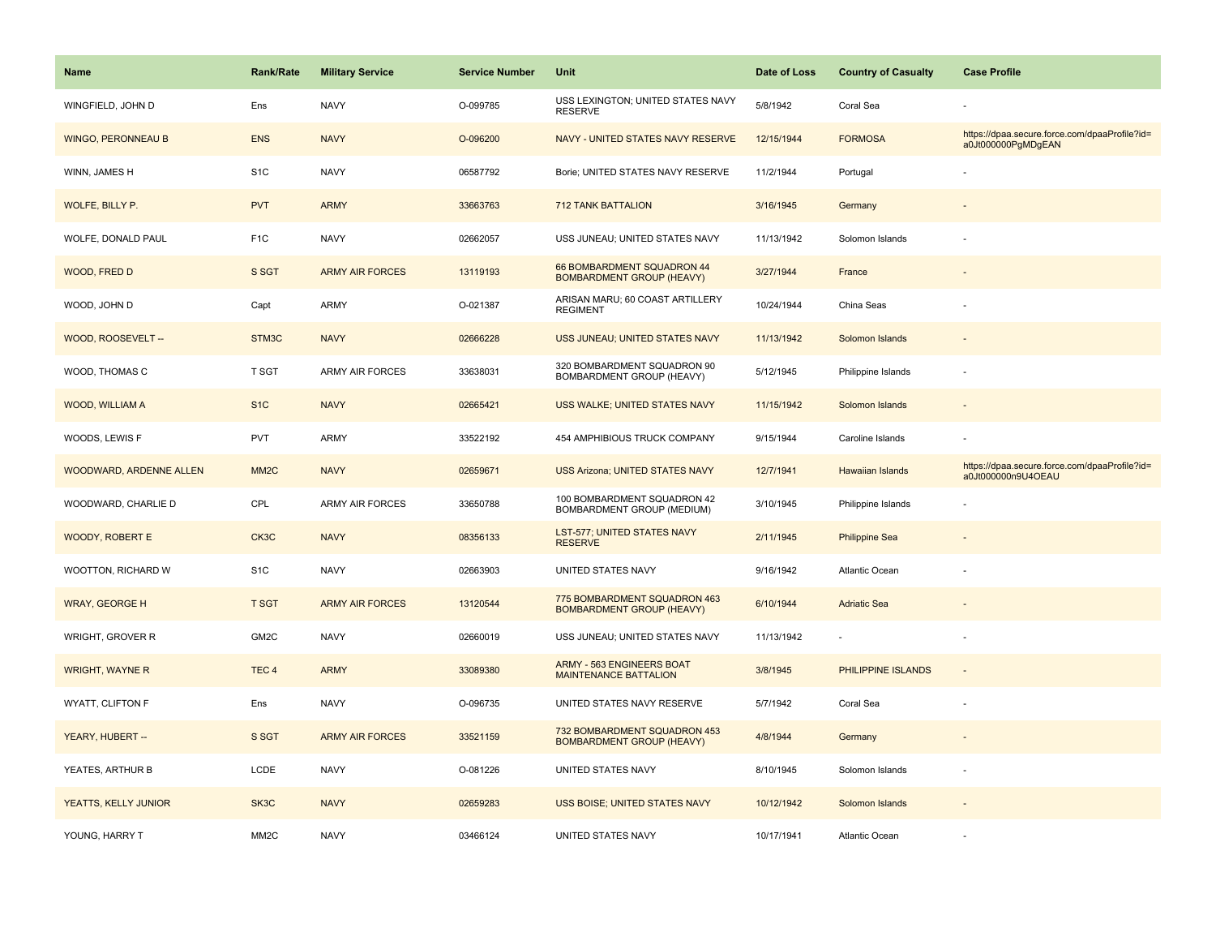| Name | Rank/Rate | Military Service | Service Number | Unit | Date of Loss | Country of Casualty | Case Profile |
|---|---|---|---|---|---|---|---|
| WINGFIELD, JOHN D | Ens | NAVY | O-099785 | USS LEXINGTON; UNITED STATES NAVY RESERVE | 5/8/1942 | Coral Sea | - |
| WINGO, PERONNEAU B | ENS | NAVY | O-096200 | NAVY - UNITED STATES NAVY RESERVE | 12/15/1944 | FORMOSA | https://dpaa.secure.force.com/dpaaProfile?id=a0Jt000000PgMDgEAN |
| WINN, JAMES H | S1C | NAVY | 06587792 | Borie; UNITED STATES NAVY RESERVE | 11/2/1944 | Portugal | - |
| WOLFE, BILLY P. | PVT | ARMY | 33663763 | 712 TANK BATTALION | 3/16/1945 | Germany | - |
| WOLFE, DONALD PAUL | F1C | NAVY | 02662057 | USS JUNEAU; UNITED STATES NAVY | 11/13/1942 | Solomon Islands | - |
| WOOD, FRED D | S SGT | ARMY AIR FORCES | 13119193 | 66 BOMBARDMENT SQUADRON 44 BOMBARDMENT GROUP (HEAVY) | 3/27/1944 | France | - |
| WOOD, JOHN D | Capt | ARMY | O-021387 | ARISAN MARU; 60 COAST ARTILLERY REGIMENT | 10/24/1944 | China Seas | - |
| WOOD, ROOSEVELT -- | STM3C | NAVY | 02666228 | USS JUNEAU; UNITED STATES NAVY | 11/13/1942 | Solomon Islands | - |
| WOOD, THOMAS C | T SGT | ARMY AIR FORCES | 33638031 | 320 BOMBARDMENT SQUADRON 90 BOMBARDMENT GROUP (HEAVY) | 5/12/1945 | Philippine Islands | - |
| WOOD, WILLIAM A | S1C | NAVY | 02665421 | USS WALKE; UNITED STATES NAVY | 11/15/1942 | Solomon Islands | - |
| WOODS, LEWIS F | PVT | ARMY | 33522192 | 454 AMPHIBIOUS TRUCK COMPANY | 9/15/1944 | Caroline Islands | - |
| WOODWARD, ARDENNE ALLEN | MM2C | NAVY | 02659671 | USS Arizona; UNITED STATES NAVY | 12/7/1941 | Hawaiian Islands | https://dpaa.secure.force.com/dpaaProfile?id=a0Jt000000n9U4OEAU |
| WOODWARD, CHARLIE D | CPL | ARMY AIR FORCES | 33650788 | 100 BOMBARDMENT SQUADRON 42 BOMBARDMENT GROUP (MEDIUM) | 3/10/1945 | Philippine Islands | - |
| WOODY, ROBERT E | CK3C | NAVY | 08356133 | LST-577; UNITED STATES NAVY RESERVE | 2/11/1945 | Philippine Sea | - |
| WOOTTON, RICHARD W | S1C | NAVY | 02663903 | UNITED STATES NAVY | 9/16/1942 | Atlantic Ocean | - |
| WRAY, GEORGE H | T SGT | ARMY AIR FORCES | 13120544 | 775 BOMBARDMENT SQUADRON 463 BOMBARDMENT GROUP (HEAVY) | 6/10/1944 | Adriatic Sea | - |
| WRIGHT, GROVER R | GM2C | NAVY | 02660019 | USS JUNEAU; UNITED STATES NAVY | 11/13/1942 | - | - |
| WRIGHT, WAYNE R | TEC 4 | ARMY | 33089380 | ARMY - 563 ENGINEERS BOAT MAINTENANCE BATTALION | 3/8/1945 | PHILIPPINE ISLANDS | - |
| WYATT, CLIFTON F | Ens | NAVY | O-096735 | UNITED STATES NAVY RESERVE | 5/7/1942 | Coral Sea | - |
| YEARY, HUBERT -- | S SGT | ARMY AIR FORCES | 33521159 | 732 BOMBARDMENT SQUADRON 453 BOMBARDMENT GROUP (HEAVY) | 4/8/1944 | Germany | - |
| YEATES, ARTHUR B | LCDE | NAVY | O-081226 | UNITED STATES NAVY | 8/10/1945 | Solomon Islands | - |
| YEATTS, KELLY JUNIOR | SK3C | NAVY | 02659283 | USS BOISE; UNITED STATES NAVY | 10/12/1942 | Solomon Islands | - |
| YOUNG, HARRY T | MM2C | NAVY | 03466124 | UNITED STATES NAVY | 10/17/1941 | Atlantic Ocean | - |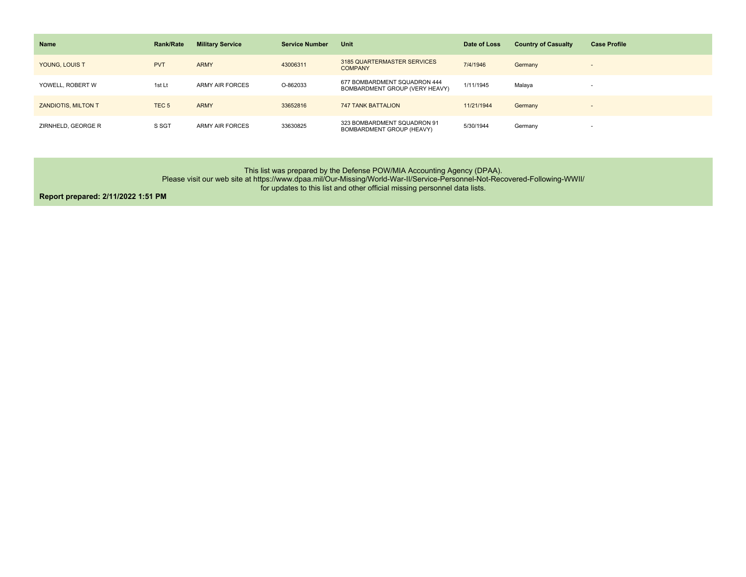| Name | Rank/Rate | Military Service | Service Number | Unit | Date of Loss | Country of Casualty | Case Profile |
|---|---|---|---|---|---|---|---|
| YOUNG, LOUIS T | PVT | ARMY | 43006311 | 3185 QUARTERMASTER SERVICES COMPANY | 7/4/1946 | Germany | - |
| YOWELL, ROBERT W | 1st Lt | ARMY AIR FORCES | O-862033 | 677 BOMBARDMENT SQUADRON 444 BOMBARDMENT GROUP (VERY HEAVY) | 1/11/1945 | Malaya | - |
| ZANDIOTIS, MILTON T | TEC 5 | ARMY | 33652816 | 747 TANK BATTALION | 11/21/1944 | Germany | - |
| ZIRNHELD, GEORGE R | S SGT | ARMY AIR FORCES | 33630825 | 323 BOMBARDMENT SQUADRON 91 BOMBARDMENT GROUP (HEAVY) | 5/30/1944 | Germany | - |

This list was prepared by the Defense POW/MIA Accounting Agency (DPAA).
Please visit our web site at https://www.dpaa.mil/Our-Missing/World-War-II/Service-Personnel-Not-Recovered-Following-WWII/
for updates to this list and other official missing personnel data lists.

**Report prepared: 2/11/2022 1:51 PM**